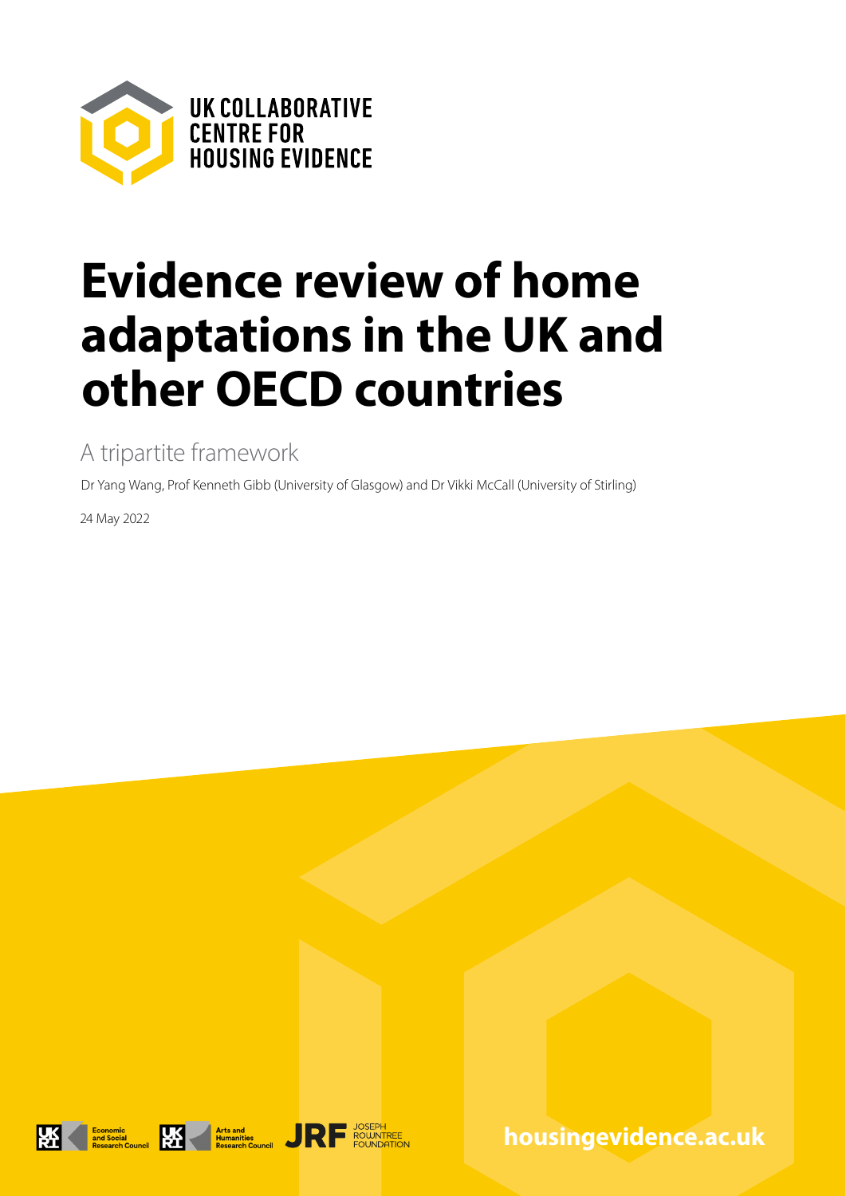UK COLLABORATIVE CENTRE FOR HOUSING EVIDENCE

# Evidence review of home adaptations in the UK and other OECD countries

## A tripartite framework

Dr Yang Wang, Prof Kenneth Gibb (University of Glasgow) and Dr Vikki McCall (University of Stirling)

24 May 2022

Economic and Social Research Council | Arts and Humanities Research Council | JRF Joseph Rowntree Foundation

housingevidence.ac.uk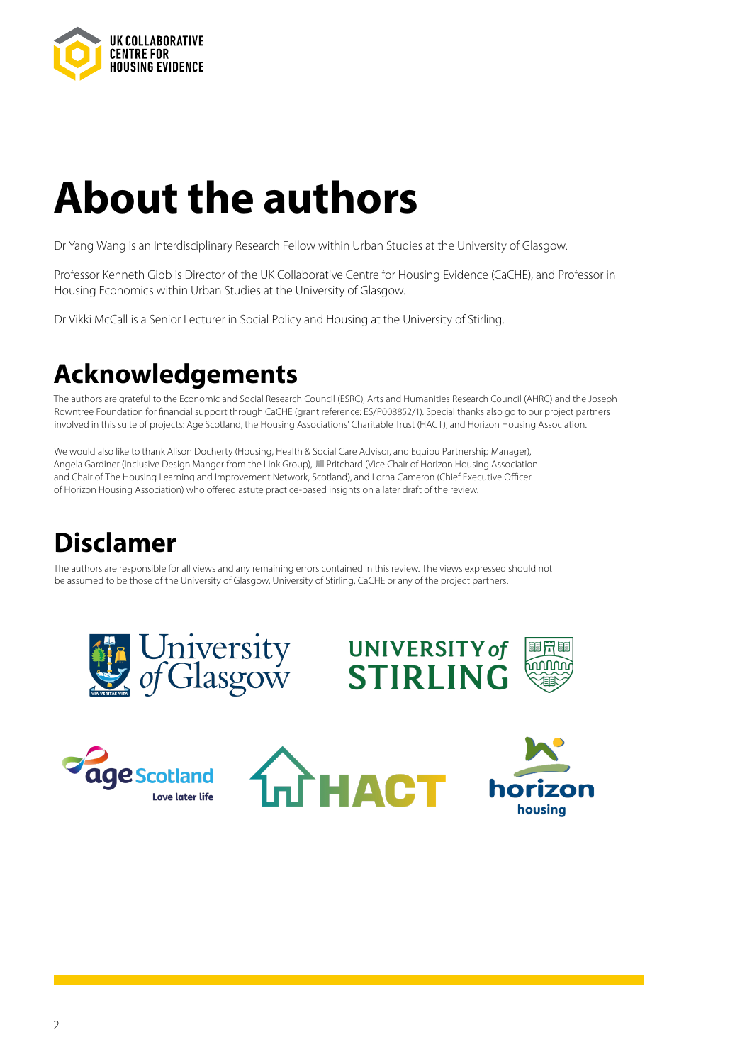# About the authors

Dr Yang Wang is an Interdisciplinary Research Fellow within Urban Studies at the University of Glasgow.

Professor Kenneth Gibb is Director of the UK Collaborative Centre for Housing Evidence (CaCHE), and Professor in Housing Economics within Urban Studies at the University of Glasgow.

Dr Vikki McCall is a Senior Lecturer in Social Policy and Housing at the University of Stirling.

## Acknowledgements

The authors are grateful to the Economic and Social Research Council (ESRC), Arts and Humanities Research Council (AHRC) and the Joseph Rowntree Foundation for financial support through CaCHE (grant reference: ES/P008852/1). Special thanks also go to our project partners involved in this suite of projects: Age Scotland, the Housing Associations' Charitable Trust (HACT), and Horizon Housing Association.

We would also like to thank Alison Docherty (Housing, Health & Social Care Advisor, and Equipu Partnership Manager), Angela Gardiner (Inclusive Design Manger from the Link Group), Jill Pritchard (Vice Chair of Horizon Housing Association and Chair of The Housing Learning and Improvement Network, Scotland), and Lorna Cameron (Chief Executive Officer of Horizon Housing Association) who offered astute practice-based insights on a later draft of the review.

## Disclamer

The authors are responsible for all views and any remaining errors contained in this review. The views expressed should not be assumed to be those of the University of Glasgow, University of Stirling, CaCHE or any of the project partners.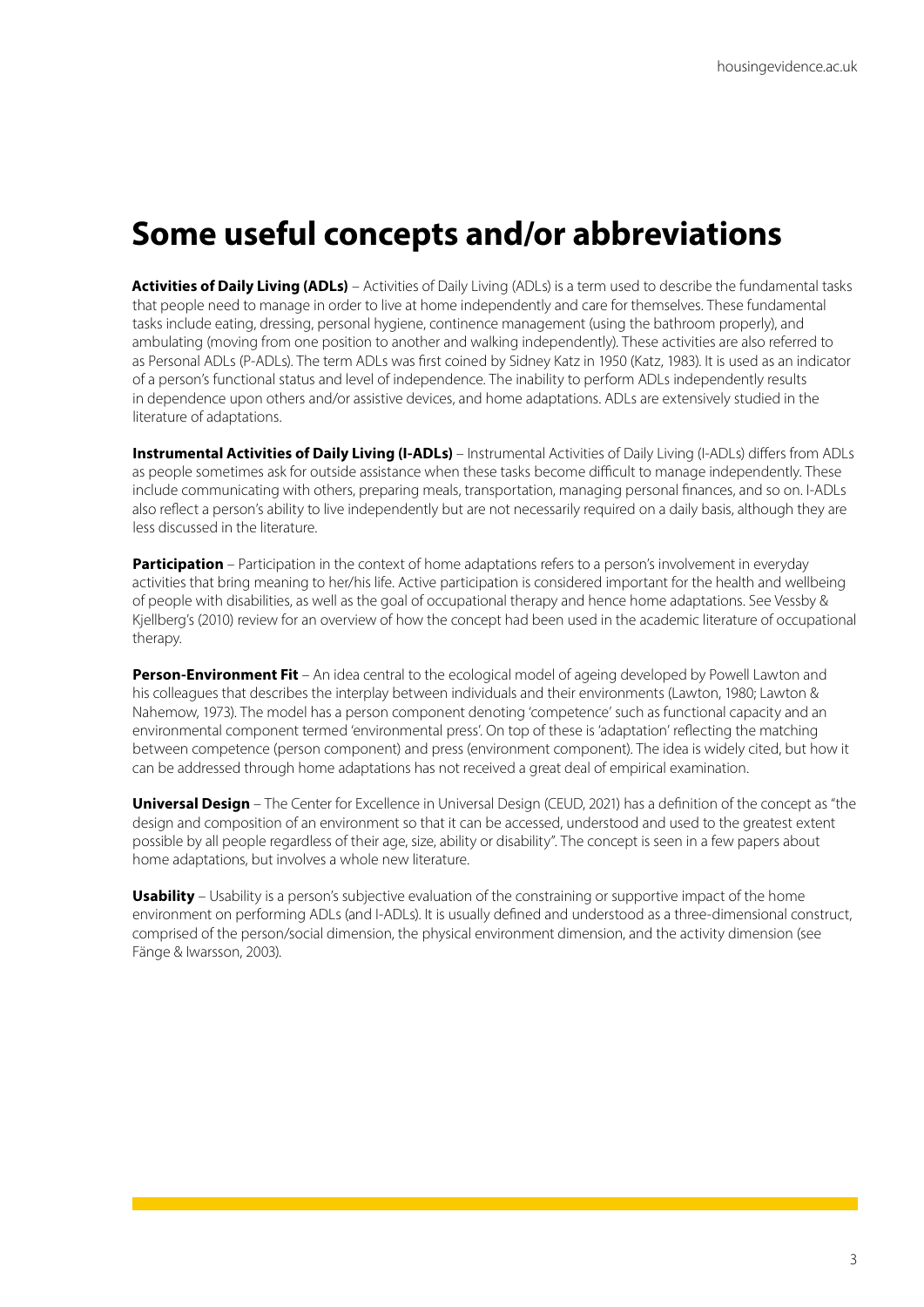# Some useful concepts and/or abbreviations

**Activities of Daily Living (ADLs)** – Activities of Daily Living (ADLs) is a term used to describe the fundamental tasks that people need to manage in order to live at home independently and care for themselves. These fundamental tasks include eating, dressing, personal hygiene, continence management (using the bathroom properly), and ambulating (moving from one position to another and walking independently). These activities are also referred to as Personal ADLs (P-ADLs). The term ADLs was first coined by Sidney Katz in 1950 (Katz, 1983). It is used as an indicator of a person's functional status and level of independence. The inability to perform ADLs independently results in dependence upon others and/or assistive devices, and home adaptations. ADLs are extensively studied in the literature of adaptations.

**Instrumental Activities of Daily Living (I-ADLs)** – Instrumental Activities of Daily Living (I-ADLs) differs from ADLs as people sometimes ask for outside assistance when these tasks become difficult to manage independently. These include communicating with others, preparing meals, transportation, managing personal finances, and so on. I-ADLs also reflect a person's ability to live independently but are not necessarily required on a daily basis, although they are less discussed in the literature.

**Participation** – Participation in the context of home adaptations refers to a person's involvement in everyday activities that bring meaning to her/his life. Active participation is considered important for the health and wellbeing of people with disabilities, as well as the goal of occupational therapy and hence home adaptations. See Vessby & Kjellberg's (2010) review for an overview of how the concept had been used in the academic literature of occupational therapy.

**Person-Environment Fit** – An idea central to the ecological model of ageing developed by Powell Lawton and his colleagues that describes the interplay between individuals and their environments (Lawton, 1980; Lawton & Nahemow, 1973). The model has a person component denoting 'competence' such as functional capacity and an environmental component termed 'environmental press'. On top of these is 'adaptation' reflecting the matching between competence (person component) and press (environment component). The idea is widely cited, but how it can be addressed through home adaptations has not received a great deal of empirical examination.

**Universal Design** – The Center for Excellence in Universal Design (CEUD, 2021) has a definition of the concept as "the design and composition of an environment so that it can be accessed, understood and used to the greatest extent possible by all people regardless of their age, size, ability or disability". The concept is seen in a few papers about home adaptations, but involves a whole new literature.

**Usability** – Usability is a person's subjective evaluation of the constraining or supportive impact of the home environment on performing ADLs (and I-ADLs). It is usually defined and understood as a three-dimensional construct, comprised of the person/social dimension, the physical environment dimension, and the activity dimension (see Fänge & Iwarsson, 2003).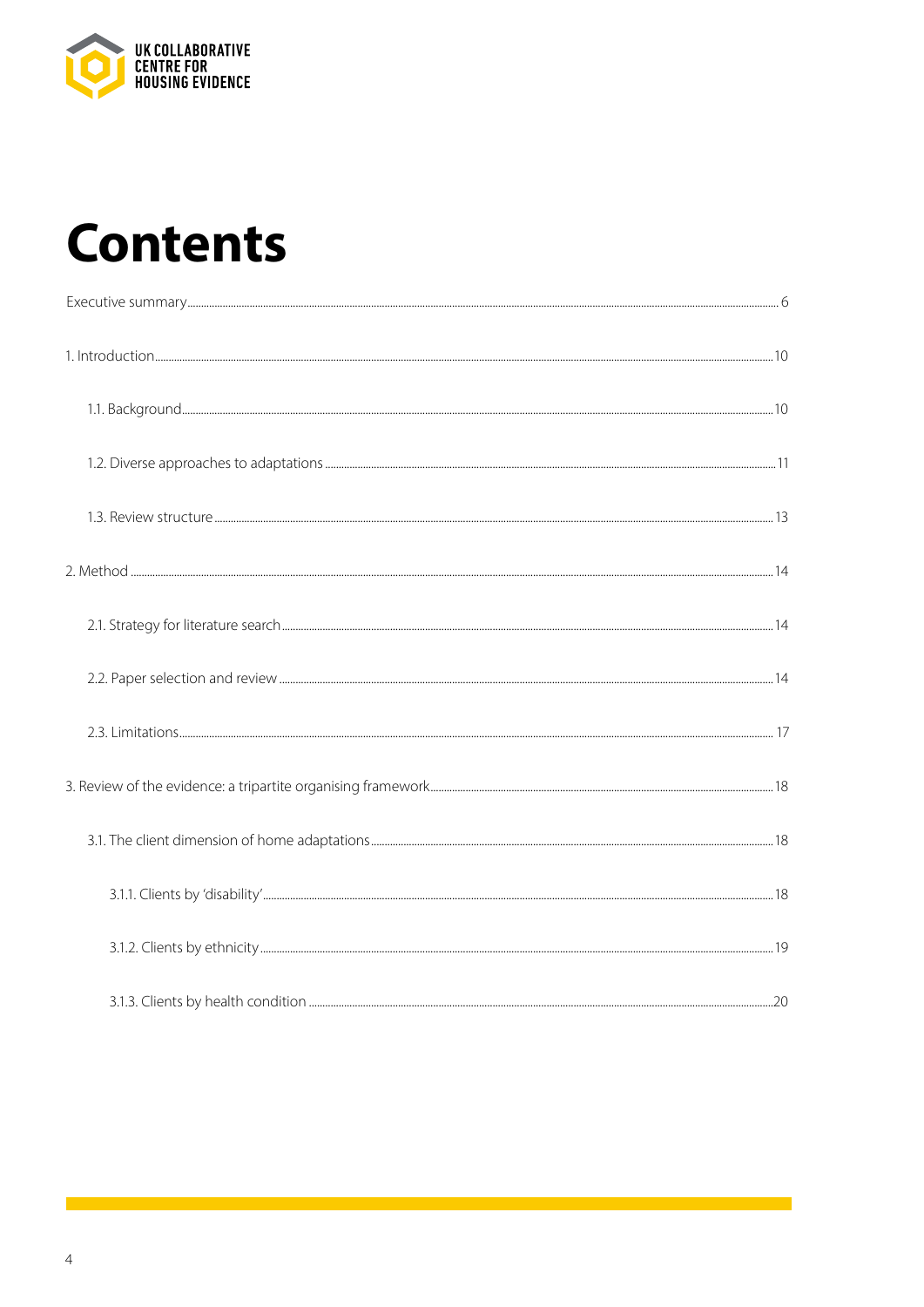# Contents

Executive summary ... 6

1. Introduction ... 10

    1.1. Background ... 10

    1.2. Diverse approaches to adaptations ... 11

    1.3. Review structure ... 13

2. Method ... 14

    2.1. Strategy for literature search ... 14

    2.2. Paper selection and review ... 14

    2.3. Limitations ... 17

3. Review of the evidence: a tripartite organising framework ... 18

    3.1. The client dimension of home adaptations ... 18

        3.1.1. Clients by 'disability' ... 18

        3.1.2. Clients by ethnicity ... 19

        3.1.3. Clients by health condition ... 20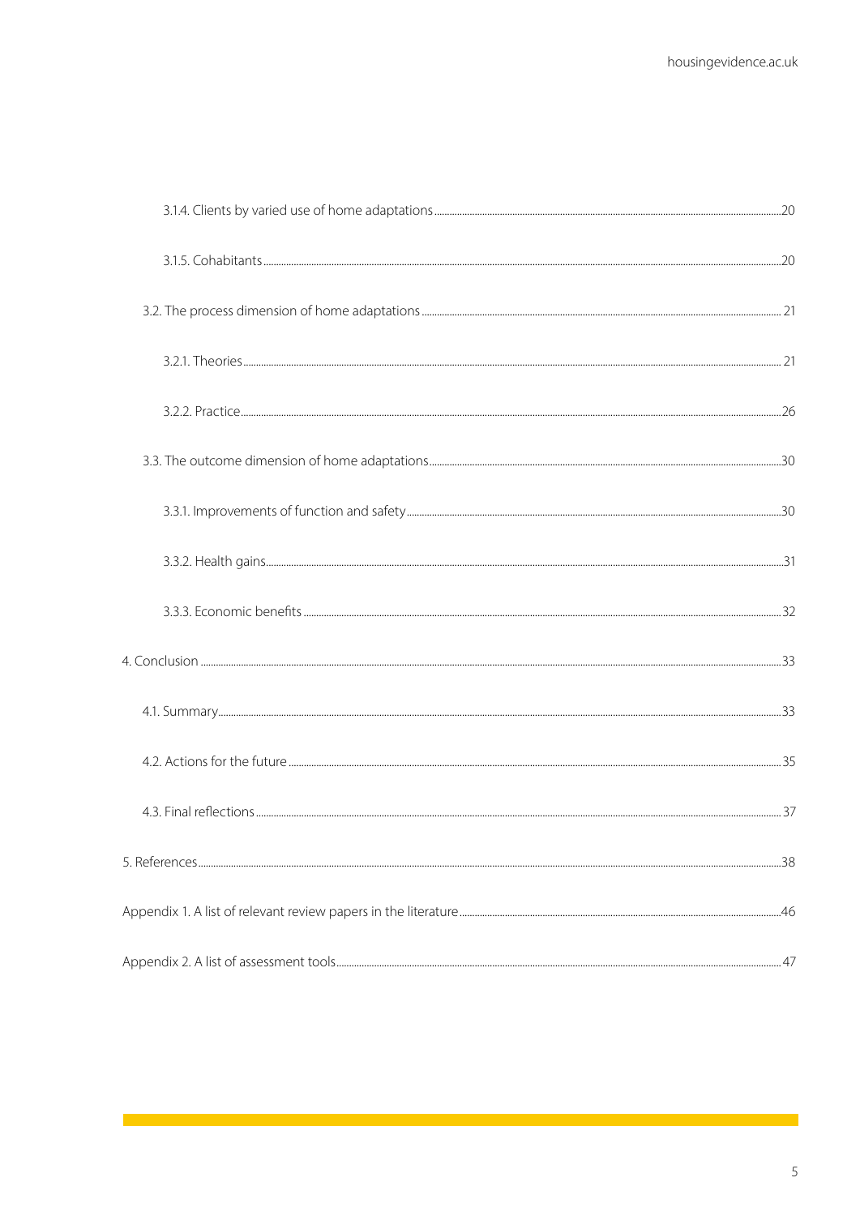3.1.4. Clients by varied use of home adaptations ..... 20

3.1.5. Cohabitants ..... 20

3.2. The process dimension of home adaptations ..... 21

3.2.1. Theories ..... 21

3.2.2. Practice ..... 26

3.3. The outcome dimension of home adaptations ..... 30

3.3.1. Improvements of function and safety ..... 30

3.3.2. Health gains ..... 31

3.3.3. Economic benefits ..... 32

4. Conclusion ..... 33

4.1. Summary ..... 33

4.2. Actions for the future ..... 35

4.3. Final reflections ..... 37

5. References ..... 38

Appendix 1. A list of relevant review papers in the literature ..... 46

Appendix 2. A list of assessment tools ..... 47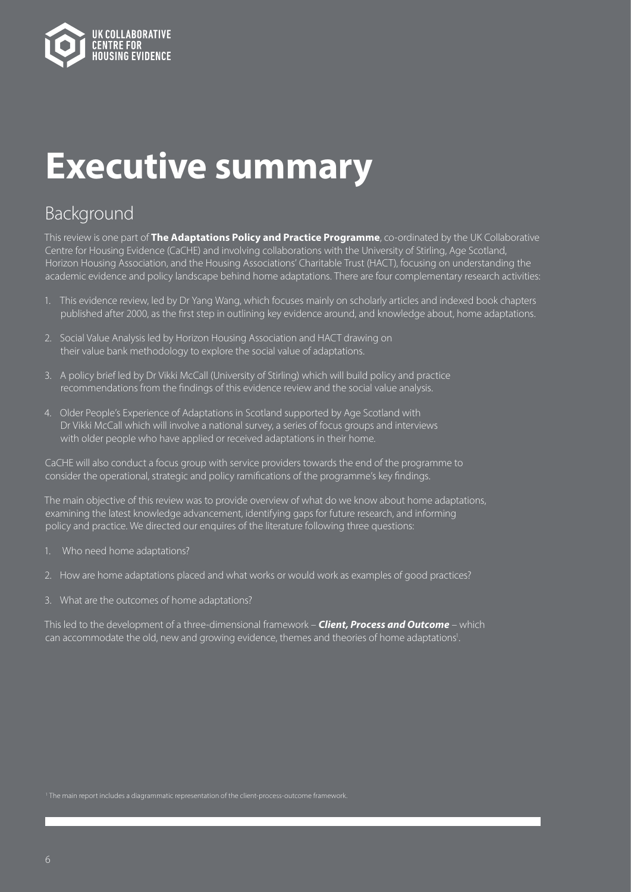# Executive summary

## Background

This review is one part of **The Adaptations Policy and Practice Programme**, co-ordinated by the UK Collaborative Centre for Housing Evidence (CaCHE) and involving collaborations with the University of Stirling, Age Scotland, Horizon Housing Association, and the Housing Associations' Charitable Trust (HACT), focusing on understanding the academic evidence and policy landscape behind home adaptations. There are four complementary research activities:

1. This evidence review, led by Dr Yang Wang, which focuses mainly on scholarly articles and indexed book chapters published after 2000, as the first step in outlining key evidence around, and knowledge about, home adaptations.
2. Social Value Analysis led by Horizon Housing Association and HACT drawing on their value bank methodology to explore the social value of adaptations.
3. A policy brief led by Dr Vikki McCall (University of Stirling) which will build policy and practice recommendations from the findings of this evidence review and the social value analysis.
4. Older People's Experience of Adaptations in Scotland supported by Age Scotland with Dr Vikki McCall which will involve a national survey, a series of focus groups and interviews with older people who have applied or received adaptations in their home.

CaCHE will also conduct a focus group with service providers towards the end of the programme to consider the operational, strategic and policy ramifications of the programme's key findings.

The main objective of this review was to provide overview of what do we know about home adaptations, examining the latest knowledge advancement, identifying gaps for future research, and informing policy and practice. We directed our enquires of the literature following three questions:

1. Who need home adaptations?
2. How are home adaptations placed and what works or would work as examples of good practices?
3. What are the outcomes of home adaptations?

This led to the development of a three-dimensional framework – ***Client, Process and Outcome*** – which can accommodate the old, new and growing evidence, themes and theories of home adaptations[1].

[1] The main report includes a diagrammatic representation of the client-process-outcome framework.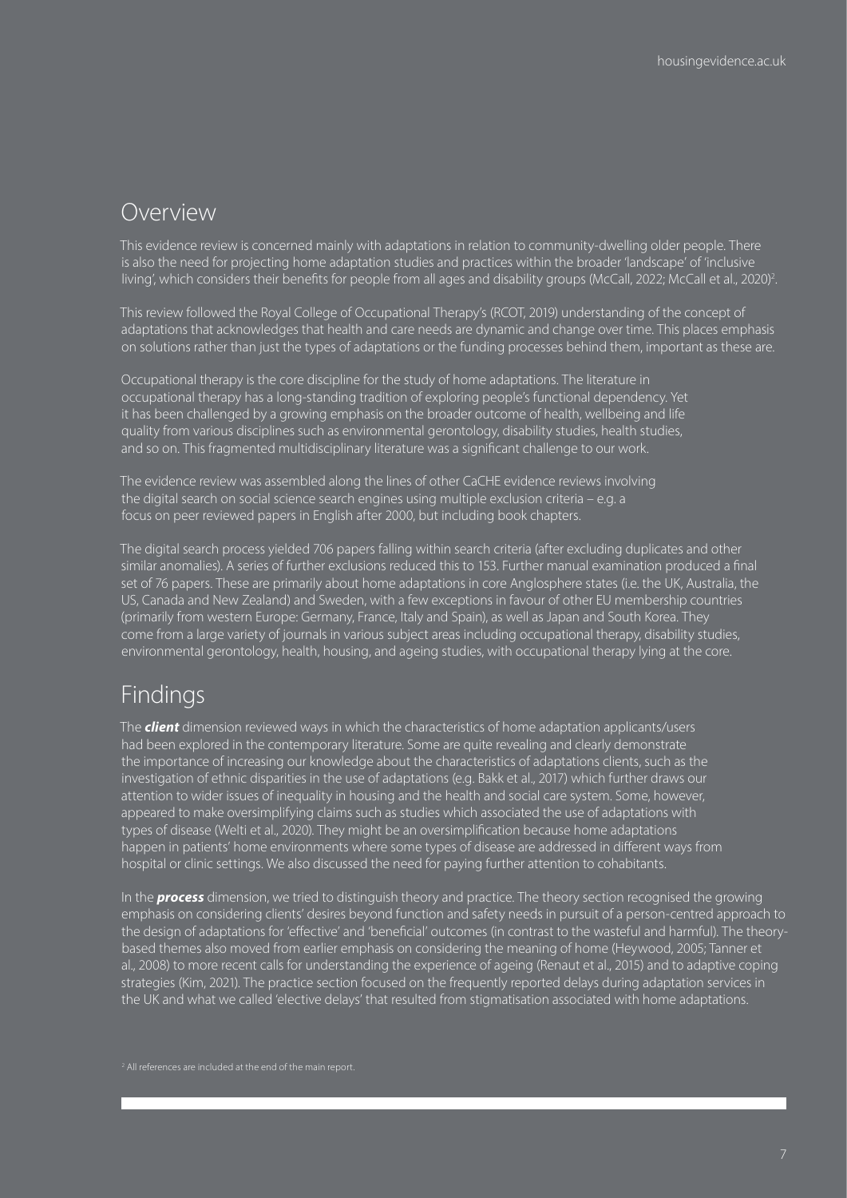## Overview

This evidence review is concerned mainly with adaptations in relation to community-dwelling older people. There is also the need for projecting home adaptation studies and practices within the broader 'landscape' of 'inclusive living', which considers their benefits for people from all ages and disability groups (McCall, 2022; McCall et al., 2020)[2].

This review followed the Royal College of Occupational Therapy's (RCOT, 2019) understanding of the concept of adaptations that acknowledges that health and care needs are dynamic and change over time. This places emphasis on solutions rather than just the types of adaptations or the funding processes behind them, important as these are.

Occupational therapy is the core discipline for the study of home adaptations. The literature in occupational therapy has a long-standing tradition of exploring people's functional dependency. Yet it has been challenged by a growing emphasis on the broader outcome of health, wellbeing and life quality from various disciplines such as environmental gerontology, disability studies, health studies, and so on. This fragmented multidisciplinary literature was a significant challenge to our work.

The evidence review was assembled along the lines of other CaCHE evidence reviews involving the digital search on social science search engines using multiple exclusion criteria – e.g. a focus on peer reviewed papers in English after 2000, but including book chapters.

The digital search process yielded 706 papers falling within search criteria (after excluding duplicates and other similar anomalies). A series of further exclusions reduced this to 153. Further manual examination produced a final set of 76 papers. These are primarily about home adaptations in core Anglosphere states (i.e. the UK, Australia, the US, Canada and New Zealand) and Sweden, with a few exceptions in favour of other EU membership countries (primarily from western Europe: Germany, France, Italy and Spain), as well as Japan and South Korea. They come from a large variety of journals in various subject areas including occupational therapy, disability studies, environmental gerontology, health, housing, and ageing studies, with occupational therapy lying at the core.

## Findings

The ***client*** dimension reviewed ways in which the characteristics of home adaptation applicants/users had been explored in the contemporary literature. Some are quite revealing and clearly demonstrate the importance of increasing our knowledge about the characteristics of adaptations clients, such as the investigation of ethnic disparities in the use of adaptations (e.g. Bakk et al., 2017) which further draws our attention to wider issues of inequality in housing and the health and social care system. Some, however, appeared to make oversimplifying claims such as studies which associated the use of adaptations with types of disease (Welti et al., 2020). They might be an oversimplification because home adaptations happen in patients' home environments where some types of disease are addressed in different ways from hospital or clinic settings. We also discussed the need for paying further attention to cohabitants.

In the ***process*** dimension, we tried to distinguish theory and practice. The theory section recognised the growing emphasis on considering clients' desires beyond function and safety needs in pursuit of a person-centred approach to the design of adaptations for 'effective' and 'beneficial' outcomes (in contrast to the wasteful and harmful). The theory-based themes also moved from earlier emphasis on considering the meaning of home (Heywood, 2005; Tanner et al., 2008) to more recent calls for understanding the experience of ageing (Renaut et al., 2015) and to adaptive coping strategies (Kim, 2021). The practice section focused on the frequently reported delays during adaptation services in the UK and what we called 'elective delays' that resulted from stigmatisation associated with home adaptations.

[2] All references are included at the end of the main report.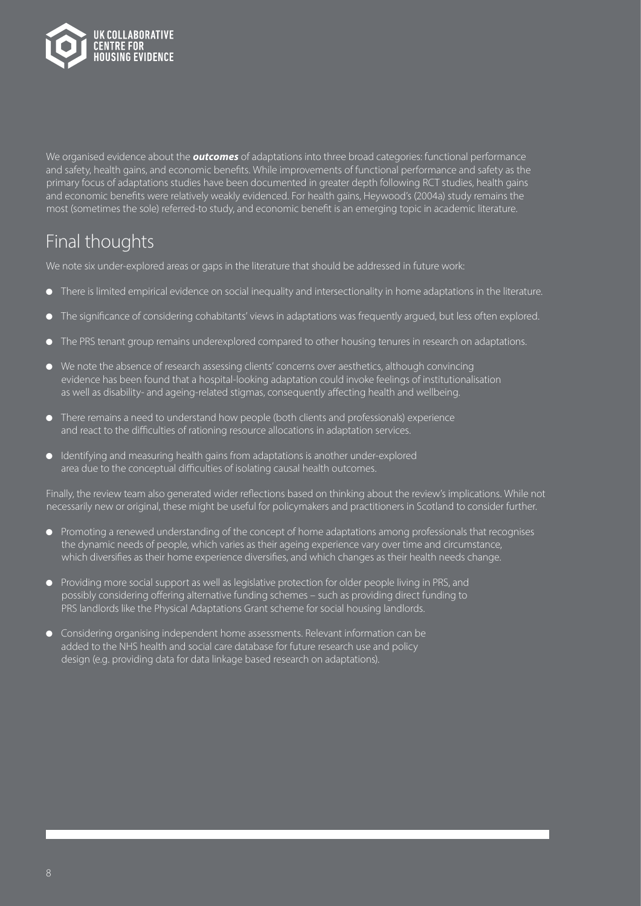We organised evidence about the ***outcomes*** of adaptations into three broad categories: functional performance and safety, health gains, and economic benefits. While improvements of functional performance and safety as the primary focus of adaptations studies have been documented in greater depth following RCT studies, health gains and economic benefits were relatively weakly evidenced. For health gains, Heywood's (2004a) study remains the most (sometimes the sole) referred-to study, and economic benefit is an emerging topic in academic literature.

## Final thoughts

We note six under-explored areas or gaps in the literature that should be addressed in future work:

- There is limited empirical evidence on social inequality and intersectionality in home adaptations in the literature.
- The significance of considering cohabitants' views in adaptations was frequently argued, but less often explored.
- The PRS tenant group remains underexplored compared to other housing tenures in research on adaptations.
- We note the absence of research assessing clients' concerns over aesthetics, although convincing evidence has been found that a hospital-looking adaptation could invoke feelings of institutionalisation as well as disability- and ageing-related stigmas, consequently affecting health and wellbeing.
- There remains a need to understand how people (both clients and professionals) experience and react to the difficulties of rationing resource allocations in adaptation services.
- Identifying and measuring health gains from adaptations is another under-explored area due to the conceptual difficulties of isolating causal health outcomes.

Finally, the review team also generated wider reflections based on thinking about the review's implications. While not necessarily new or original, these might be useful for policymakers and practitioners in Scotland to consider further.

- Promoting a renewed understanding of the concept of home adaptations among professionals that recognises the dynamic needs of people, which varies as their ageing experience vary over time and circumstance, which diversifies as their home experience diversifies, and which changes as their health needs change.
- Providing more social support as well as legislative protection for older people living in PRS, and possibly considering offering alternative funding schemes – such as providing direct funding to PRS landlords like the Physical Adaptations Grant scheme for social housing landlords.
- Considering organising independent home assessments. Relevant information can be added to the NHS health and social care database for future research use and policy design (e.g. providing data for data linkage based research on adaptations).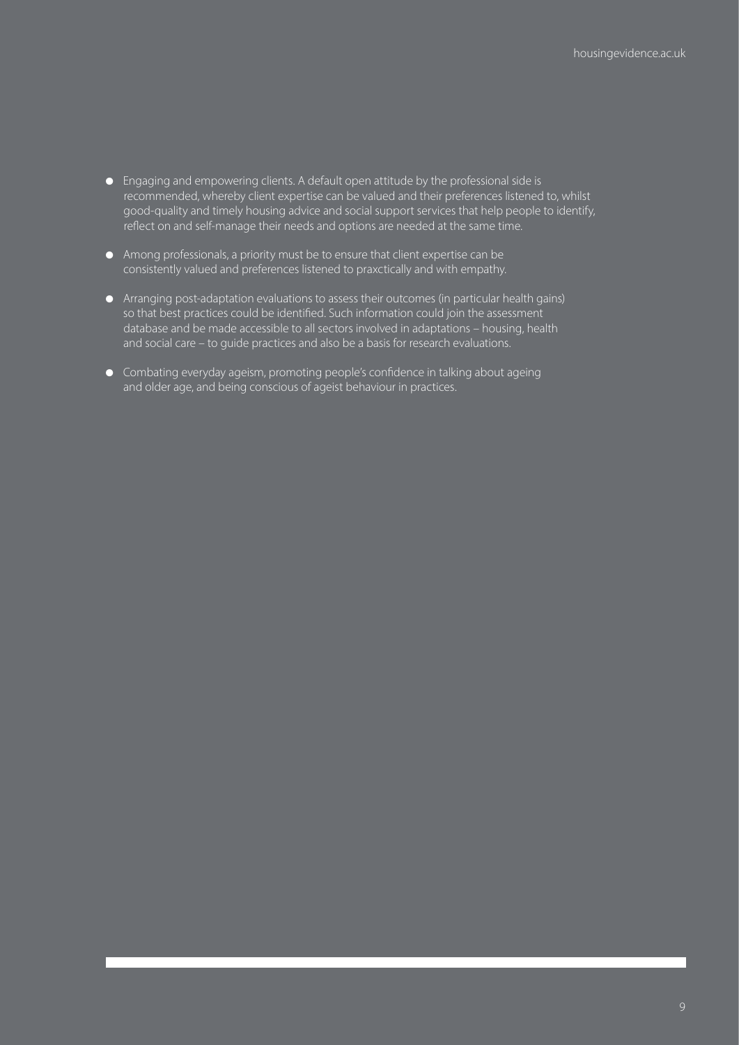- Engaging and empowering clients. A default open attitude by the professional side is recommended, whereby client expertise can be valued and their preferences listened to, whilst good-quality and timely housing advice and social support services that help people to identify, reflect on and self-manage their needs and options are needed at the same time.
- Among professionals, a priority must be to ensure that client expertise can be consistently valued and preferences listened to praxctically and with empathy.
- Arranging post-adaptation evaluations to assess their outcomes (in particular health gains) so that best practices could be identified. Such information could join the assessment database and be made accessible to all sectors involved in adaptations – housing, health and social care – to guide practices and also be a basis for research evaluations.
- Combating everyday ageism, promoting people's confidence in talking about ageing and older age, and being conscious of ageist behaviour in practices.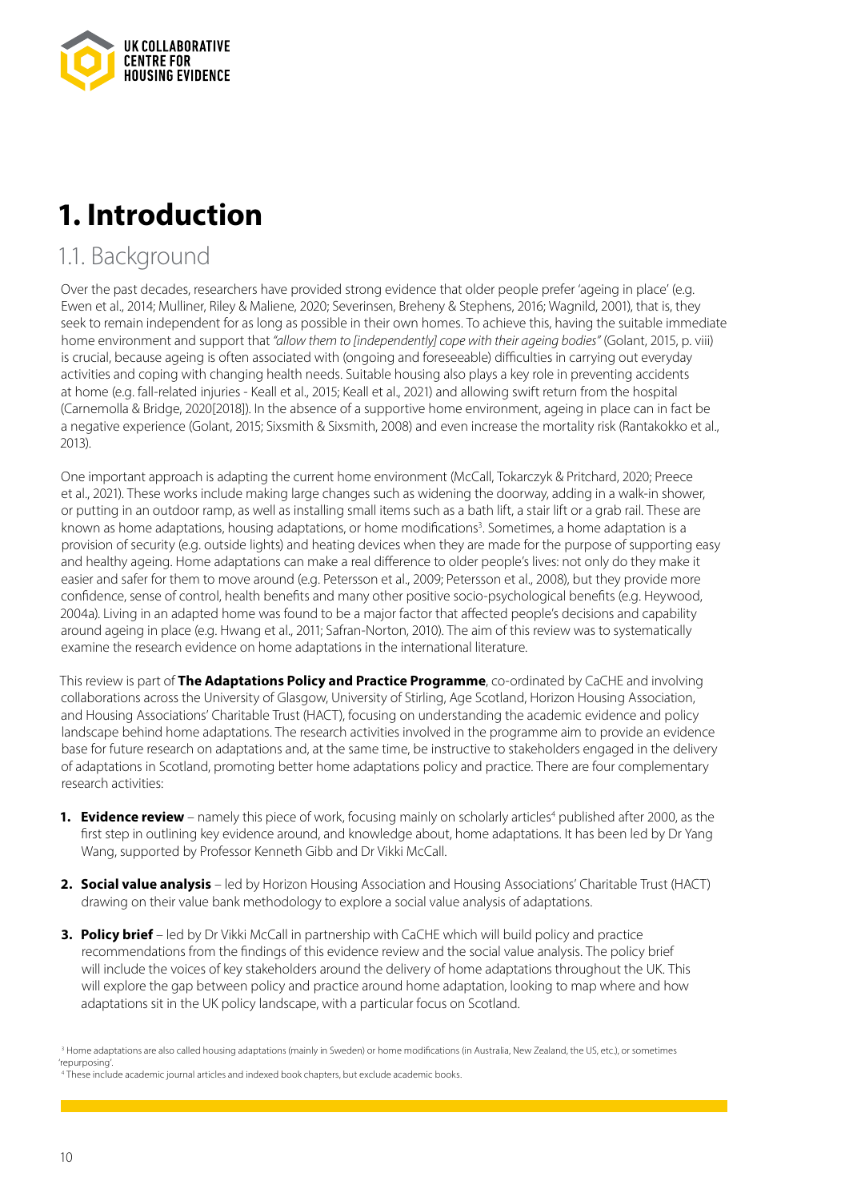# 1. Introduction

## 1.1. Background

Over the past decades, researchers have provided strong evidence that older people prefer 'ageing in place' (e.g. Ewen et al., 2014; Mulliner, Riley & Maliene, 2020; Severinsen, Breheny & Stephens, 2016; Wagnild, 2001), that is, they seek to remain independent for as long as possible in their own homes. To achieve this, having the suitable immediate home environment and support that *"allow them to [independently] cope with their ageing bodies"* (Golant, 2015, p. viii) is crucial, because ageing is often associated with (ongoing and foreseeable) difficulties in carrying out everyday activities and coping with changing health needs. Suitable housing also plays a key role in preventing accidents at home (e.g. fall-related injuries - Keall et al., 2015; Keall et al., 2021) and allowing swift return from the hospital (Carnemolla & Bridge, 2020[2018]). In the absence of a supportive home environment, ageing in place can in fact be a negative experience (Golant, 2015; Sixsmith & Sixsmith, 2008) and even increase the mortality risk (Rantakokko et al., 2013).

One important approach is adapting the current home environment (McCall, Tokarczyk & Pritchard, 2020; Preece et al., 2021). These works include making large changes such as widening the doorway, adding in a walk-in shower, or putting in an outdoor ramp, as well as installing small items such as a bath lift, a stair lift or a grab rail. These are known as home adaptations, housing adaptations, or home modifications[3]. Sometimes, a home adaptation is a provision of security (e.g. outside lights) and heating devices when they are made for the purpose of supporting easy and healthy ageing. Home adaptations can make a real difference to older people's lives: not only do they make it easier and safer for them to move around (e.g. Petersson et al., 2009; Petersson et al., 2008), but they provide more confidence, sense of control, health benefits and many other positive socio-psychological benefits (e.g. Heywood, 2004a). Living in an adapted home was found to be a major factor that affected people's decisions and capability around ageing in place (e.g. Hwang et al., 2011; Safran-Norton, 2010). The aim of this review was to systematically examine the research evidence on home adaptations in the international literature.

This review is part of **The Adaptations Policy and Practice Programme**, co-ordinated by CaCHE and involving collaborations across the University of Glasgow, University of Stirling, Age Scotland, Horizon Housing Association, and Housing Associations' Charitable Trust (HACT), focusing on understanding the academic evidence and policy landscape behind home adaptations. The research activities involved in the programme aim to provide an evidence base for future research on adaptations and, at the same time, be instructive to stakeholders engaged in the delivery of adaptations in Scotland, promoting better home adaptations policy and practice. There are four complementary research activities:

1. **Evidence review** – namely this piece of work, focusing mainly on scholarly articles[4] published after 2000, as the first step in outlining key evidence around, and knowledge about, home adaptations. It has been led by Dr Yang Wang, supported by Professor Kenneth Gibb and Dr Vikki McCall.

2. **Social value analysis** – led by Horizon Housing Association and Housing Associations' Charitable Trust (HACT) drawing on their value bank methodology to explore a social value analysis of adaptations.

3. **Policy brief** – led by Dr Vikki McCall in partnership with CaCHE which will build policy and practice recommendations from the findings of this evidence review and the social value analysis. The policy brief will include the voices of key stakeholders around the delivery of home adaptations throughout the UK. This will explore the gap between policy and practice around home adaptation, looking to map where and how adaptations sit in the UK policy landscape, with a particular focus on Scotland.

[3] Home adaptations are also called housing adaptations (mainly in Sweden) or home modifications (in Australia, New Zealand, the US, etc.), or sometimes 'repurposing'.

[4] These include academic journal articles and indexed book chapters, but exclude academic books.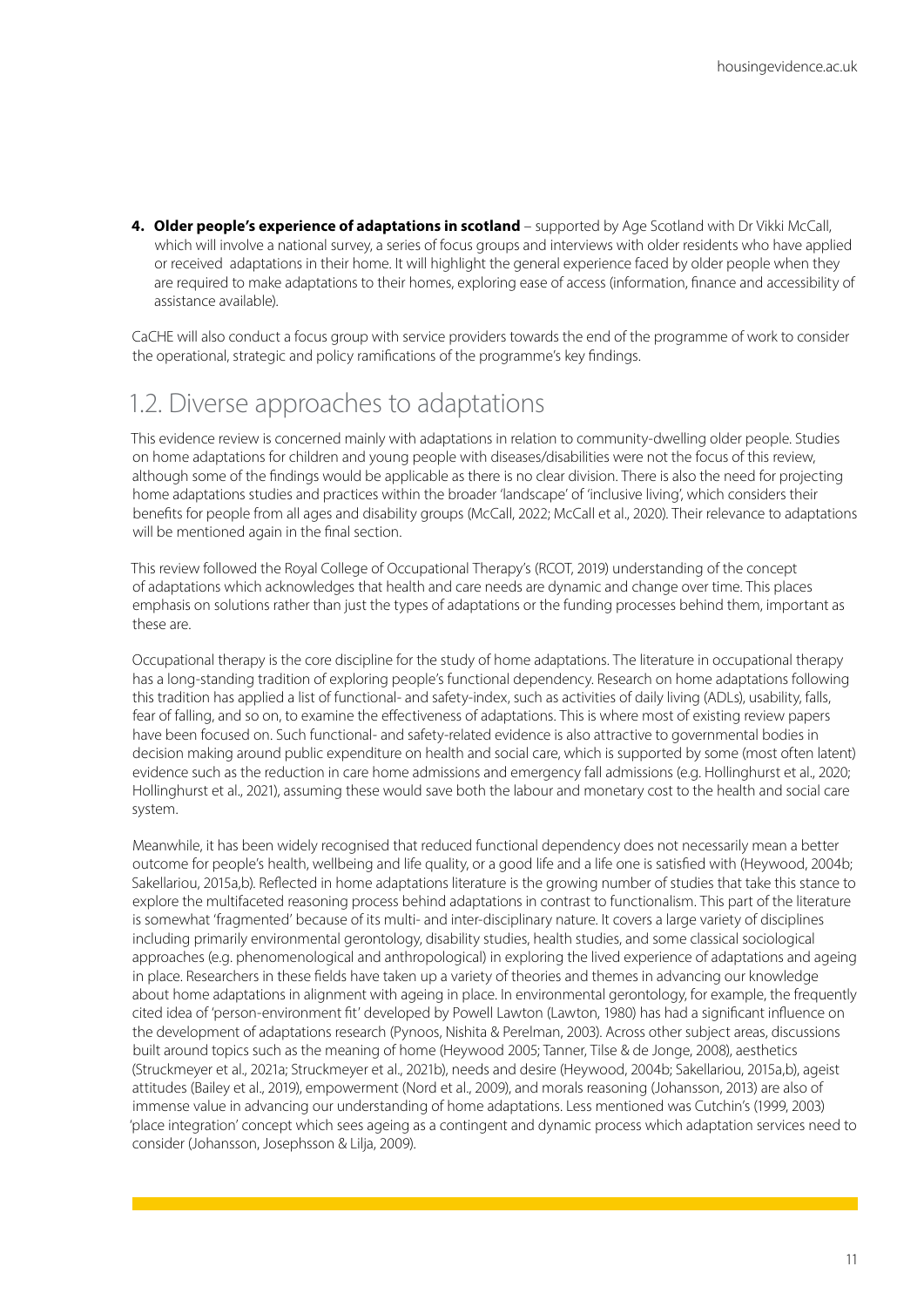4. **Older people's experience of adaptations in scotland** – supported by Age Scotland with Dr Vikki McCall, which will involve a national survey, a series of focus groups and interviews with older residents who have applied or received adaptations in their home. It will highlight the general experience faced by older people when they are required to make adaptations to their homes, exploring ease of access (information, finance and accessibility of assistance available).

CaCHE will also conduct a focus group with service providers towards the end of the programme of work to consider the operational, strategic and policy ramifications of the programme's key findings.

## 1.2. Diverse approaches to adaptations

This evidence review is concerned mainly with adaptations in relation to community-dwelling older people. Studies on home adaptations for children and young people with diseases/disabilities were not the focus of this review, although some of the findings would be applicable as there is no clear division. There is also the need for projecting home adaptations studies and practices within the broader 'landscape' of 'inclusive living', which considers their benefits for people from all ages and disability groups (McCall, 2022; McCall et al., 2020). Their relevance to adaptations will be mentioned again in the final section.

This review followed the Royal College of Occupational Therapy's (RCOT, 2019) understanding of the concept of adaptations which acknowledges that health and care needs are dynamic and change over time. This places emphasis on solutions rather than just the types of adaptations or the funding processes behind them, important as these are.

Occupational therapy is the core discipline for the study of home adaptations. The literature in occupational therapy has a long-standing tradition of exploring people's functional dependency. Research on home adaptations following this tradition has applied a list of functional- and safety-index, such as activities of daily living (ADLs), usability, falls, fear of falling, and so on, to examine the effectiveness of adaptations. This is where most of existing review papers have been focused on. Such functional- and safety-related evidence is also attractive to governmental bodies in decision making around public expenditure on health and social care, which is supported by some (most often latent) evidence such as the reduction in care home admissions and emergency fall admissions (e.g. Hollinghurst et al., 2020; Hollinghurst et al., 2021), assuming these would save both the labour and monetary cost to the health and social care system.

Meanwhile, it has been widely recognised that reduced functional dependency does not necessarily mean a better outcome for people's health, wellbeing and life quality, or a good life and a life one is satisfied with (Heywood, 2004b; Sakellariou, 2015a,b). Reflected in home adaptations literature is the growing number of studies that take this stance to explore the multifaceted reasoning process behind adaptations in contrast to functionalism. This part of the literature is somewhat 'fragmented' because of its multi- and inter-disciplinary nature. It covers a large variety of disciplines including primarily environmental gerontology, disability studies, health studies, and some classical sociological approaches (e.g. phenomenological and anthropological) in exploring the lived experience of adaptations and ageing in place. Researchers in these fields have taken up a variety of theories and themes in advancing our knowledge about home adaptations in alignment with ageing in place. In environmental gerontology, for example, the frequently cited idea of 'person-environment fit' developed by Powell Lawton (Lawton, 1980) has had a significant influence on the development of adaptations research (Pynoos, Nishita & Perelman, 2003). Across other subject areas, discussions built around topics such as the meaning of home (Heywood 2005; Tanner, Tilse & de Jonge, 2008), aesthetics (Struckmeyer et al., 2021a; Struckmeyer et al., 2021b), needs and desire (Heywood, 2004b; Sakellariou, 2015a,b), ageist attitudes (Bailey et al., 2019), empowerment (Nord et al., 2009), and morals reasoning (Johansson, 2013) are also of immense value in advancing our understanding of home adaptations. Less mentioned was Cutchin's (1999, 2003) 'place integration' concept which sees ageing as a contingent and dynamic process which adaptation services need to consider (Johansson, Josephsson & Lilja, 2009).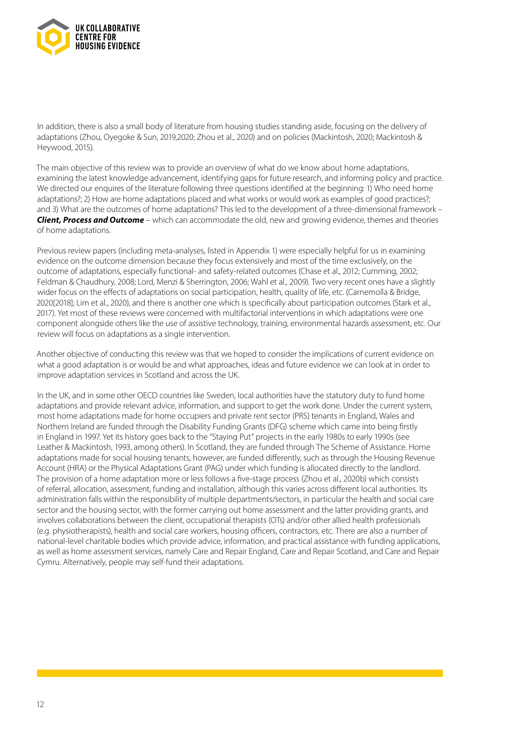In addition, there is also a small body of literature from housing studies standing aside, focusing on the delivery of adaptations (Zhou, Oyegoke & Sun, 2019,2020; Zhou et al., 2020) and on policies (Mackintosh, 2020; Mackintosh & Heywood, 2015).

The main objective of this review was to provide an overview of what do we know about home adaptations, examining the latest knowledge advancement, identifying gaps for future research, and informing policy and practice. We directed our enquires of the literature following three questions identified at the beginning: 1) Who need home adaptations?; 2) How are home adaptations placed and what works or would work as examples of good practices?; and 3) What are the outcomes of home adaptations? This led to the development of a three-dimensional framework – ***Client, Process and Outcome*** – which can accommodate the old, new and growing evidence, themes and theories of home adaptations.

Previous review papers (including meta-analyses, listed in Appendix 1) were especially helpful for us in examining evidence on the outcome dimension because they focus extensively and most of the time exclusively, on the outcome of adaptations, especially functional- and safety-related outcomes (Chase et al., 2012; Cumming, 2002; Feldman & Chaudhury, 2008; Lord, Menzi & Sherrington, 2006; Wahl et al., 2009). Two very recent ones have a slightly wider focus on the effects of adaptations on social participation, health, quality of life, etc. (Carnemolla & Bridge, 2020[2018]; Lim et al., 2020), and there is another one which is specifically about participation outcomes (Stark et al., 2017). Yet most of these reviews were concerned with multifactorial interventions in which adaptations were one component alongside others like the use of assistive technology, training, environmental hazards assessment, etc. Our review will focus on adaptations as a single intervention.

Another objective of conducting this review was that we hoped to consider the implications of current evidence on what a good adaptation is or would be and what approaches, ideas and future evidence we can look at in order to improve adaptation services in Scotland and across the UK.

In the UK, and in some other OECD countries like Sweden, local authorities have the statutory duty to fund home adaptations and provide relevant advice, information, and support to get the work done. Under the current system, most home adaptations made for home occupiers and private rent sector (PRS) tenants in England, Wales and Northern Ireland are funded through the Disability Funding Grants (DFG) scheme which came into being firstly in England in 1997. Yet its history goes back to the "Staying Put" projects in the early 1980s to early 1990s (see Leather & Mackintosh, 1993, among others). In Scotland, they are funded through The Scheme of Assistance. Home adaptations made for social housing tenants, however, are funded differently, such as through the Housing Revenue Account (HRA) or the Physical Adaptations Grant (PAG) under which funding is allocated directly to the landlord. The provision of a home adaptation more or less follows a five-stage process (Zhou et al., 2020b) which consists of referral, allocation, assessment, funding and installation, although this varies across different local authorities. Its administration falls within the responsibility of multiple departments/sectors, in particular the health and social care sector and the housing sector, with the former carrying out home assessment and the latter providing grants, and involves collaborations between the client, occupational therapists (OTs) and/or other allied health professionals (e.g. physiotherapists), health and social care workers, housing officers, contractors, etc. There are also a number of national-level charitable bodies which provide advice, information, and practical assistance with funding applications, as well as home assessment services, namely Care and Repair England, Care and Repair Scotland, and Care and Repair Cymru. Alternatively, people may self-fund their adaptations.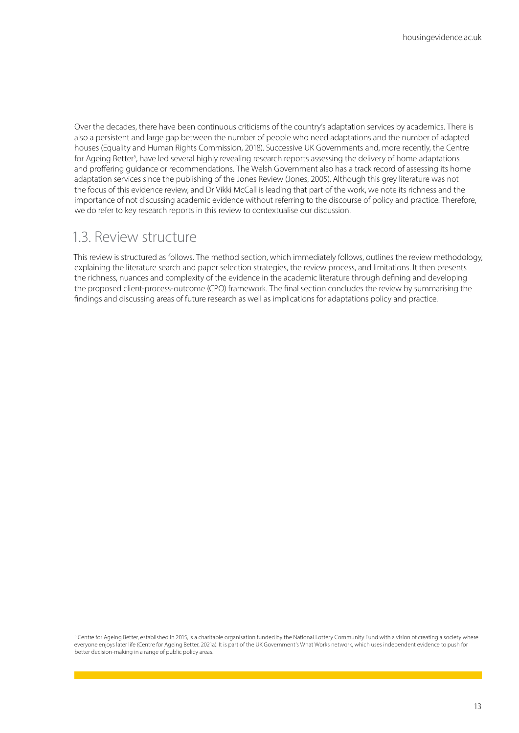Over the decades, there have been continuous criticisms of the country's adaptation services by academics. There is also a persistent and large gap between the number of people who need adaptations and the number of adapted houses (Equality and Human Rights Commission, 2018). Successive UK Governments and, more recently, the Centre for Ageing Better[5], have led several highly revealing research reports assessing the delivery of home adaptations and proffering guidance or recommendations. The Welsh Government also has a track record of assessing its home adaptation services since the publishing of the Jones Review (Jones, 2005). Although this grey literature was not the focus of this evidence review, and Dr Vikki McCall is leading that part of the work, we note its richness and the importance of not discussing academic evidence without referring to the discourse of policy and practice. Therefore, we do refer to key research reports in this review to contextualise our discussion.

## 1.3. Review structure

This review is structured as follows. The method section, which immediately follows, outlines the review methodology, explaining the literature search and paper selection strategies, the review process, and limitations. It then presents the richness, nuances and complexity of the evidence in the academic literature through defining and developing the proposed client-process-outcome (CPO) framework. The final section concludes the review by summarising the findings and discussing areas of future research as well as implications for adaptations policy and practice.

[5] Centre for Ageing Better, established in 2015, is a charitable organisation funded by the National Lottery Community Fund with a vision of creating a society where everyone enjoys later life (Centre for Ageing Better, 2021a). It is part of the UK Government's What Works network, which uses independent evidence to push for better decision-making in a range of public policy areas.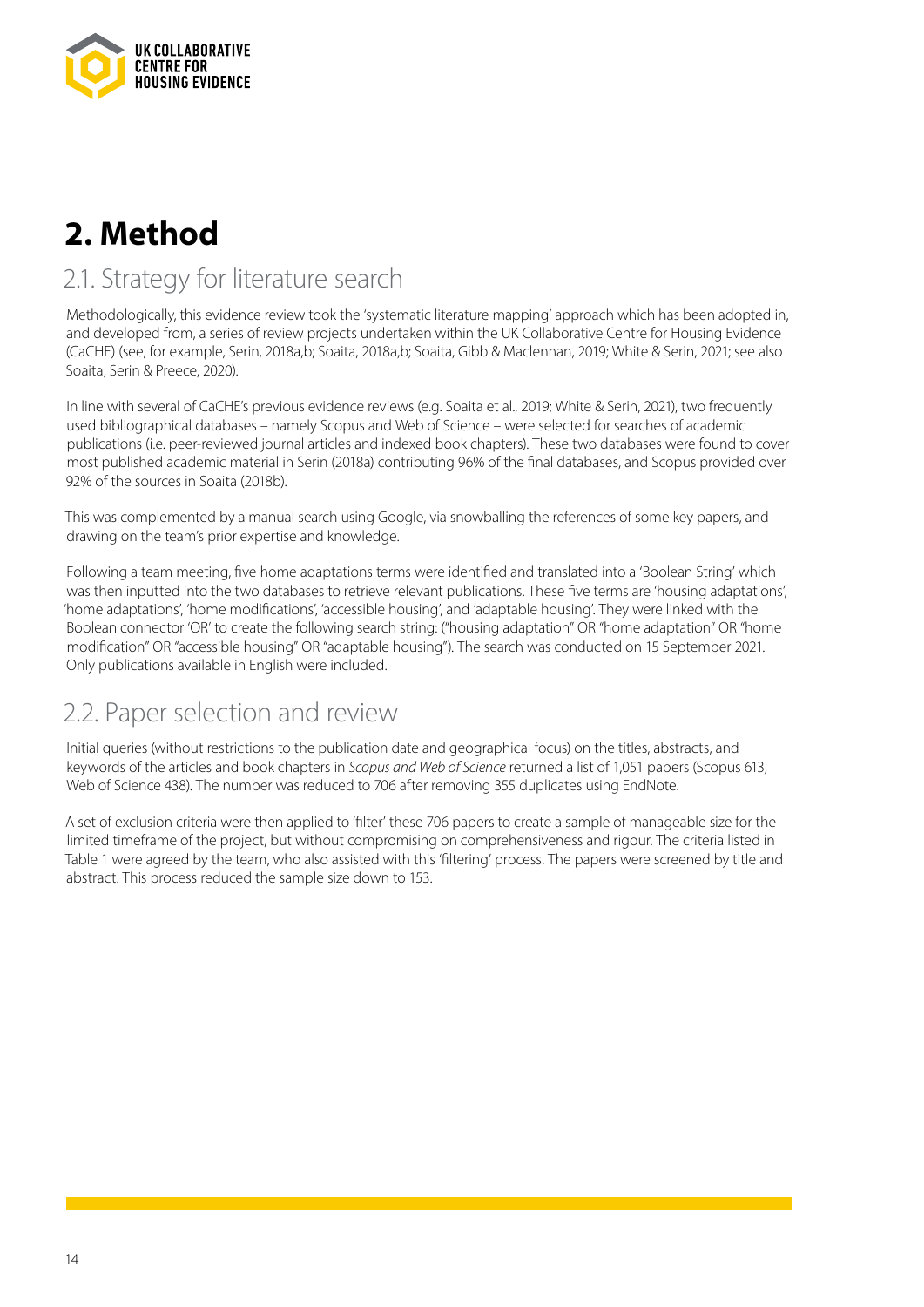# 2. Method

## 2.1. Strategy for literature search

Methodologically, this evidence review took the 'systematic literature mapping' approach which has been adopted in, and developed from, a series of review projects undertaken within the UK Collaborative Centre for Housing Evidence (CaCHE) (see, for example, Serin, 2018a,b; Soaita, 2018a,b; Soaita, Gibb & Maclennan, 2019; White & Serin, 2021; see also Soaita, Serin & Preece, 2020).

In line with several of CaCHE's previous evidence reviews (e.g. Soaita et al., 2019; White & Serin, 2021), two frequently used bibliographical databases – namely Scopus and Web of Science – were selected for searches of academic publications (i.e. peer-reviewed journal articles and indexed book chapters). These two databases were found to cover most published academic material in Serin (2018a) contributing 96% of the final databases, and Scopus provided over 92% of the sources in Soaita (2018b).

This was complemented by a manual search using Google, via snowballing the references of some key papers, and drawing on the team's prior expertise and knowledge.

Following a team meeting, five home adaptations terms were identified and translated into a 'Boolean String' which was then inputted into the two databases to retrieve relevant publications. These five terms are 'housing adaptations', 'home adaptations', 'home modifications', 'accessible housing', and 'adaptable housing'. They were linked with the Boolean connector 'OR' to create the following search string: ("housing adaptation" OR "home adaptation" OR "home modification" OR "accessible housing" OR "adaptable housing"). The search was conducted on 15 September 2021. Only publications available in English were included.

## 2.2. Paper selection and review

Initial queries (without restrictions to the publication date and geographical focus) on the titles, abstracts, and keywords of the articles and book chapters in *Scopus and Web of Science* returned a list of 1,051 papers (Scopus 613, Web of Science 438). The number was reduced to 706 after removing 355 duplicates using EndNote.

A set of exclusion criteria were then applied to 'filter' these 706 papers to create a sample of manageable size for the limited timeframe of the project, but without compromising on comprehensiveness and rigour. The criteria listed in Table 1 were agreed by the team, who also assisted with this 'filtering' process. The papers were screened by title and abstract. This process reduced the sample size down to 153.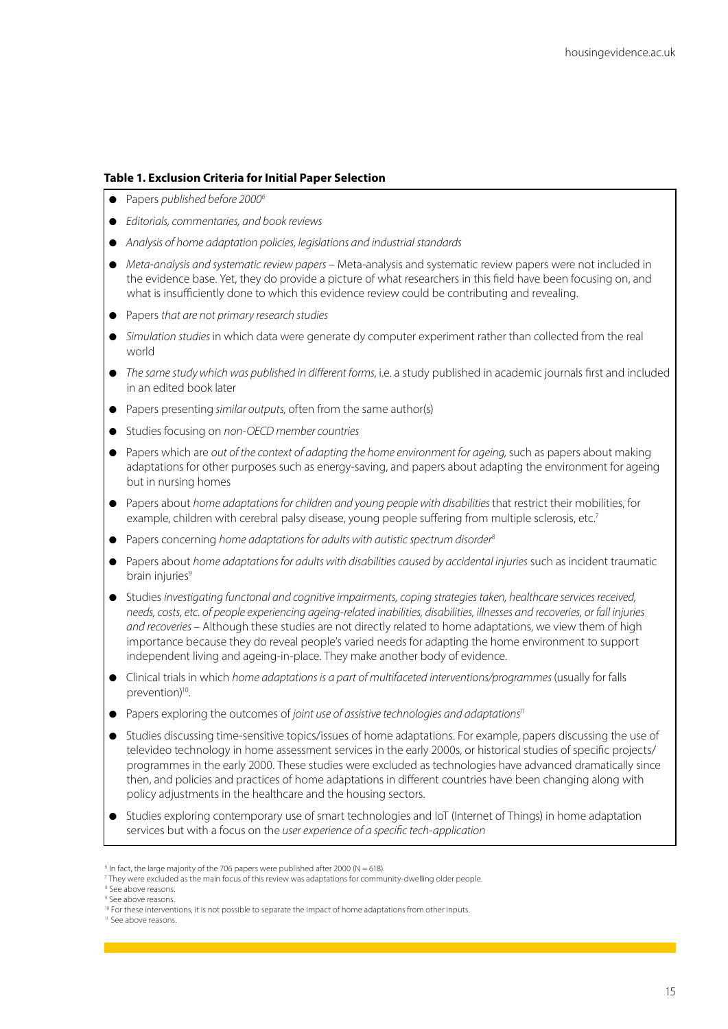**Table 1. Exclusion Criteria for Initial Paper Selection**

- Papers *published before 2000*[6]
- *Editorials, commentaries, and book reviews*
- *Analysis of home adaptation policies, legislations and industrial standards*
- *Meta-analysis and systematic review papers* – Meta-analysis and systematic review papers were not included in the evidence base. Yet, they do provide a picture of what researchers in this field have been focusing on, and what is insufficiently done to which this evidence review could be contributing and revealing.
- Papers *that are not primary research studies*
- *Simulation studies* in which data were generate dy computer experiment rather than collected from the real world
- *The same study which was published in different forms,* i.e. a study published in academic journals first and included in an edited book later
- Papers presenting *similar outputs,* often from the same author(s)
- Studies focusing on *non-OECD member countries*
- Papers which are *out of the context of adapting the home environment for ageing,* such as papers about making adaptations for other purposes such as energy-saving, and papers about adapting the environment for ageing but in nursing homes
- Papers about *home adaptations for children and young people with disabilities* that restrict their mobilities, for example, children with cerebral palsy disease, young people suffering from multiple sclerosis, etc.[7]
- Papers concerning *home adaptations for adults with autistic spectrum disorder*[8]
- Papers about *home adaptations for adults with disabilities caused by accidental injuries* such as incident traumatic brain injuries[9]
- Studies *investigating functonal and cognitive impairments, coping strategies taken, healthcare services received, needs, costs, etc. of people experiencing ageing-related inabilities, disabilities, illnesses and recoveries, or fall injuries and recoveries* – Although these studies are not directly related to home adaptations, we view them of high importance because they do reveal people's varied needs for adapting the home environment to support independent living and ageing-in-place. They make another body of evidence.
- Clinical trials in which *home adaptations is a part of multifaceted interventions/programmes* (usually for falls prevention)[10].
- Papers exploring the outcomes of *joint use of assistive technologies and adaptations*[11]
- Studies discussing time-sensitive topics/issues of home adaptations. For example, papers discussing the use of televideo technology in home assessment services in the early 2000s, or historical studies of specific projects/programmes in the early 2000. These studies were excluded as technologies have advanced dramatically since then, and policies and practices of home adaptations in different countries have been changing along with policy adjustments in the healthcare and the housing sectors.
- Studies exploring contemporary use of smart technologies and IoT (Internet of Things) in home adaptation services but with a focus on the *user experience of a specific tech-application*

[6] In fact, the large majority of the 706 papers were published after 2000 (N = 618).
[7] They were excluded as the main focus of this review was adaptations for community-dwelling older people.
[8] See above reasons.
[9] See above reasons.
[10] For these interventions, it is not possible to separate the impact of home adaptations from other inputs.
[11] See above reasons.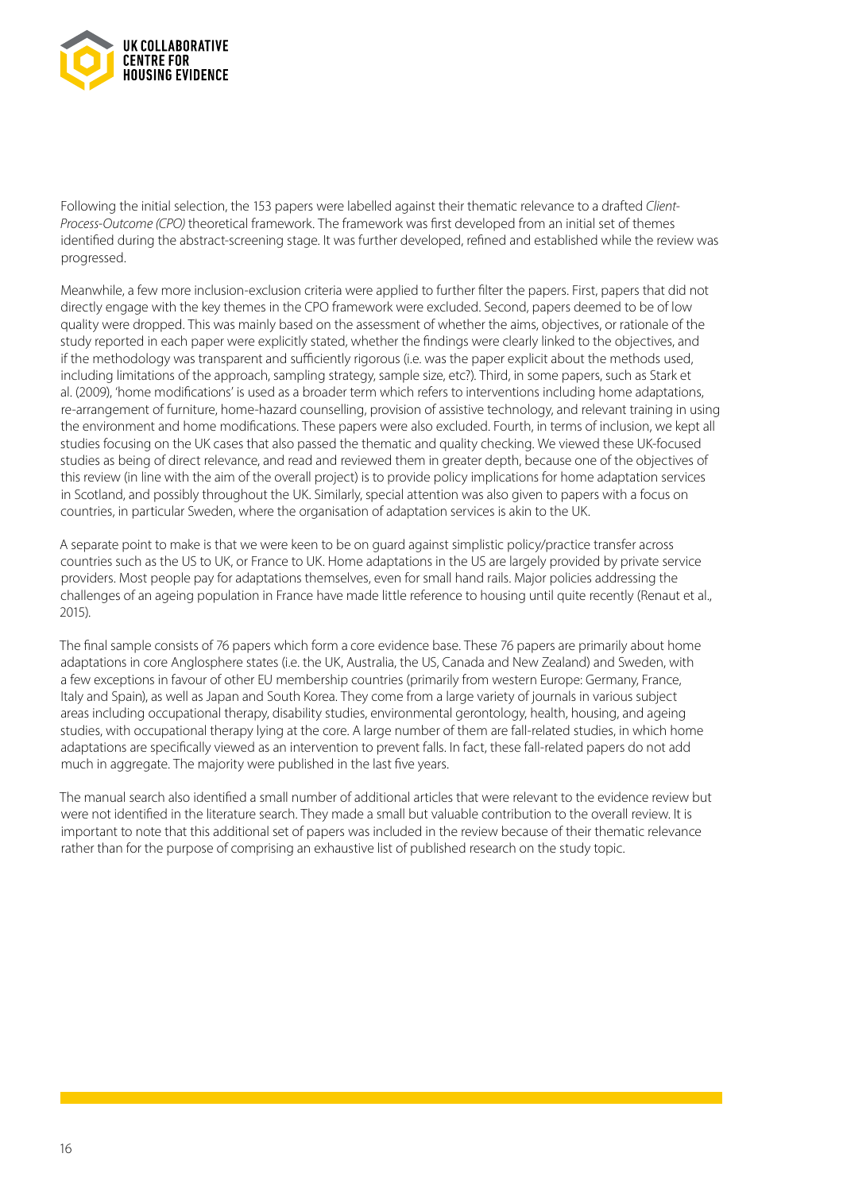Following the initial selection, the 153 papers were labelled against their thematic relevance to a drafted *Client-Process-Outcome (CPO)* theoretical framework. The framework was first developed from an initial set of themes identified during the abstract-screening stage. It was further developed, refined and established while the review was progressed.

Meanwhile, a few more inclusion-exclusion criteria were applied to further filter the papers. First, papers that did not directly engage with the key themes in the CPO framework were excluded. Second, papers deemed to be of low quality were dropped. This was mainly based on the assessment of whether the aims, objectives, or rationale of the study reported in each paper were explicitly stated, whether the findings were clearly linked to the objectives, and if the methodology was transparent and sufficiently rigorous (i.e. was the paper explicit about the methods used, including limitations of the approach, sampling strategy, sample size, etc?). Third, in some papers, such as Stark et al. (2009), 'home modifications' is used as a broader term which refers to interventions including home adaptations, re-arrangement of furniture, home-hazard counselling, provision of assistive technology, and relevant training in using the environment and home modifications. These papers were also excluded. Fourth, in terms of inclusion, we kept all studies focusing on the UK cases that also passed the thematic and quality checking. We viewed these UK-focused studies as being of direct relevance, and read and reviewed them in greater depth, because one of the objectives of this review (in line with the aim of the overall project) is to provide policy implications for home adaptation services in Scotland, and possibly throughout the UK. Similarly, special attention was also given to papers with a focus on countries, in particular Sweden, where the organisation of adaptation services is akin to the UK.

A separate point to make is that we were keen to be on guard against simplistic policy/practice transfer across countries such as the US to UK, or France to UK. Home adaptations in the US are largely provided by private service providers. Most people pay for adaptations themselves, even for small hand rails. Major policies addressing the challenges of an ageing population in France have made little reference to housing until quite recently (Renaut et al., 2015).

The final sample consists of 76 papers which form a core evidence base. These 76 papers are primarily about home adaptations in core Anglosphere states (i.e. the UK, Australia, the US, Canada and New Zealand) and Sweden, with a few exceptions in favour of other EU membership countries (primarily from western Europe: Germany, France, Italy and Spain), as well as Japan and South Korea. They come from a large variety of journals in various subject areas including occupational therapy, disability studies, environmental gerontology, health, housing, and ageing studies, with occupational therapy lying at the core. A large number of them are fall-related studies, in which home adaptations are specifically viewed as an intervention to prevent falls. In fact, these fall-related papers do not add much in aggregate. The majority were published in the last five years.

The manual search also identified a small number of additional articles that were relevant to the evidence review but were not identified in the literature search. They made a small but valuable contribution to the overall review. It is important to note that this additional set of papers was included in the review because of their thematic relevance rather than for the purpose of comprising an exhaustive list of published research on the study topic.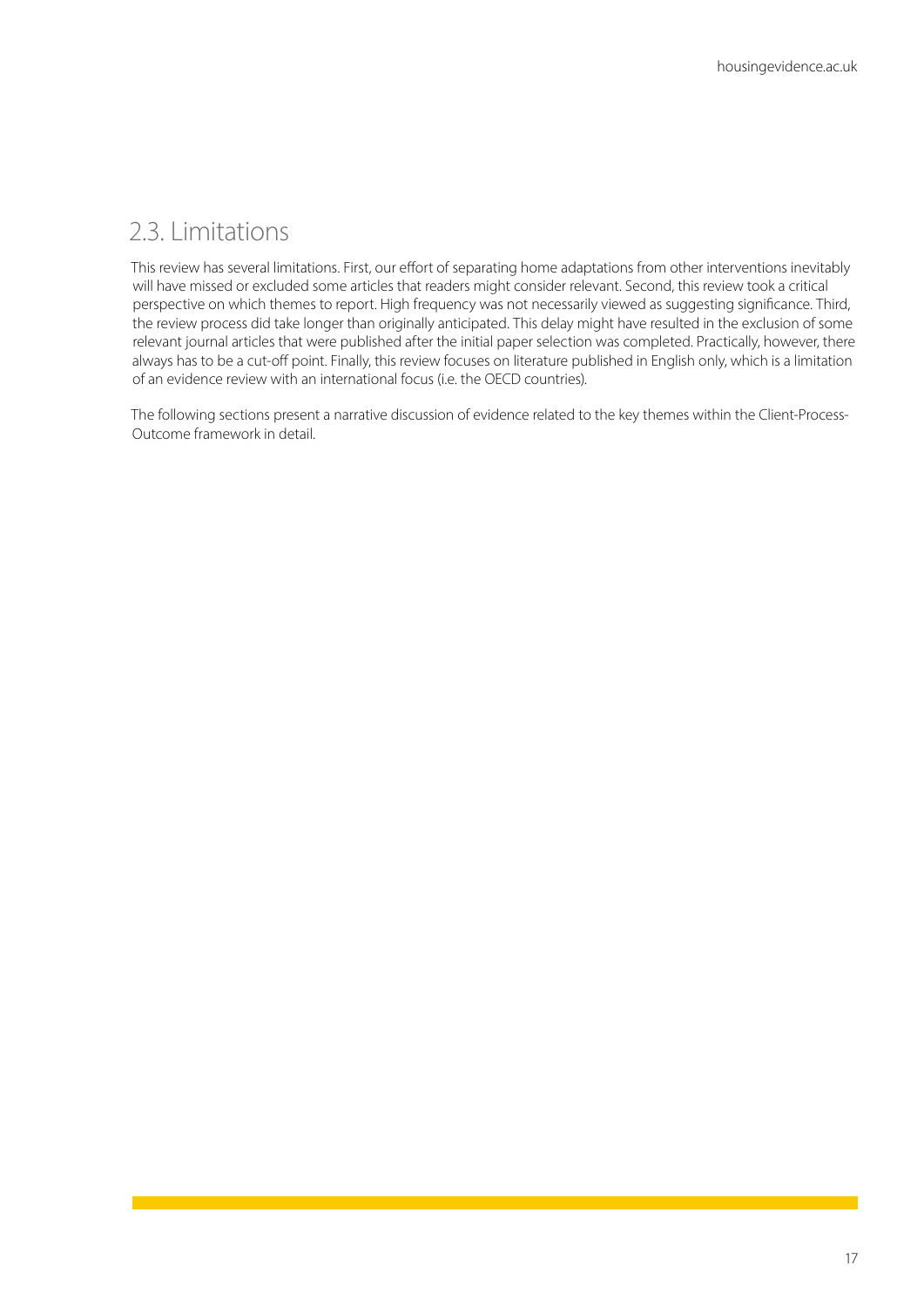## 2.3. Limitations

This review has several limitations. First, our effort of separating home adaptations from other interventions inevitably will have missed or excluded some articles that readers might consider relevant. Second, this review took a critical perspective on which themes to report. High frequency was not necessarily viewed as suggesting significance. Third, the review process did take longer than originally anticipated. This delay might have resulted in the exclusion of some relevant journal articles that were published after the initial paper selection was completed. Practically, however, there always has to be a cut-off point. Finally, this review focuses on literature published in English only, which is a limitation of an evidence review with an international focus (i.e. the OECD countries).

The following sections present a narrative discussion of evidence related to the key themes within the Client-Process-Outcome framework in detail.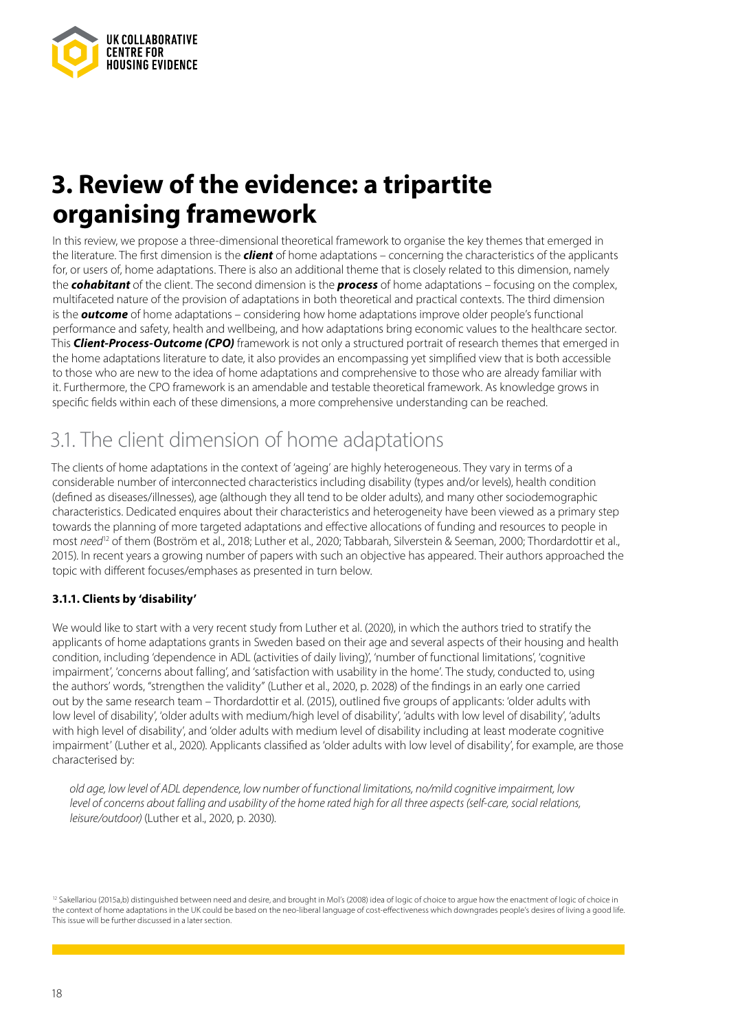# 3. Review of the evidence: a tripartite organising framework

In this review, we propose a three-dimensional theoretical framework to organise the key themes that emerged in the literature. The first dimension is the ***client*** of home adaptations – concerning the characteristics of the applicants for, or users of, home adaptations. There is also an additional theme that is closely related to this dimension, namely the ***cohabitant*** of the client. The second dimension is the ***process*** of home adaptations – focusing on the complex, multifaceted nature of the provision of adaptations in both theoretical and practical contexts. The third dimension is the ***outcome*** of home adaptations – considering how home adaptations improve older people's functional performance and safety, health and wellbeing, and how adaptations bring economic values to the healthcare sector. This ***Client-Process-Outcome (CPO)*** framework is not only a structured portrait of research themes that emerged in the home adaptations literature to date, it also provides an encompassing yet simplified view that is both accessible to those who are new to the idea of home adaptations and comprehensive to those who are already familiar with it. Furthermore, the CPO framework is an amendable and testable theoretical framework. As knowledge grows in specific fields within each of these dimensions, a more comprehensive understanding can be reached.

## 3.1. The client dimension of home adaptations

The clients of home adaptations in the context of 'ageing' are highly heterogeneous. They vary in terms of a considerable number of interconnected characteristics including disability (types and/or levels), health condition (defined as diseases/illnesses), age (although they all tend to be older adults), and many other sociodemographic characteristics. Dedicated enquires about their characteristics and heterogeneity have been viewed as a primary step towards the planning of more targeted adaptations and effective allocations of funding and resources to people in most *need*[12] of them (Boström et al., 2018; Luther et al., 2020; Tabbarah, Silverstein & Seeman, 2000; Thordardottir et al., 2015). In recent years a growing number of papers with such an objective has appeared. Their authors approached the topic with different focuses/emphases as presented in turn below.

### 3.1.1. Clients by 'disability'

We would like to start with a very recent study from Luther et al. (2020), in which the authors tried to stratify the applicants of home adaptations grants in Sweden based on their age and several aspects of their housing and health condition, including 'dependence in ADL (activities of daily living)', 'number of functional limitations', 'cognitive impairment', 'concerns about falling', and 'satisfaction with usability in the home'. The study, conducted to, using the authors' words, "strengthen the validity" (Luther et al., 2020, p. 2028) of the findings in an early one carried out by the same research team – Thordardottir et al. (2015), outlined five groups of applicants: 'older adults with low level of disability', 'older adults with medium/high level of disability', 'adults with low level of disability', 'adults with high level of disability', and 'older adults with medium level of disability including at least moderate cognitive impairment' (Luther et al., 2020). Applicants classified as 'older adults with low level of disability', for example, are those characterised by:

> *old age, low level of ADL dependence, low number of functional limitations, no/mild cognitive impairment, low level of concerns about falling and usability of the home rated high for all three aspects (self-care, social relations, leisure/outdoor)* (Luther et al., 2020, p. 2030).

[12] Sakellariou (2015a,b) distinguished between need and desire, and brought in Mol's (2008) idea of logic of choice to argue how the enactment of logic of choice in the context of home adaptations in the UK could be based on the neo-liberal language of cost-effectiveness which downgrades people's desires of living a good life. This issue will be further discussed in a later section.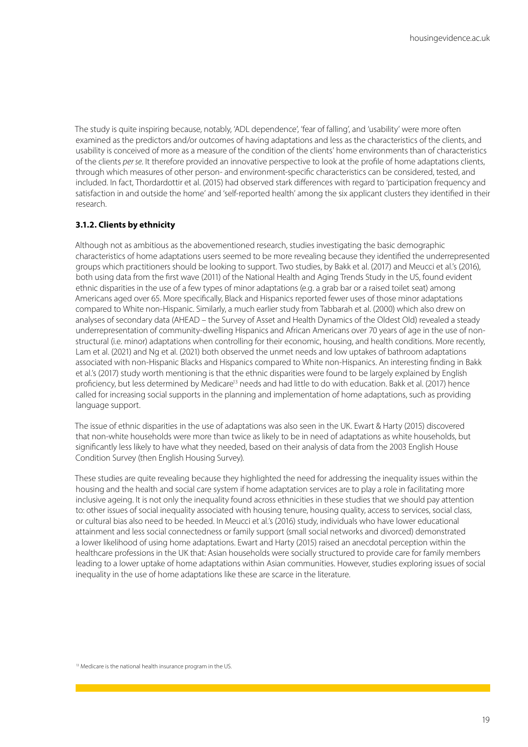The study is quite inspiring because, notably, 'ADL dependence', 'fear of falling', and 'usability' were more often examined as the predictors and/or outcomes of having adaptations and less as the characteristics of the clients, and usability is conceived of more as a measure of the condition of the clients' home environments than of characteristics of the clients *per se*. It therefore provided an innovative perspective to look at the profile of home adaptations clients, through which measures of other person- and environment-specific characteristics can be considered, tested, and included. In fact, Thordardottir et al. (2015) had observed stark differences with regard to 'participation frequency and satisfaction in and outside the home' and 'self-reported health' among the six applicant clusters they identified in their research.

### 3.1.2. Clients by ethnicity

Although not as ambitious as the abovementioned research, studies investigating the basic demographic characteristics of home adaptations users seemed to be more revealing because they identified the underrepresented groups which practitioners should be looking to support. Two studies, by Bakk et al. (2017) and Meucci et al.'s (2016), both using data from the first wave (2011) of the National Health and Aging Trends Study in the US, found evident ethnic disparities in the use of a few types of minor adaptations (e.g. a grab bar or a raised toilet seat) among Americans aged over 65. More specifically, Black and Hispanics reported fewer uses of those minor adaptations compared to White non-Hispanic. Similarly, a much earlier study from Tabbarah et al. (2000) which also drew on analyses of secondary data (AHEAD – the Survey of Asset and Health Dynamics of the Oldest Old) revealed a steady underrepresentation of community-dwelling Hispanics and African Americans over 70 years of age in the use of non-structural (i.e. minor) adaptations when controlling for their economic, housing, and health conditions. More recently, Lam et al. (2021) and Ng et al. (2021) both observed the unmet needs and low uptakes of bathroom adaptations associated with non-Hispanic Blacks and Hispanics compared to White non-Hispanics. An interesting finding in Bakk et al.'s (2017) study worth mentioning is that the ethnic disparities were found to be largely explained by English proficiency, but less determined by Medicare[13] needs and had little to do with education. Bakk et al. (2017) hence called for increasing social supports in the planning and implementation of home adaptations, such as providing language support.

The issue of ethnic disparities in the use of adaptations was also seen in the UK. Ewart & Harty (2015) discovered that non-white households were more than twice as likely to be in need of adaptations as white households, but significantly less likely to have what they needed, based on their analysis of data from the 2003 English House Condition Survey (then English Housing Survey).

These studies are quite revealing because they highlighted the need for addressing the inequality issues within the housing and the health and social care system if home adaptation services are to play a role in facilitating more inclusive ageing. It is not only the inequality found across ethnicities in these studies that we should pay attention to: other issues of social inequality associated with housing tenure, housing quality, access to services, social class, or cultural bias also need to be heeded. In Meucci et al.'s (2016) study, individuals who have lower educational attainment and less social connectedness or family support (small social networks and divorced) demonstrated a lower likelihood of using home adaptations. Ewart and Harty (2015) raised an anecdotal perception within the healthcare professions in the UK that: Asian households were socially structured to provide care for family members leading to a lower uptake of home adaptations within Asian communities. However, studies exploring issues of social inequality in the use of home adaptations like these are scarce in the literature.

[13] Medicare is the national health insurance program in the US.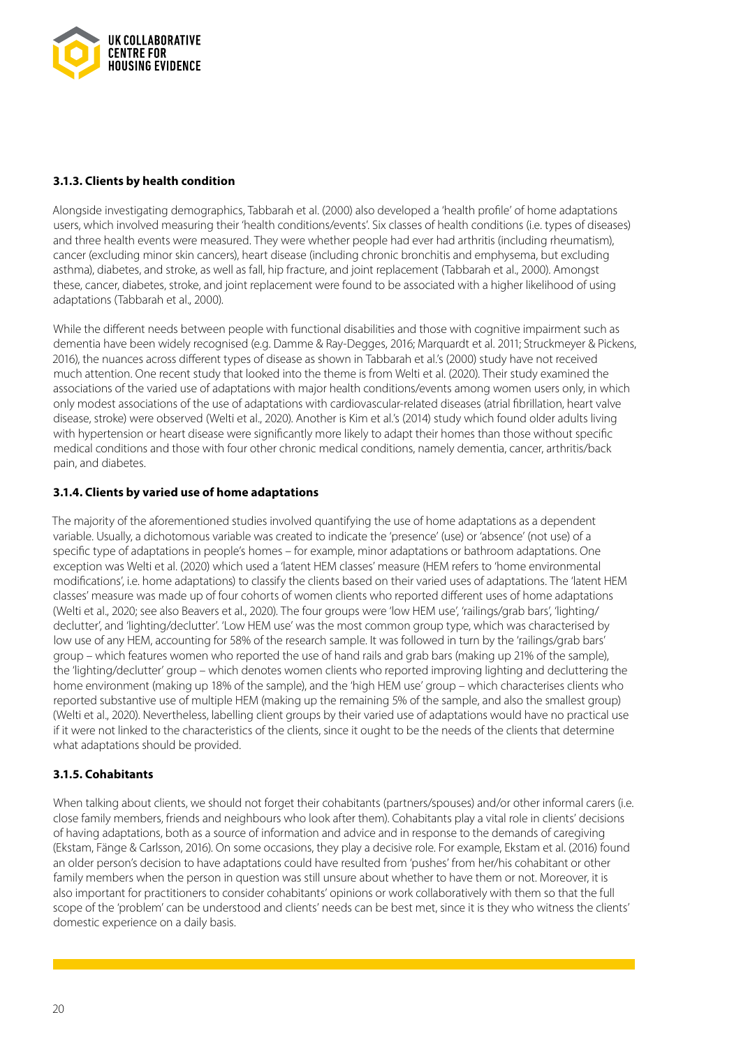### 3.1.3. Clients by health condition

Alongside investigating demographics, Tabbarah et al. (2000) also developed a 'health profile' of home adaptations users, which involved measuring their 'health conditions/events'. Six classes of health conditions (i.e. types of diseases) and three health events were measured. They were whether people had ever had arthritis (including rheumatism), cancer (excluding minor skin cancers), heart disease (including chronic bronchitis and emphysema, but excluding asthma), diabetes, and stroke, as well as fall, hip fracture, and joint replacement (Tabbarah et al., 2000). Amongst these, cancer, diabetes, stroke, and joint replacement were found to be associated with a higher likelihood of using adaptations (Tabbarah et al., 2000).

While the different needs between people with functional disabilities and those with cognitive impairment such as dementia have been widely recognised (e.g. Damme & Ray-Degges, 2016; Marquardt et al. 2011; Struckmeyer & Pickens, 2016), the nuances across different types of disease as shown in Tabbarah et al.'s (2000) study have not received much attention. One recent study that looked into the theme is from Welti et al. (2020). Their study examined the associations of the varied use of adaptations with major health conditions/events among women users only, in which only modest associations of the use of adaptations with cardiovascular-related diseases (atrial fibrillation, heart valve disease, stroke) were observed (Welti et al., 2020). Another is Kim et al.'s (2014) study which found older adults living with hypertension or heart disease were significantly more likely to adapt their homes than those without specific medical conditions and those with four other chronic medical conditions, namely dementia, cancer, arthritis/back pain, and diabetes.

### 3.1.4. Clients by varied use of home adaptations

The majority of the aforementioned studies involved quantifying the use of home adaptations as a dependent variable. Usually, a dichotomous variable was created to indicate the 'presence' (use) or 'absence' (not use) of a specific type of adaptations in people's homes – for example, minor adaptations or bathroom adaptations. One exception was Welti et al. (2020) which used a 'latent HEM classes' measure (HEM refers to 'home environmental modifications', i.e. home adaptations) to classify the clients based on their varied uses of adaptations. The 'latent HEM classes' measure was made up of four cohorts of women clients who reported different uses of home adaptations (Welti et al., 2020; see also Beavers et al., 2020). The four groups were 'low HEM use', 'railings/grab bars', 'lighting/declutter', and 'lighting/declutter'. 'Low HEM use' was the most common group type, which was characterised by low use of any HEM, accounting for 58% of the research sample. It was followed in turn by the 'railings/grab bars' group – which features women who reported the use of hand rails and grab bars (making up 21% of the sample), the 'lighting/declutter' group – which denotes women clients who reported improving lighting and decluttering the home environment (making up 18% of the sample), and the 'high HEM use' group – which characterises clients who reported substantive use of multiple HEM (making up the remaining 5% of the sample, and also the smallest group) (Welti et al., 2020). Nevertheless, labelling client groups by their varied use of adaptations would have no practical use if it were not linked to the characteristics of the clients, since it ought to be the needs of the clients that determine what adaptations should be provided.

### 3.1.5. Cohabitants

When talking about clients, we should not forget their cohabitants (partners/spouses) and/or other informal carers (i.e. close family members, friends and neighbours who look after them). Cohabitants play a vital role in clients' decisions of having adaptations, both as a source of information and advice and in response to the demands of caregiving (Ekstam, Fänge & Carlsson, 2016). On some occasions, they play a decisive role. For example, Ekstam et al. (2016) found an older person's decision to have adaptations could have resulted from 'pushes' from her/his cohabitant or other family members when the person in question was still unsure about whether to have them or not. Moreover, it is also important for practitioners to consider cohabitants' opinions or work collaboratively with them so that the full scope of the 'problem' can be understood and clients' needs can be best met, since it is they who witness the clients' domestic experience on a daily basis.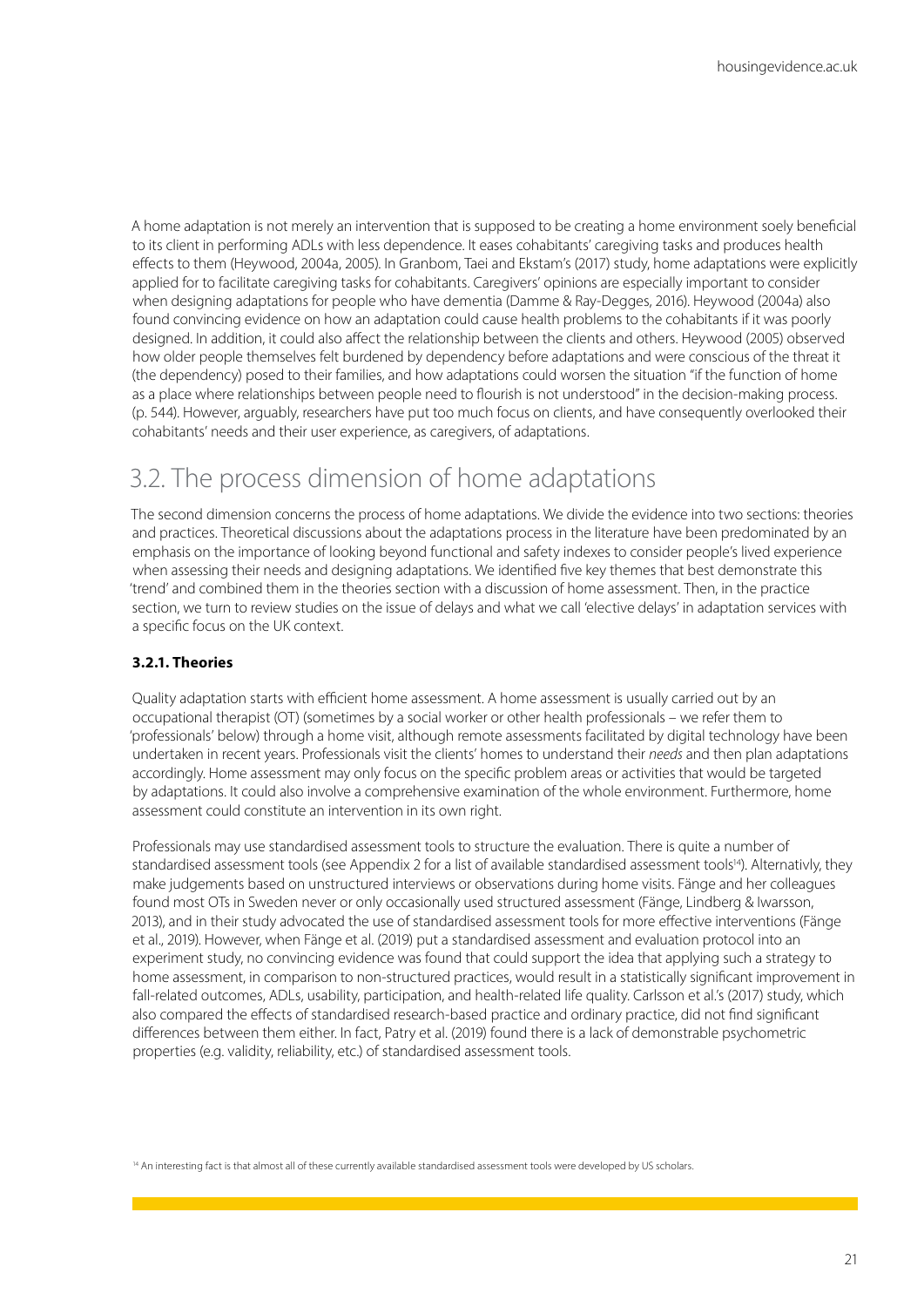A home adaptation is not merely an intervention that is supposed to be creating a home environment soely beneficial to its client in performing ADLs with less dependence. It eases cohabitants' caregiving tasks and produces health effects to them (Heywood, 2004a, 2005). In Granbom, Taei and Ekstam's (2017) study, home adaptations were explicitly applied for to facilitate caregiving tasks for cohabitants. Caregivers' opinions are especially important to consider when designing adaptations for people who have dementia (Damme & Ray-Degges, 2016). Heywood (2004a) also found convincing evidence on how an adaptation could cause health problems to the cohabitants if it was poorly designed. In addition, it could also affect the relationship between the clients and others. Heywood (2005) observed how older people themselves felt burdened by dependency before adaptations and were conscious of the threat it (the dependency) posed to their families, and how adaptations could worsen the situation "if the function of home as a place where relationships between people need to flourish is not understood" in the decision-making process. (p. 544). However, arguably, researchers have put too much focus on clients, and have consequently overlooked their cohabitants' needs and their user experience, as caregivers, of adaptations.

## 3.2. The process dimension of home adaptations

The second dimension concerns the process of home adaptations. We divide the evidence into two sections: theories and practices. Theoretical discussions about the adaptations process in the literature have been predominated by an emphasis on the importance of looking beyond functional and safety indexes to consider people's lived experience when assessing their needs and designing adaptations. We identified five key themes that best demonstrate this 'trend' and combined them in the theories section with a discussion of home assessment. Then, in the practice section, we turn to review studies on the issue of delays and what we call 'elective delays' in adaptation services with a specific focus on the UK context.

### 3.2.1. Theories

Quality adaptation starts with efficient home assessment. A home assessment is usually carried out by an occupational therapist (OT) (sometimes by a social worker or other health professionals – we refer them to 'professionals' below) through a home visit, although remote assessments facilitated by digital technology have been undertaken in recent years. Professionals visit the clients' homes to understand their *needs* and then plan adaptations accordingly. Home assessment may only focus on the specific problem areas or activities that would be targeted by adaptations. It could also involve a comprehensive examination of the whole environment. Furthermore, home assessment could constitute an intervention in its own right.

Professionals may use standardised assessment tools to structure the evaluation. There is quite a number of standardised assessment tools (see Appendix 2 for a list of available standardised assessment tools[14]). Alternativly, they make judgements based on unstructured interviews or observations during home visits. Fänge and her colleagues found most OTs in Sweden never or only occasionally used structured assessment (Fänge, Lindberg & Iwarsson, 2013), and in their study advocated the use of standardised assessment tools for more effective interventions (Fänge et al., 2019). However, when Fänge et al. (2019) put a standardised assessment and evaluation protocol into an experiment study, no convincing evidence was found that could support the idea that applying such a strategy to home assessment, in comparison to non-structured practices, would result in a statistically significant improvement in fall-related outcomes, ADLs, usability, participation, and health-related life quality. Carlsson et al.'s (2017) study, which also compared the effects of standardised research-based practice and ordinary practice, did not find significant differences between them either. In fact, Patry et al. (2019) found there is a lack of demonstrable psychometric properties (e.g. validity, reliability, etc.) of standardised assessment tools.

[14] An interesting fact is that almost all of these currently available standardised assessment tools were developed by US scholars.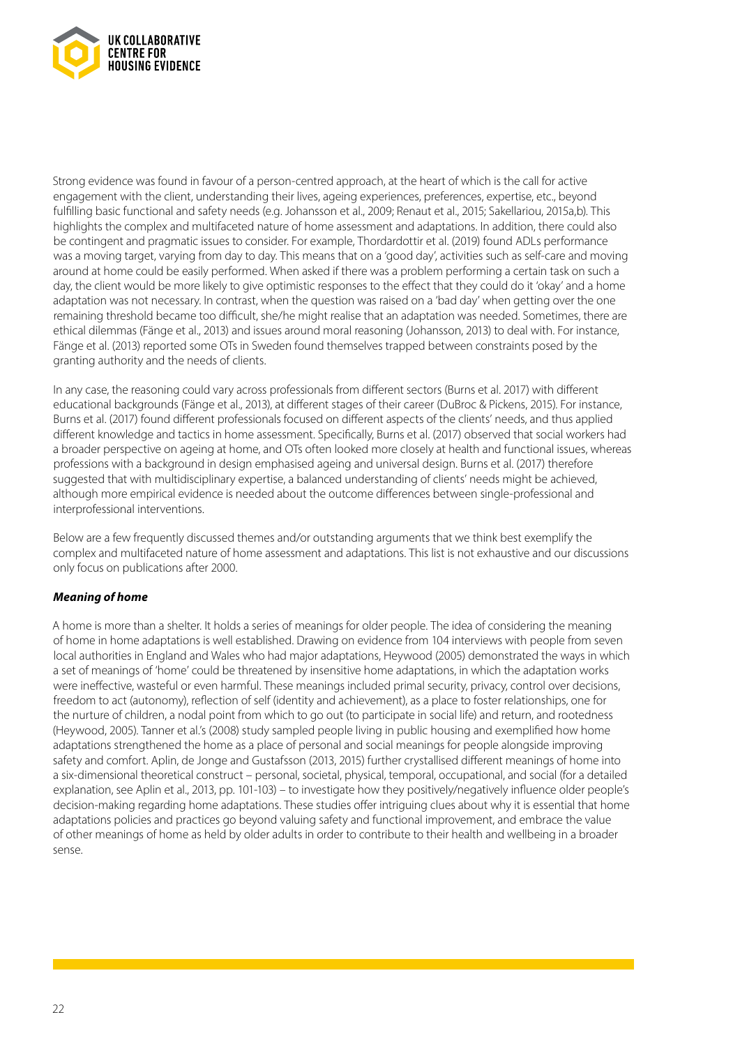Strong evidence was found in favour of a person-centred approach, at the heart of which is the call for active engagement with the client, understanding their lives, ageing experiences, preferences, expertise, etc., beyond fulfilling basic functional and safety needs (e.g. Johansson et al., 2009; Renaut et al., 2015; Sakellariou, 2015a,b). This highlights the complex and multifaceted nature of home assessment and adaptations. In addition, there could also be contingent and pragmatic issues to consider. For example, Thordardottir et al. (2019) found ADLs performance was a moving target, varying from day to day. This means that on a 'good day', activities such as self-care and moving around at home could be easily performed. When asked if there was a problem performing a certain task on such a day, the client would be more likely to give optimistic responses to the effect that they could do it 'okay' and a home adaptation was not necessary. In contrast, when the question was raised on a 'bad day' when getting over the one remaining threshold became too difficult, she/he might realise that an adaptation was needed. Sometimes, there are ethical dilemmas (Fänge et al., 2013) and issues around moral reasoning (Johansson, 2013) to deal with. For instance, Fänge et al. (2013) reported some OTs in Sweden found themselves trapped between constraints posed by the granting authority and the needs of clients.

In any case, the reasoning could vary across professionals from different sectors (Burns et al. 2017) with different educational backgrounds (Fänge et al., 2013), at different stages of their career (DuBroc & Pickens, 2015). For instance, Burns et al. (2017) found different professionals focused on different aspects of the clients' needs, and thus applied different knowledge and tactics in home assessment. Specifically, Burns et al. (2017) observed that social workers had a broader perspective on ageing at home, and OTs often looked more closely at health and functional issues, whereas professions with a background in design emphasised ageing and universal design. Burns et al. (2017) therefore suggested that with multidisciplinary expertise, a balanced understanding of clients' needs might be achieved, although more empirical evidence is needed about the outcome differences between single-professional and interprofessional interventions.

Below are a few frequently discussed themes and/or outstanding arguments that we think best exemplify the complex and multifaceted nature of home assessment and adaptations. This list is not exhaustive and our discussions only focus on publications after 2000.

#### ***Meaning of home***

A home is more than a shelter. It holds a series of meanings for older people. The idea of considering the meaning of home in home adaptations is well established. Drawing on evidence from 104 interviews with people from seven local authorities in England and Wales who had major adaptations, Heywood (2005) demonstrated the ways in which a set of meanings of 'home' could be threatened by insensitive home adaptations, in which the adaptation works were ineffective, wasteful or even harmful. These meanings included primal security, privacy, control over decisions, freedom to act (autonomy), reflection of self (identity and achievement), as a place to foster relationships, one for the nurture of children, a nodal point from which to go out (to participate in social life) and return, and rootedness (Heywood, 2005). Tanner et al.'s (2008) study sampled people living in public housing and exemplified how home adaptations strengthened the home as a place of personal and social meanings for people alongside improving safety and comfort. Aplin, de Jonge and Gustafsson (2013, 2015) further crystallised different meanings of home into a six-dimensional theoretical construct – personal, societal, physical, temporal, occupational, and social (for a detailed explanation, see Aplin et al., 2013, pp. 101-103) – to investigate how they positively/negatively influence older people's decision-making regarding home adaptations. These studies offer intriguing clues about why it is essential that home adaptations policies and practices go beyond valuing safety and functional improvement, and embrace the value of other meanings of home as held by older adults in order to contribute to their health and wellbeing in a broader sense.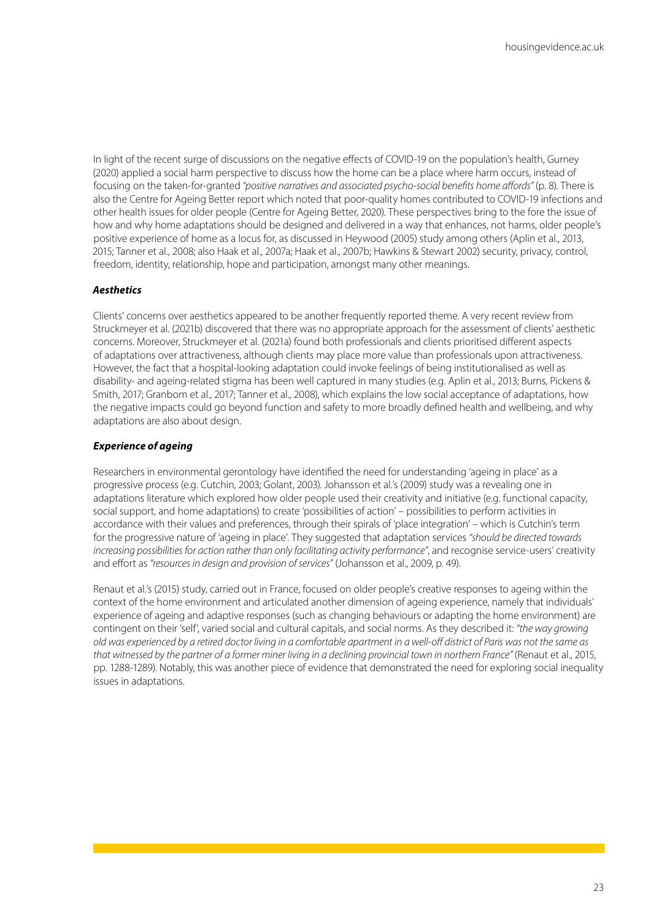In light of the recent surge of discussions on the negative effects of COVID-19 on the population's health, Gurney (2020) applied a social harm perspective to discuss how the home can be a place where harm occurs, instead of focusing on the taken-for-granted *"positive narratives and associated psycho-social benefits home affords"* (p. 8). There is also the Centre for Ageing Better report which noted that poor-quality homes contributed to COVID-19 infections and other health issues for older people (Centre for Ageing Better, 2020). These perspectives bring to the fore the issue of how and why home adaptations should be designed and delivered in a way that enhances, not harms, older people's positive experience of home as a locus for, as discussed in Heywood (2005) study among others (Aplin et al., 2013, 2015; Tanner et al., 2008; also Haak et al., 2007a; Haak et al., 2007b; Hawkins & Stewart 2002) security, privacy, control, freedom, identity, relationship, hope and participation, amongst many other meanings.

### *Aesthetics*

Clients' concerns over aesthetics appeared to be another frequently reported theme. A very recent review from Struckmeyer et al. (2021b) discovered that there was no appropriate approach for the assessment of clients' aesthetic concerns. Moreover, Struckmeyer et al. (2021a) found both professionals and clients prioritised different aspects of adaptations over attractiveness, although clients may place more value than professionals upon attractiveness. However, the fact that a hospital-looking adaptation could invoke feelings of being institutionalised as well as disability- and ageing-related stigma has been well captured in many studies (e.g. Aplin et al., 2013; Burns, Pickens & Smith, 2017; Granbom et al., 2017; Tanner et al., 2008), which explains the low social acceptance of adaptations, how the negative impacts could go beyond function and safety to more broadly defined health and wellbeing, and why adaptations are also about design.

### *Experience of ageing*

Researchers in environmental gerontology have identified the need for understanding 'ageing in place' as a progressive process (e.g. Cutchin, 2003; Golant, 2003). Johansson et al.'s (2009) study was a revealing one in adaptations literature which explored how older people used their creativity and initiative (e.g. functional capacity, social support, and home adaptations) to create 'possibilities of action' – possibilities to perform activities in accordance with their values and preferences, through their spirals of 'place integration' – which is Cutchin's term for the progressive nature of 'ageing in place'. They suggested that adaptation services *"should be directed towards increasing possibilities for action rather than only facilitating activity performance"*, and recognise service-users' creativity and effort as *"resources in design and provision of services"* (Johansson et al., 2009, p. 49).

Renaut et al.'s (2015) study, carried out in France, focused on older people's creative responses to ageing within the context of the home environment and articulated another dimension of ageing experience, namely that individuals' experience of ageing and adaptive responses (such as changing behaviours or adapting the home environment) are contingent on their 'self', varied social and cultural capitals, and social norms. As they described it: *"the way growing old was experienced by a retired doctor living in a comfortable apartment in a well-off district of Paris was not the same as that witnessed by the partner of a former miner living in a declining provincial town in northern France"* (Renaut et al., 2015, pp. 1288-1289). Notably, this was another piece of evidence that demonstrated the need for exploring social inequality issues in adaptations.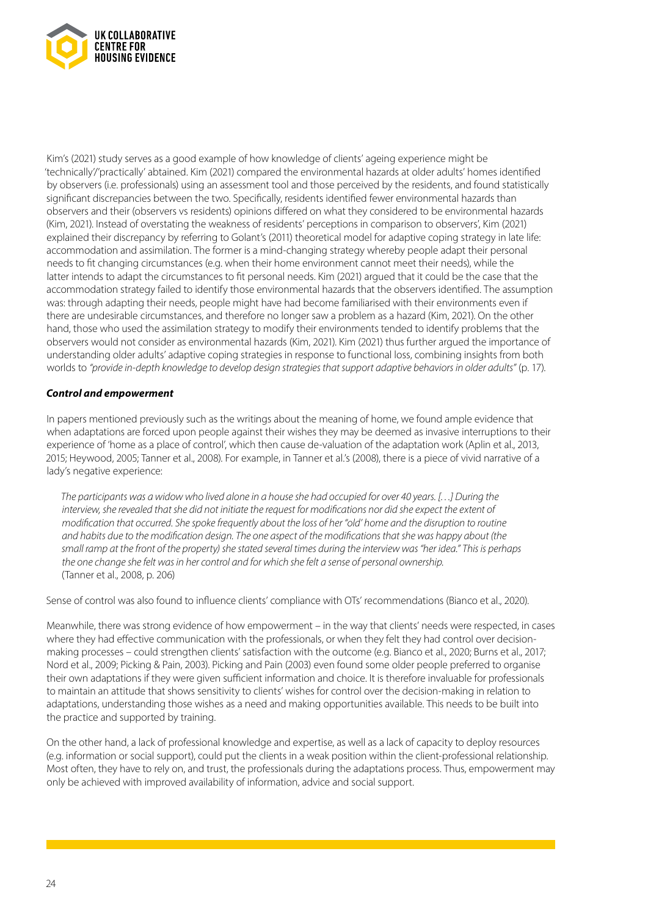Kim's (2021) study serves as a good example of how knowledge of clients' ageing experience might be 'technically'/'practically' obtained. Kim (2021) compared the environmental hazards at older adults' homes identified by observers (i.e. professionals) using an assessment tool and those perceived by the residents, and found statistically significant discrepancies between the two. Specifically, residents identified fewer environmental hazards than observers and their (observers vs residents) opinions differed on what they considered to be environmental hazards (Kim, 2021). Instead of overstating the weakness of residents' perceptions in comparison to observers', Kim (2021) explained their discrepancy by referring to Golant's (2011) theoretical model for adaptive coping strategy in late life: accommodation and assimilation. The former is a mind-changing strategy whereby people adapt their personal needs to fit changing circumstances (e.g. when their home environment cannot meet their needs), while the latter intends to adapt the circumstances to fit personal needs. Kim (2021) argued that it could be the case that the accommodation strategy failed to identify those environmental hazards that the observers identified. The assumption was: through adapting their needs, people might have had become familiarised with their environments even if there are undesirable circumstances, and therefore no longer saw a problem as a hazard (Kim, 2021). On the other hand, those who used the assimilation strategy to modify their environments tended to identify problems that the observers would not consider as environmental hazards (Kim, 2021). Kim (2021) thus further argued the importance of understanding older adults' adaptive coping strategies in response to functional loss, combining insights from both worlds to *"provide in-depth knowledge to develop design strategies that support adaptive behaviors in older adults"* (p. 17).

***Control and empowerment***

In papers mentioned previously such as the writings about the meaning of home, we found ample evidence that when adaptations are forced upon people against their wishes they may be deemed as invasive interruptions to their experience of 'home as a place of control', which then cause de-valuation of the adaptation work (Aplin et al., 2013, 2015; Heywood, 2005; Tanner et al., 2008). For example, in Tanner et al.'s (2008), there is a piece of vivid narrative of a lady's negative experience:

> *The participants was a widow who lived alone in a house she had occupied for over 40 years. [. . .] During the interview, she revealed that she did not initiate the request for modifications nor did she expect the extent of modification that occurred. She spoke frequently about the loss of her "old" home and the disruption to routine and habits due to the modification design. The one aspect of the modifications that she was happy about (the small ramp at the front of the property) she stated several times during the interview was "her idea." This is perhaps the one change she felt was in her control and for which she felt a sense of personal ownership.*
> (Tanner et al., 2008, p. 206)

Sense of control was also found to influence clients' compliance with OTs' recommendations (Bianco et al., 2020).

Meanwhile, there was strong evidence of how empowerment – in the way that clients' needs were respected, in cases where they had effective communication with the professionals, or when they felt they had control over decision-making processes – could strengthen clients' satisfaction with the outcome (e.g. Bianco et al., 2020; Burns et al., 2017; Nord et al., 2009; Picking & Pain, 2003). Picking and Pain (2003) even found some older people preferred to organise their own adaptations if they were given sufficient information and choice. It is therefore invaluable for professionals to maintain an attitude that shows sensitivity to clients' wishes for control over the decision-making in relation to adaptations, understanding those wishes as a need and making opportunities available. This needs to be built into the practice and supported by training.

On the other hand, a lack of professional knowledge and expertise, as well as a lack of capacity to deploy resources (e.g. information or social support), could put the clients in a weak position within the client-professional relationship. Most often, they have to rely on, and trust, the professionals during the adaptations process. Thus, empowerment may only be achieved with improved availability of information, advice and social support.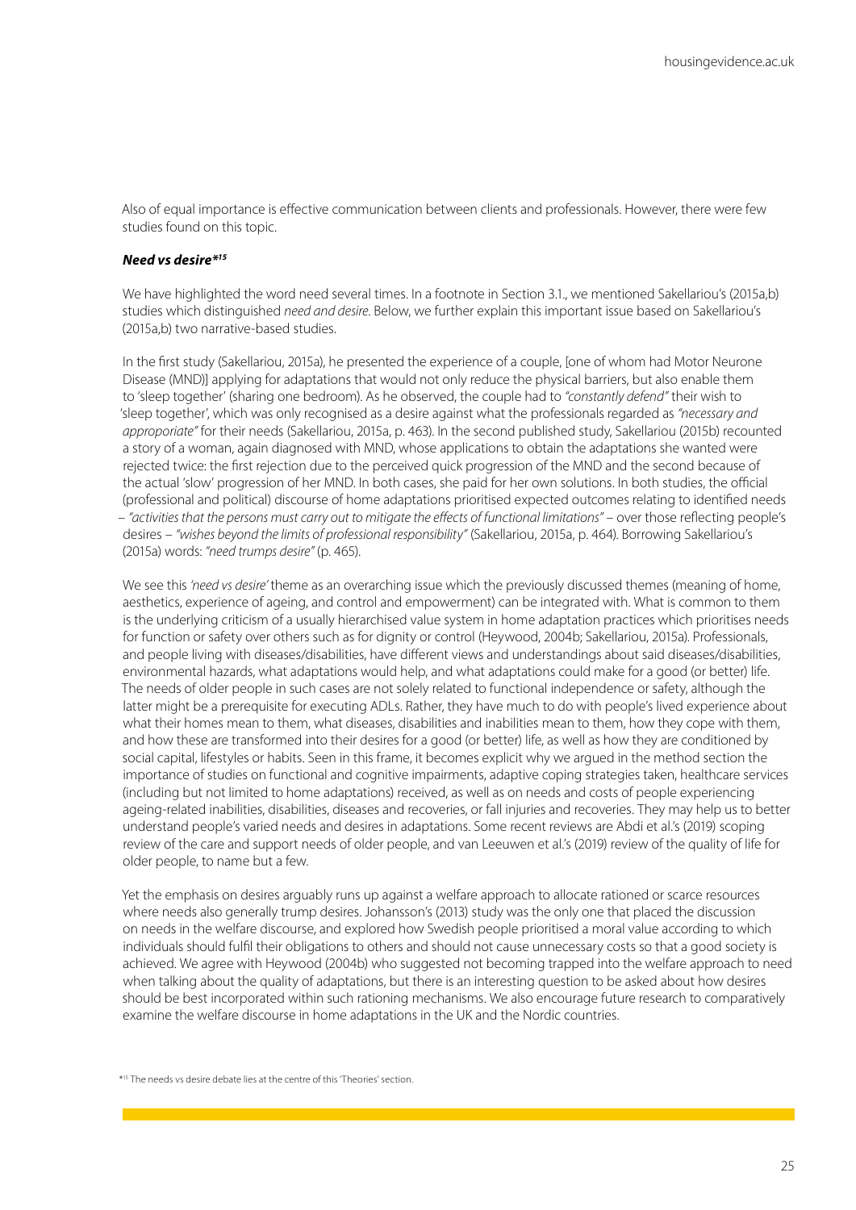Also of equal importance is effective communication between clients and professionals. However, there were few studies found on this topic.

***Need vs desire**[15]*

We have highlighted the word need several times. In a footnote in Section 3.1., we mentioned Sakellariou's (2015a,b) studies which distinguished *need and desire*. Below, we further explain this important issue based on Sakellariou's (2015a,b) two narrative-based studies.

In the first study (Sakellariou, 2015a), he presented the experience of a couple, [one of whom had Motor Neurone Disease (MND)] applying for adaptations that would not only reduce the physical barriers, but also enable them to 'sleep together' (sharing one bedroom). As he observed, the couple had to *"constantly defend"* their wish to 'sleep together', which was only recognised as a desire against what the professionals regarded as *"necessary and appropriate"* for their needs (Sakellariou, 2015a, p. 463). In the second published study, Sakellariou (2015b) recounted a story of a woman, again diagnosed with MND, whose applications to obtain the adaptations she wanted were rejected twice: the first rejection due to the perceived quick progression of the MND and the second because of the actual 'slow' progression of her MND. In both cases, she paid for her own solutions. In both studies, the official (professional and political) discourse of home adaptations prioritised expected outcomes relating to identified needs – *"activities that the persons must carry out to mitigate the effects of functional limitations"* – over those reflecting people's desires – *"wishes beyond the limits of professional responsibility"* (Sakellariou, 2015a, p. 464). Borrowing Sakellariou's (2015a) words: *"need trumps desire"* (p. 465).

We see this *'need vs desire'* theme as an overarching issue which the previously discussed themes (meaning of home, aesthetics, experience of ageing, and control and empowerment) can be integrated with. What is common to them is the underlying criticism of a usually hierarchised value system in home adaptation practices which prioritises needs for function or safety over others such as for dignity or control (Heywood, 2004b; Sakellariou, 2015a). Professionals, and people living with diseases/disabilities, have different views and understandings about said diseases/disabilities, environmental hazards, what adaptations would help, and what adaptations could make for a good (or better) life. The needs of older people in such cases are not solely related to functional independence or safety, although the latter might be a prerequisite for executing ADLs. Rather, they have much to do with people's lived experience about what their homes mean to them, what diseases, disabilities and inabilities mean to them, how they cope with them, and how these are transformed into their desires for a good (or better) life, as well as how they are conditioned by social capital, lifestyles or habits. Seen in this frame, it becomes explicit why we argued in the method section the importance of studies on functional and cognitive impairments, adaptive coping strategies taken, healthcare services (including but not limited to home adaptations) received, as well as on needs and costs of people experiencing ageing-related inabilities, disabilities, diseases and recoveries, or fall injuries and recoveries. They may help us to better understand people's varied needs and desires in adaptations. Some recent reviews are Abdi et al.'s (2019) scoping review of the care and support needs of older people, and van Leeuwen et al.'s (2019) review of the quality of life for older people, to name but a few.

Yet the emphasis on desires arguably runs up against a welfare approach to allocate rationed or scarce resources where needs also generally trump desires. Johansson's (2013) study was the only one that placed the discussion on needs in the welfare discourse, and explored how Swedish people prioritised a moral value according to which individuals should fulfil their obligations to others and should not cause unnecessary costs so that a good society is achieved. We agree with Heywood (2004b) who suggested not becoming trapped into the welfare approach to need when talking about the quality of adaptations, but there is an interesting question to be asked about how desires should be best incorporated within such rationing mechanisms. We also encourage future research to comparatively examine the welfare discourse in home adaptations in the UK and the Nordic countries.

[15] The needs vs desire debate lies at the centre of this 'Theories' section.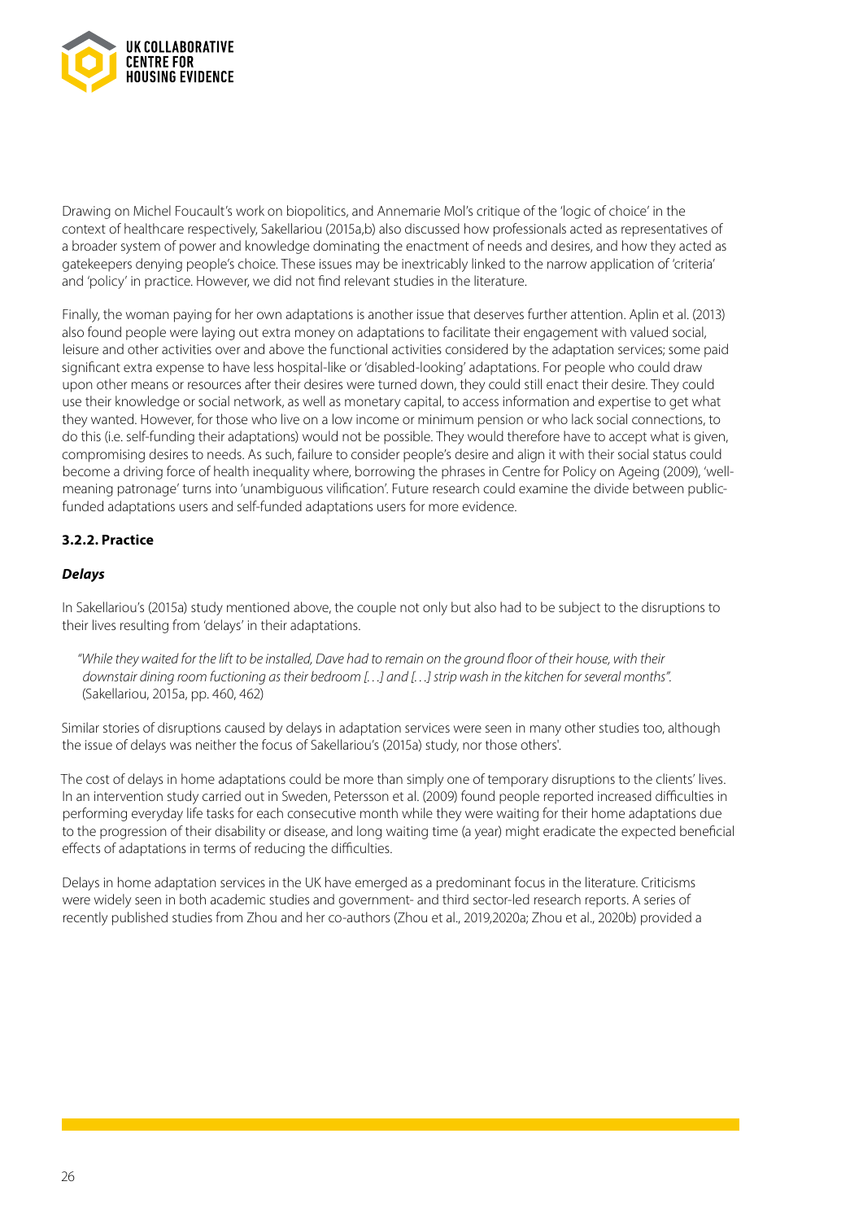Drawing on Michel Foucault's work on biopolitics, and Annemarie Mol's critique of the 'logic of choice' in the context of healthcare respectively, Sakellariou (2015a,b) also discussed how professionals acted as representatives of a broader system of power and knowledge dominating the enactment of needs and desires, and how they acted as gatekeepers denying people's choice. These issues may be inextricably linked to the narrow application of 'criteria' and 'policy' in practice. However, we did not find relevant studies in the literature.

Finally, the woman paying for her own adaptations is another issue that deserves further attention. Aplin et al. (2013) also found people were laying out extra money on adaptations to facilitate their engagement with valued social, leisure and other activities over and above the functional activities considered by the adaptation services; some paid significant extra expense to have less hospital-like or 'disabled-looking' adaptations. For people who could draw upon other means or resources after their desires were turned down, they could still enact their desire. They could use their knowledge or social network, as well as monetary capital, to access information and expertise to get what they wanted. However, for those who live on a low income or minimum pension or who lack social connections, to do this (i.e. self-funding their adaptations) would not be possible. They would therefore have to accept what is given, compromising desires to needs. As such, failure to consider people's desire and align it with their social status could become a driving force of health inequality where, borrowing the phrases in Centre for Policy on Ageing (2009), 'well-meaning patronage' turns into 'unambiguous vilification'. Future research could examine the divide between public-funded adaptations users and self-funded adaptations users for more evidence.

### 3.2.2. Practice

#### *Delays*

In Sakellariou's (2015a) study mentioned above, the couple not only but also had to be subject to the disruptions to their lives resulting from 'delays' in their adaptations.

> *"While they waited for the lift to be installed, Dave had to remain on the ground floor of their house, with their downstair dining room fuctioning as their bedroom […] and […] strip wash in the kitchen for several months".* (Sakellariou, 2015a, pp. 460, 462)

Similar stories of disruptions caused by delays in adaptation services were seen in many other studies too, although the issue of delays was neither the focus of Sakellariou's (2015a) study, nor those others'.

The cost of delays in home adaptations could be more than simply one of temporary disruptions to the clients' lives. In an intervention study carried out in Sweden, Petersson et al. (2009) found people reported increased difficulties in performing everyday life tasks for each consecutive month while they were waiting for their home adaptations due to the progression of their disability or disease, and long waiting time (a year) might eradicate the expected beneficial effects of adaptations in terms of reducing the difficulties.

Delays in home adaptation services in the UK have emerged as a predominant focus in the literature. Criticisms were widely seen in both academic studies and government- and third sector-led research reports. A series of recently published studies from Zhou and her co-authors (Zhou et al., 2019,2020a; Zhou et al., 2020b) provided a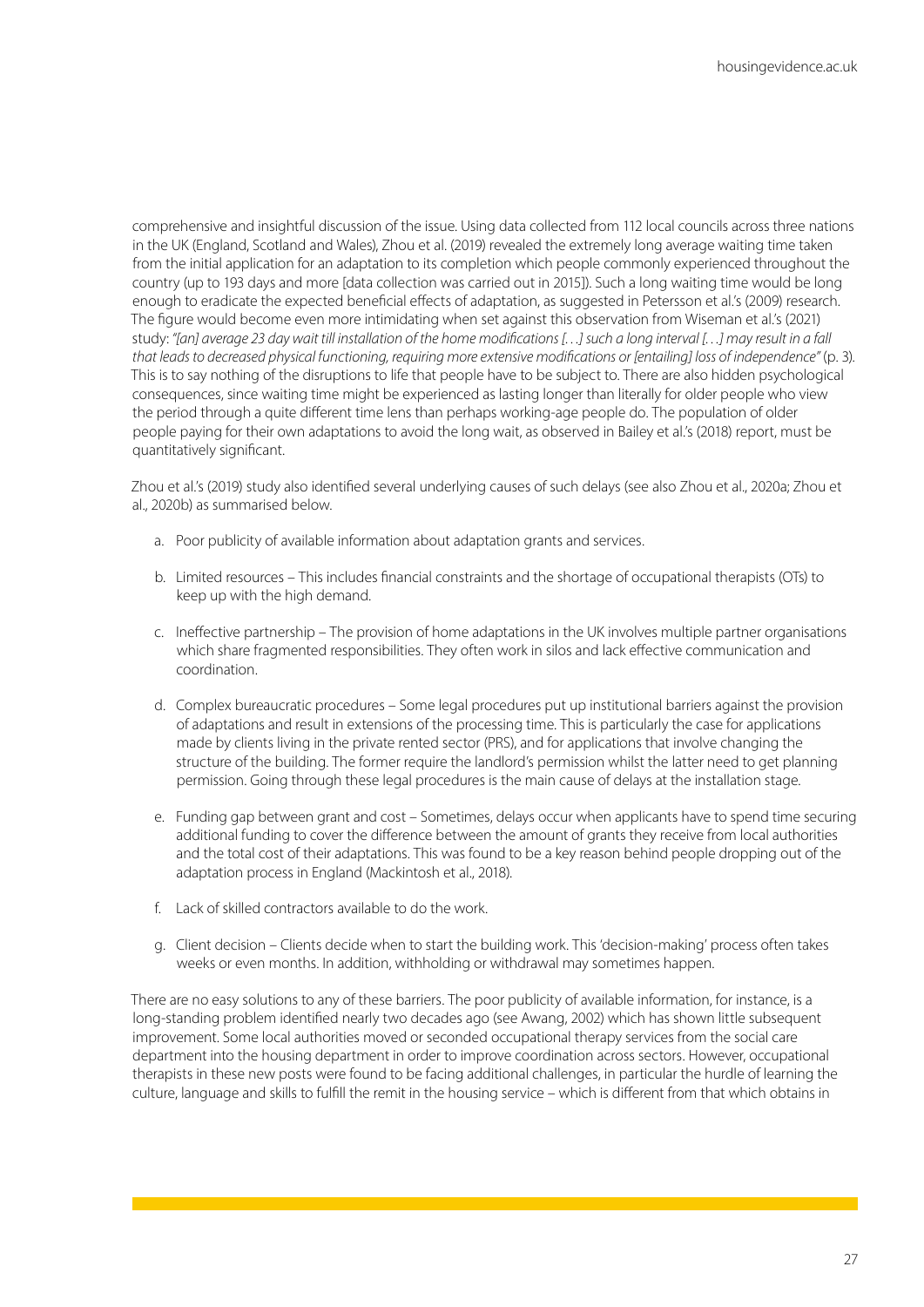comprehensive and insightful discussion of the issue. Using data collected from 112 local councils across three nations in the UK (England, Scotland and Wales), Zhou et al. (2019) revealed the extremely long average waiting time taken from the initial application for an adaptation to its completion which people commonly experienced throughout the country (up to 193 days and more [data collection was carried out in 2015]). Such a long waiting time would be long enough to eradicate the expected beneficial effects of adaptation, as suggested in Petersson et al.'s (2009) research. The figure would become even more intimidating when set against this observation from Wiseman et al.'s (2021) study: *"[an] average 23 day wait till installation of the home modifications [. . .] such a long interval [. . .] may result in a fall that leads to decreased physical functioning, requiring more extensive modifications or [entailing] loss of independence"* (p. 3). This is to say nothing of the disruptions to life that people have to be subject to. There are also hidden psychological consequences, since waiting time might be experienced as lasting longer than literally for older people who view the period through a quite different time lens than perhaps working-age people do. The population of older people paying for their own adaptations to avoid the long wait, as observed in Bailey et al.'s (2018) report, must be quantitatively significant.

Zhou et al.'s (2019) study also identified several underlying causes of such delays (see also Zhou et al., 2020a; Zhou et al., 2020b) as summarised below.

a. Poor publicity of available information about adaptation grants and services.

b. Limited resources – This includes financial constraints and the shortage of occupational therapists (OTs) to keep up with the high demand.

c. Ineffective partnership – The provision of home adaptations in the UK involves multiple partner organisations which share fragmented responsibilities. They often work in silos and lack effective communication and coordination.

d. Complex bureaucratic procedures – Some legal procedures put up institutional barriers against the provision of adaptations and result in extensions of the processing time. This is particularly the case for applications made by clients living in the private rented sector (PRS), and for applications that involve changing the structure of the building. The former require the landlord's permission whilst the latter need to get planning permission. Going through these legal procedures is the main cause of delays at the installation stage.

e. Funding gap between grant and cost – Sometimes, delays occur when applicants have to spend time securing additional funding to cover the difference between the amount of grants they receive from local authorities and the total cost of their adaptations. This was found to be a key reason behind people dropping out of the adaptation process in England (Mackintosh et al., 2018).

f. Lack of skilled contractors available to do the work.

g. Client decision – Clients decide when to start the building work. This 'decision-making' process often takes weeks or even months. In addition, withholding or withdrawal may sometimes happen.

There are no easy solutions to any of these barriers. The poor publicity of available information, for instance, is a long-standing problem identified nearly two decades ago (see Awang, 2002) which has shown little subsequent improvement. Some local authorities moved or seconded occupational therapy services from the social care department into the housing department in order to improve coordination across sectors. However, occupational therapists in these new posts were found to be facing additional challenges, in particular the hurdle of learning the culture, language and skills to fulfill the remit in the housing service – which is different from that which obtains in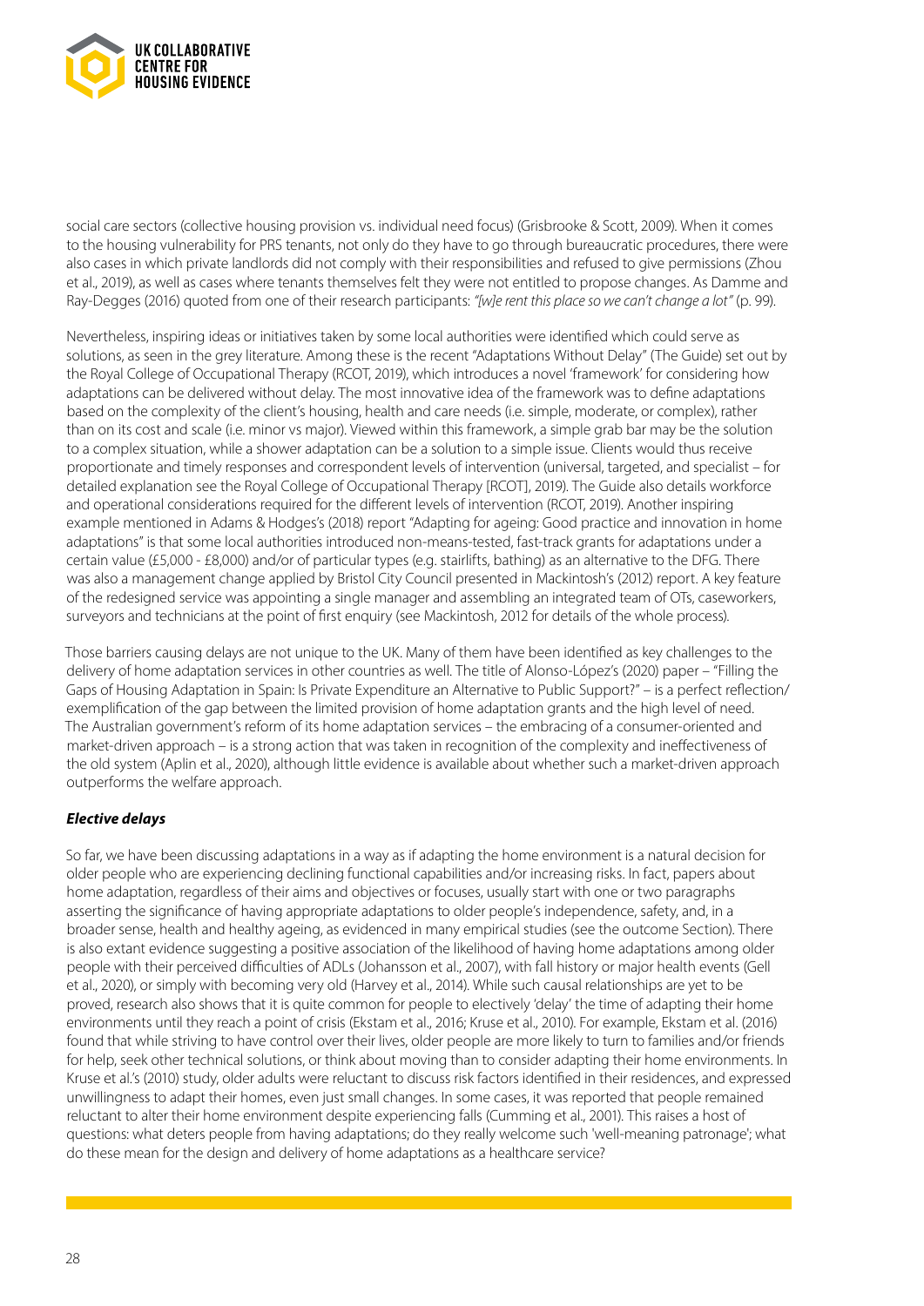social care sectors (collective housing provision vs. individual need focus) (Grisbrooke & Scott, 2009). When it comes to the housing vulnerability for PRS tenants, not only do they have to go through bureaucratic procedures, there were also cases in which private landlords did not comply with their responsibilities and refused to give permissions (Zhou et al., 2019), as well as cases where tenants themselves felt they were not entitled to propose changes. As Damme and Ray-Degges (2016) quoted from one of their research participants: *"[w]e rent this place so we can't change a lot"* (p. 99).

Nevertheless, inspiring ideas or initiatives taken by some local authorities were identified which could serve as solutions, as seen in the grey literature. Among these is the recent "Adaptations Without Delay" (The Guide) set out by the Royal College of Occupational Therapy (RCOT, 2019), which introduces a novel 'framework' for considering how adaptations can be delivered without delay. The most innovative idea of the framework was to define adaptations based on the complexity of the client's housing, health and care needs (i.e. simple, moderate, or complex), rather than on its cost and scale (i.e. minor vs major). Viewed within this framework, a simple grab bar may be the solution to a complex situation, while a shower adaptation can be a solution to a simple issue. Clients would thus receive proportionate and timely responses and correspondent levels of intervention (universal, targeted, and specialist – for detailed explanation see the Royal College of Occupational Therapy [RCOT], 2019). The Guide also details workforce and operational considerations required for the different levels of intervention (RCOT, 2019). Another inspiring example mentioned in Adams & Hodges's (2018) report "Adapting for ageing: Good practice and innovation in home adaptations" is that some local authorities introduced non-means-tested, fast-track grants for adaptations under a certain value (£5,000 - £8,000) and/or of particular types (e.g. stairlifts, bathing) as an alternative to the DFG. There was also a management change applied by Bristol City Council presented in Mackintosh's (2012) report. A key feature of the redesigned service was appointing a single manager and assembling an integrated team of OTs, caseworkers, surveyors and technicians at the point of first enquiry (see Mackintosh, 2012 for details of the whole process).

Those barriers causing delays are not unique to the UK. Many of them have been identified as key challenges to the delivery of home adaptation services in other countries as well. The title of Alonso-López's (2020) paper – "Filling the Gaps of Housing Adaptation in Spain: Is Private Expenditure an Alternative to Public Support?" – is a perfect reflection/exemplification of the gap between the limited provision of home adaptation grants and the high level of need. The Australian government's reform of its home adaptation services – the embracing of a consumer-oriented and market-driven approach – is a strong action that was taken in recognition of the complexity and ineffectiveness of the old system (Aplin et al., 2020), although little evidence is available about whether such a market-driven approach outperforms the welfare approach.

***Elective delays***

So far, we have been discussing adaptations in a way as if adapting the home environment is a natural decision for older people who are experiencing declining functional capabilities and/or increasing risks. In fact, papers about home adaptation, regardless of their aims and objectives or focuses, usually start with one or two paragraphs asserting the significance of having appropriate adaptations to older people's independence, safety, and, in a broader sense, health and healthy ageing, as evidenced in many empirical studies (see the outcome Section). There is also extant evidence suggesting a positive association of the likelihood of having home adaptations among older people with their perceived difficulties of ADLs (Johansson et al., 2007), with fall history or major health events (Gell et al., 2020), or simply with becoming very old (Harvey et al., 2014). While such causal relationships are yet to be proved, research also shows that it is quite common for people to electively 'delay' the time of adapting their home environments until they reach a point of crisis (Ekstam et al., 2016; Kruse et al., 2010). For example, Ekstam et al. (2016) found that while striving to have control over their lives, older people are more likely to turn to families and/or friends for help, seek other technical solutions, or think about moving than to consider adapting their home environments. In Kruse et al.'s (2010) study, older adults were reluctant to discuss risk factors identified in their residences, and expressed unwillingness to adapt their homes, even just small changes. In some cases, it was reported that people remained reluctant to alter their home environment despite experiencing falls (Cumming et al., 2001). This raises a host of questions: what deters people from having adaptations; do they really welcome such 'well-meaning patronage'; what do these mean for the design and delivery of home adaptations as a healthcare service?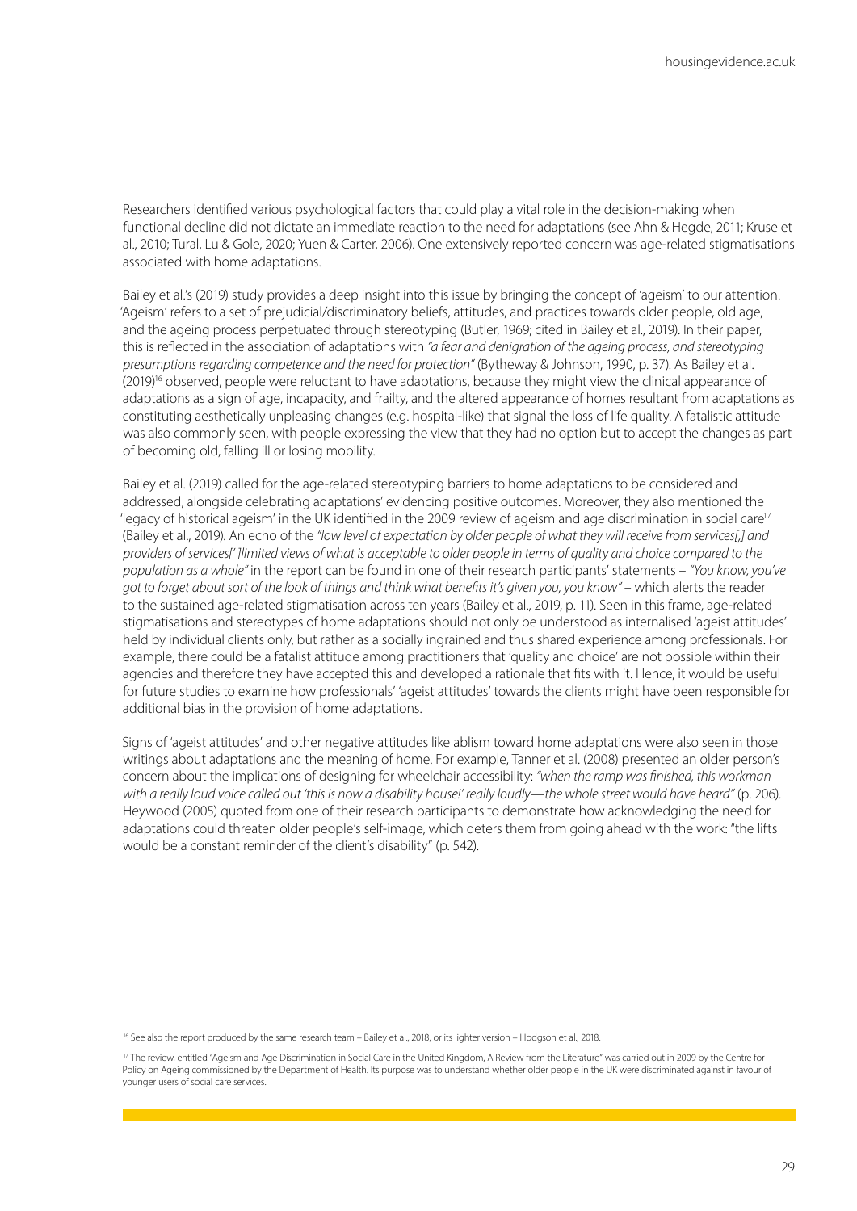Researchers identified various psychological factors that could play a vital role in the decision-making when functional decline did not dictate an immediate reaction to the need for adaptations (see Ahn & Hegde, 2011; Kruse et al., 2010; Tural, Lu & Gole, 2020; Yuen & Carter, 2006). One extensively reported concern was age-related stigmatisations associated with home adaptations.

Bailey et al.'s (2019) study provides a deep insight into this issue by bringing the concept of 'ageism' to our attention. 'Ageism' refers to a set of prejudicial/discriminatory beliefs, attitudes, and practices towards older people, old age, and the ageing process perpetuated through stereotyping (Butler, 1969; cited in Bailey et al., 2019). In their paper, this is reflected in the association of adaptations with *"a fear and denigration of the ageing process, and stereotyping presumptions regarding competence and the need for protection"* (Bytheway & Johnson, 1990, p. 37). As Bailey et al. (2019)[16] observed, people were reluctant to have adaptations, because they might view the clinical appearance of adaptations as a sign of age, incapacity, and frailty, and the altered appearance of homes resultant from adaptations as constituting aesthetically unpleasing changes (e.g. hospital-like) that signal the loss of life quality. A fatalistic attitude was also commonly seen, with people expressing the view that they had no option but to accept the changes as part of becoming old, falling ill or losing mobility.

Bailey et al. (2019) called for the age-related stereotyping barriers to home adaptations to be considered and addressed, alongside celebrating adaptations' evidencing positive outcomes. Moreover, they also mentioned the 'legacy of historical ageism' in the UK identified in the 2009 review of ageism and age discrimination in social care[17] (Bailey et al., 2019). An echo of the *"low level of expectation by older people of what they will receive from services[,] and providers of services[' ]limited views of what is acceptable to older people in terms of quality and choice compared to the population as a whole"* in the report can be found in one of their research participants' statements – *"You know, you've got to forget about sort of the look of things and think what benefits it's given you, you know"* – which alerts the reader to the sustained age-related stigmatisation across ten years (Bailey et al., 2019, p. 11). Seen in this frame, age-related stigmatisations and stereotypes of home adaptations should not only be understood as internalised 'ageist attitudes' held by individual clients only, but rather as a socially ingrained and thus shared experience among professionals. For example, there could be a fatalist attitude among practitioners that 'quality and choice' are not possible within their agencies and therefore they have accepted this and developed a rationale that fits with it. Hence, it would be useful for future studies to examine how professionals' 'ageist attitudes' towards the clients might have been responsible for additional bias in the provision of home adaptations.

Signs of 'ageist attitudes' and other negative attitudes like ablism toward home adaptations were also seen in those writings about adaptations and the meaning of home. For example, Tanner et al. (2008) presented an older person's concern about the implications of designing for wheelchair accessibility: *"when the ramp was finished, this workman with a really loud voice called out 'this is now a disability house!' really loudly—the whole street would have heard"* (p. 206). Heywood (2005) quoted from one of their research participants to demonstrate how acknowledging the need for adaptations could threaten older people's self-image, which deters them from going ahead with the work: "the lifts would be a constant reminder of the client's disability" (p. 542).

[16] See also the report produced by the same research team – Bailey et al., 2018, or its lighter version – Hodgson et al., 2018.

[17] The review, entitled "Ageism and Age Discrimination in Social Care in the United Kingdom, A Review from the Literature" was carried out in 2009 by the Centre for Policy on Ageing commissioned by the Department of Health. Its purpose was to understand whether older people in the UK were discriminated against in favour of younger users of social care services.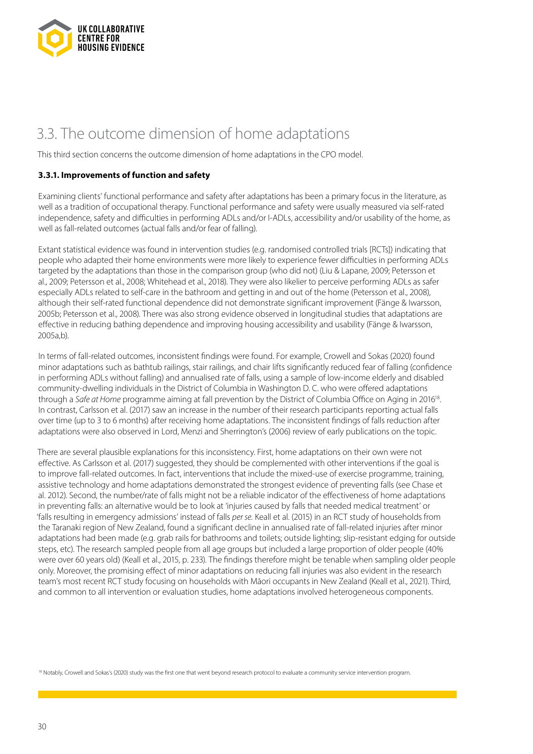## 3.3. The outcome dimension of home adaptations

This third section concerns the outcome dimension of home adaptations in the CPO model.

### 3.3.1. Improvements of function and safety

Examining clients' functional performance and safety after adaptations has been a primary focus in the literature, as well as a tradition of occupational therapy. Functional performance and safety were usually measured via self-rated independence, safety and difficulties in performing ADLs and/or I-ADLs, accessibility and/or usability of the home, as well as fall-related outcomes (actual falls and/or fear of falling).

Extant statistical evidence was found in intervention studies (e.g. randomised controlled trials [RCTs]) indicating that people who adapted their home environments were more likely to experience fewer difficulties in performing ADLs targeted by the adaptations than those in the comparison group (who did not) (Liu & Lapane, 2009; Petersson et al., 2009; Petersson et al., 2008; Whitehead et al., 2018). They were also likelier to perceive performing ADLs as safer especially ADLs related to self-care in the bathroom and getting in and out of the home (Petersson et al., 2008), although their self-rated functional dependence did not demonstrate significant improvement (Fänge & Iwarsson, 2005b; Petersson et al., 2008). There was also strong evidence observed in longitudinal studies that adaptations are effective in reducing bathing dependence and improving housing accessibility and usability (Fänge & Iwarsson, 2005a,b).

In terms of fall-related outcomes, inconsistent findings were found. For example, Crowell and Sokas (2020) found minor adaptations such as bathtub railings, stair railings, and chair lifts significantly reduced fear of falling (confidence in performing ADLs without falling) and annualised rate of falls, using a sample of low-income elderly and disabled community-dwelling individuals in the District of Columbia in Washington D. C. who were offered adaptations through a *Safe at Home* programme aiming at fall prevention by the District of Columbia Office on Aging in 2016[18]. In contrast, Carlsson et al. (2017) saw an increase in the number of their research participants reporting actual falls over time (up to 3 to 6 months) after receiving home adaptations. The inconsistent findings of falls reduction after adaptations were also observed in Lord, Menzi and Sherrington's (2006) review of early publications on the topic.

There are several plausible explanations for this inconsistency. First, home adaptations on their own were not effective. As Carlsson et al. (2017) suggested, they should be complemented with other interventions if the goal is to improve fall-related outcomes. In fact, interventions that include the mixed-use of exercise programme, training, assistive technology and home adaptations demonstrated the strongest evidence of preventing falls (see Chase et al. 2012). Second, the number/rate of falls might not be a reliable indicator of the effectiveness of home adaptations in preventing falls: an alternative would be to look at 'injuries caused by falls that needed medical treatment' or 'falls resulting in emergency admissions' instead of falls *per se*. Keall et al. (2015) in an RCT study of households from the Taranaki region of New Zealand, found a significant decline in annualised rate of fall-related injuries after minor adaptations had been made (e.g. grab rails for bathrooms and toilets; outside lighting; slip-resistant edging for outside steps, etc). The research sampled people from all age groups but included a large proportion of older people (40% were over 60 years old) (Keall et al., 2015, p. 233). The findings therefore might be tenable when sampling older people only. Moreover, the promising effect of minor adaptations on reducing fall injuries was also evident in the research team's most recent RCT study focusing on households with Māori occupants in New Zealand (Keall et al., 2021). Third, and common to all intervention or evaluation studies, home adaptations involved heterogeneous components.

[18] Notably, Crowell and Sokas's (2020) study was the first one that went beyond research protocol to evaluate a community service intervention program.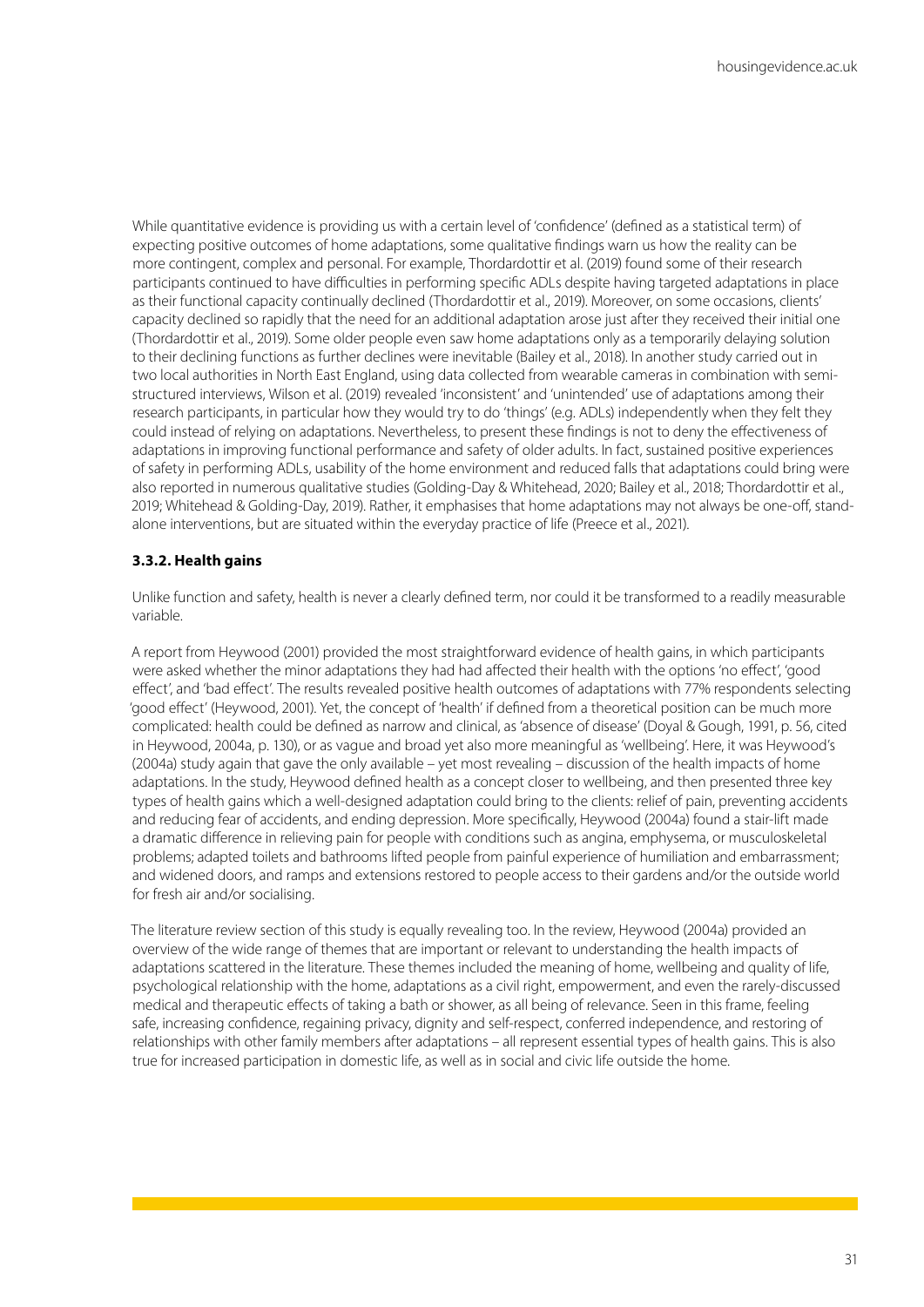While quantitative evidence is providing us with a certain level of 'confidence' (defined as a statistical term) of expecting positive outcomes of home adaptations, some qualitative findings warn us how the reality can be more contingent, complex and personal. For example, Thordardottir et al. (2019) found some of their research participants continued to have difficulties in performing specific ADLs despite having targeted adaptations in place as their functional capacity continually declined (Thordardottir et al., 2019). Moreover, on some occasions, clients' capacity declined so rapidly that the need for an additional adaptation arose just after they received their initial one (Thordardottir et al., 2019). Some older people even saw home adaptations only as a temporarily delaying solution to their declining functions as further declines were inevitable (Bailey et al., 2018). In another study carried out in two local authorities in North East England, using data collected from wearable cameras in combination with semi-structured interviews, Wilson et al. (2019) revealed 'inconsistent' and 'unintended' use of adaptations among their research participants, in particular how they would try to do 'things' (e.g. ADLs) independently when they felt they could instead of relying on adaptations. Nevertheless, to present these findings is not to deny the effectiveness of adaptations in improving functional performance and safety of older adults. In fact, sustained positive experiences of safety in performing ADLs, usability of the home environment and reduced falls that adaptations could bring were also reported in numerous qualitative studies (Golding-Day & Whitehead, 2020; Bailey et al., 2018; Thordardottir et al., 2019; Whitehead & Golding-Day, 2019). Rather, it emphasises that home adaptations may not always be one-off, stand-alone interventions, but are situated within the everyday practice of life (Preece et al., 2021).

### 3.3.2. Health gains

Unlike function and safety, health is never a clearly defined term, nor could it be transformed to a readily measurable variable.

A report from Heywood (2001) provided the most straightforward evidence of health gains, in which participants were asked whether the minor adaptations they had had affected their health with the options 'no effect', 'good effect', and 'bad effect'. The results revealed positive health outcomes of adaptations with 77% respondents selecting 'good effect' (Heywood, 2001). Yet, the concept of 'health' if defined from a theoretical position can be much more complicated: health could be defined as narrow and clinical, as 'absence of disease' (Doyal & Gough, 1991, p. 56, cited in Heywood, 2004a, p. 130), or as vague and broad yet also more meaningful as 'wellbeing'. Here, it was Heywood's (2004a) study again that gave the only available – yet most revealing – discussion of the health impacts of home adaptations. In the study, Heywood defined health as a concept closer to wellbeing, and then presented three key types of health gains which a well-designed adaptation could bring to the clients: relief of pain, preventing accidents and reducing fear of accidents, and ending depression. More specifically, Heywood (2004a) found a stair-lift made a dramatic difference in relieving pain for people with conditions such as angina, emphysema, or musculoskeletal problems; adapted toilets and bathrooms lifted people from painful experience of humiliation and embarrassment; and widened doors, and ramps and extensions restored to people access to their gardens and/or the outside world for fresh air and/or socialising.

The literature review section of this study is equally revealing too. In the review, Heywood (2004a) provided an overview of the wide range of themes that are important or relevant to understanding the health impacts of adaptations scattered in the literature. These themes included the meaning of home, wellbeing and quality of life, psychological relationship with the home, adaptations as a civil right, empowerment, and even the rarely-discussed medical and therapeutic effects of taking a bath or shower, as all being of relevance. Seen in this frame, feeling safe, increasing confidence, regaining privacy, dignity and self-respect, conferred independence, and restoring of relationships with other family members after adaptations – all represent essential types of health gains. This is also true for increased participation in domestic life, as well as in social and civic life outside the home.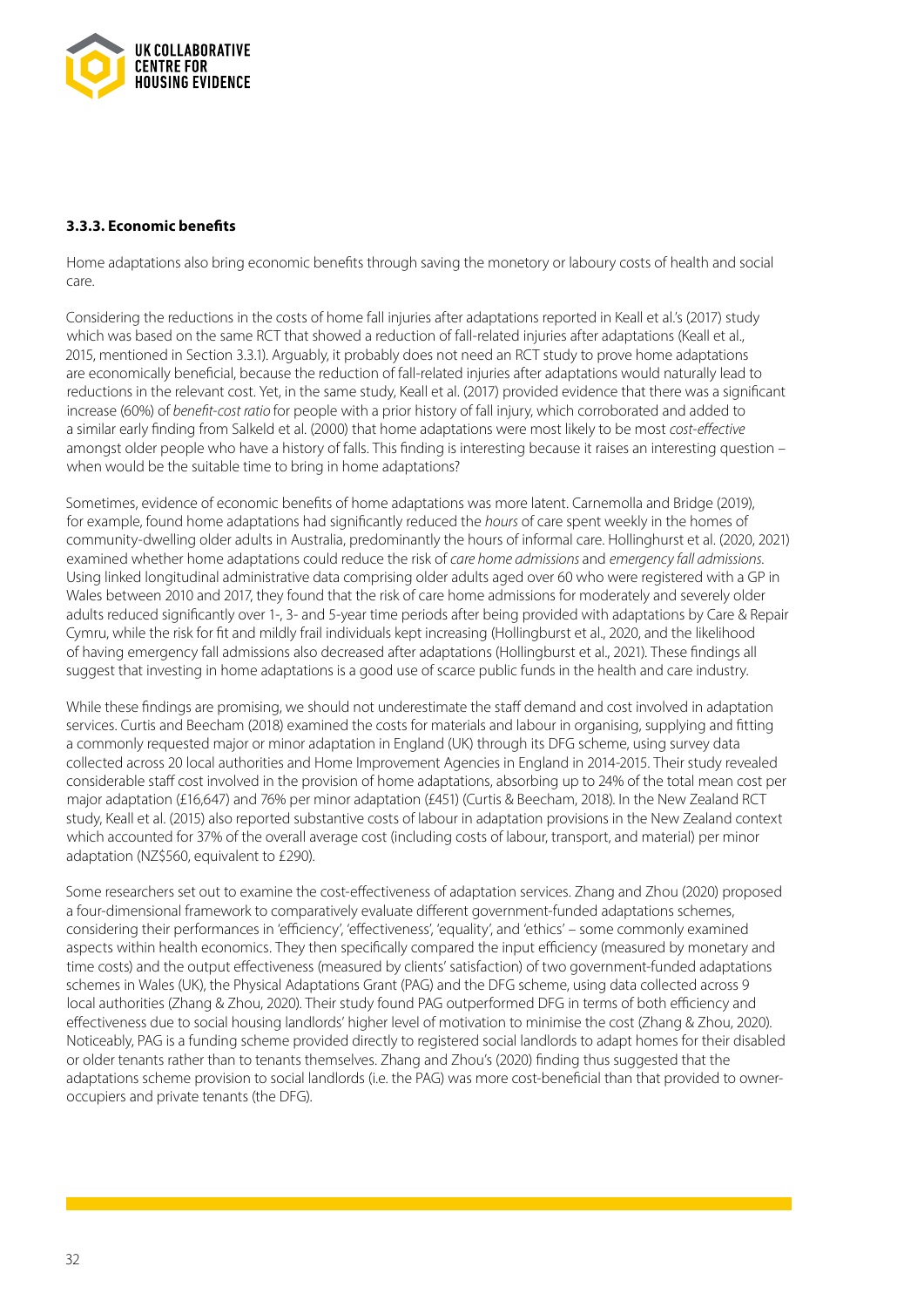### 3.3.3. Economic benefits

Home adaptations also bring economic benefits through saving the monetory or laboury costs of health and social care.

Considering the reductions in the costs of home fall injuries after adaptations reported in Keall et al.'s (2017) study which was based on the same RCT that showed a reduction of fall-related injuries after adaptations (Keall et al., 2015, mentioned in Section 3.3.1). Arguably, it probably does not need an RCT study to prove home adaptations are economically beneficial, because the reduction of fall-related injuries after adaptations would naturally lead to reductions in the relevant cost. Yet, in the same study, Keall et al. (2017) provided evidence that there was a significant increase (60%) of *benefit-cost ratio* for people with a prior history of fall injury, which corroborated and added to a similar early finding from Salkeld et al. (2000) that home adaptations were most likely to be most *cost-effective* amongst older people who have a history of falls. This finding is interesting because it raises an interesting question – when would be the suitable time to bring in home adaptations?

Sometimes, evidence of economic benefits of home adaptations was more latent. Carnemolla and Bridge (2019), for example, found home adaptations had significantly reduced the *hours* of care spent weekly in the homes of community-dwelling older adults in Australia, predominantly the hours of informal care. Hollinghurst et al. (2020, 2021) examined whether home adaptations could reduce the risk of *care home admissions* and *emergency fall admissions*. Using linked longitudinal administrative data comprising older adults aged over 60 who were registered with a GP in Wales between 2010 and 2017, they found that the risk of care home admissions for moderately and severely older adults reduced significantly over 1-, 3- and 5-year time periods after being provided with adaptations by Care & Repair Cymru, while the risk for fit and mildly frail individuals kept increasing (Hollingburst et al., 2020, and the likelihood of having emergency fall admissions also decreased after adaptations (Hollingburst et al., 2021). These findings all suggest that investing in home adaptations is a good use of scarce public funds in the health and care industry.

While these findings are promising, we should not underestimate the staff demand and cost involved in adaptation services. Curtis and Beecham (2018) examined the costs for materials and labour in organising, supplying and fitting a commonly requested major or minor adaptation in England (UK) through its DFG scheme, using survey data collected across 20 local authorities and Home Improvement Agencies in England in 2014-2015. Their study revealed considerable staff cost involved in the provision of home adaptations, absorbing up to 24% of the total mean cost per major adaptation (£16,647) and 76% per minor adaptation (£451) (Curtis & Beecham, 2018). In the New Zealand RCT study, Keall et al. (2015) also reported substantive costs of labour in adaptation provisions in the New Zealand context which accounted for 37% of the overall average cost (including costs of labour, transport, and material) per minor adaptation (NZ$560, equivalent to £290).

Some researchers set out to examine the cost-effectiveness of adaptation services. Zhang and Zhou (2020) proposed a four-dimensional framework to comparatively evaluate different government-funded adaptations schemes, considering their performances in 'efficiency', 'effectiveness', 'equality', and 'ethics' – some commonly examined aspects within health economics. They then specifically compared the input efficiency (measured by monetary and time costs) and the output effectiveness (measured by clients' satisfaction) of two government-funded adaptations schemes in Wales (UK), the Physical Adaptations Grant (PAG) and the DFG scheme, using data collected across 9 local authorities (Zhang & Zhou, 2020). Their study found PAG outperformed DFG in terms of both efficiency and effectiveness due to social housing landlords' higher level of motivation to minimise the cost (Zhang & Zhou, 2020). Noticeably, PAG is a funding scheme provided directly to registered social landlords to adapt homes for their disabled or older tenants rather than to tenants themselves. Zhang and Zhou's (2020) finding thus suggested that the adaptations scheme provision to social landlords (i.e. the PAG) was more cost-beneficial than that provided to owner-occupiers and private tenants (the DFG).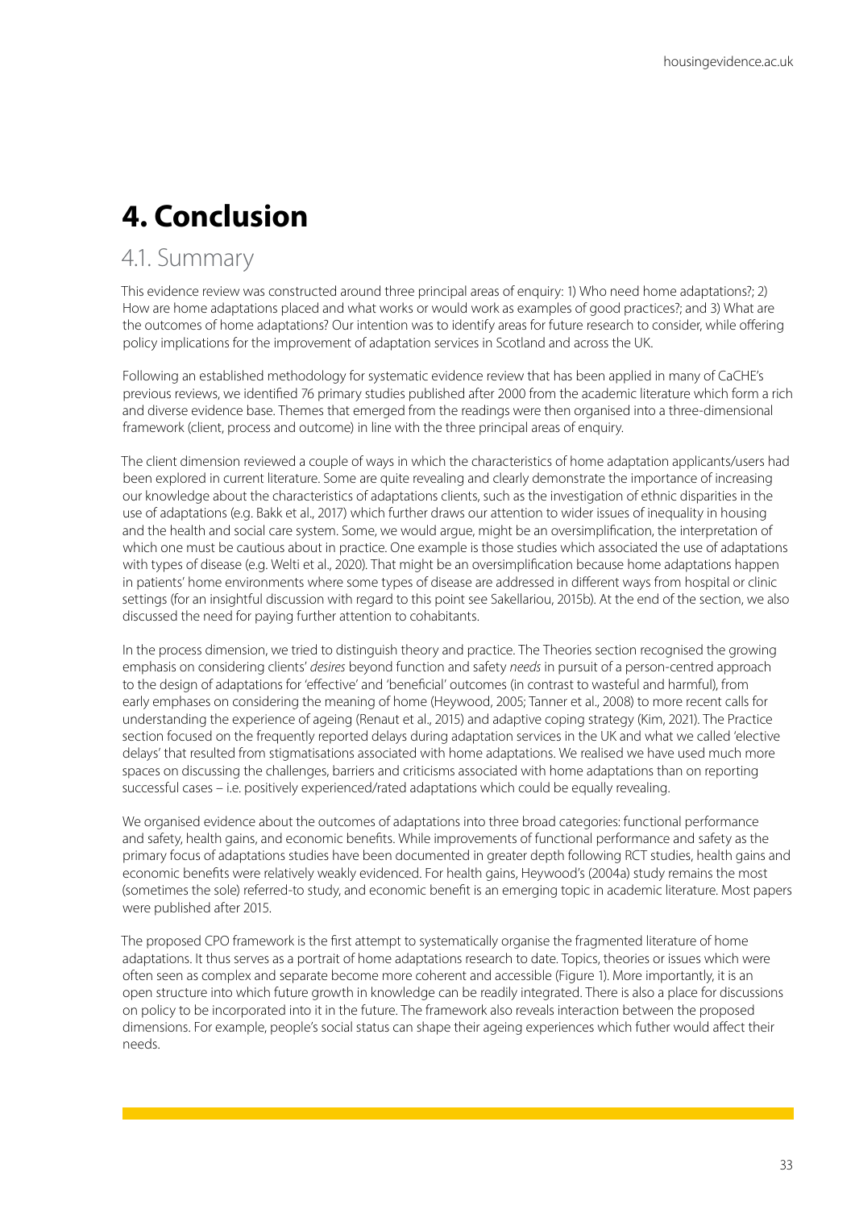# 4. Conclusion

## 4.1. Summary

This evidence review was constructed around three principal areas of enquiry: 1) Who need home adaptations?; 2) How are home adaptations placed and what works or would work as examples of good practices?; and 3) What are the outcomes of home adaptations? Our intention was to identify areas for future research to consider, while offering policy implications for the improvement of adaptation services in Scotland and across the UK.

Following an established methodology for systematic evidence review that has been applied in many of CaCHE's previous reviews, we identified 76 primary studies published after 2000 from the academic literature which form a rich and diverse evidence base. Themes that emerged from the readings were then organised into a three-dimensional framework (client, process and outcome) in line with the three principal areas of enquiry.

The client dimension reviewed a couple of ways in which the characteristics of home adaptation applicants/users had been explored in current literature. Some are quite revealing and clearly demonstrate the importance of increasing our knowledge about the characteristics of adaptations clients, such as the investigation of ethnic disparities in the use of adaptations (e.g. Bakk et al., 2017) which further draws our attention to wider issues of inequality in housing and the health and social care system. Some, we would argue, might be an oversimplification, the interpretation of which one must be cautious about in practice. One example is those studies which associated the use of adaptations with types of disease (e.g. Welti et al., 2020). That might be an oversimplification because home adaptations happen in patients' home environments where some types of disease are addressed in different ways from hospital or clinic settings (for an insightful discussion with regard to this point see Sakellariou, 2015b). At the end of the section, we also discussed the need for paying further attention to cohabitants.

In the process dimension, we tried to distinguish theory and practice. The Theories section recognised the growing emphasis on considering clients' *desires* beyond function and safety *needs* in pursuit of a person-centred approach to the design of adaptations for 'effective' and 'beneficial' outcomes (in contrast to wasteful and harmful), from early emphases on considering the meaning of home (Heywood, 2005; Tanner et al., 2008) to more recent calls for understanding the experience of ageing (Renaut et al., 2015) and adaptive coping strategy (Kim, 2021). The Practice section focused on the frequently reported delays during adaptation services in the UK and what we called 'elective delays' that resulted from stigmatisations associated with home adaptations. We realised we have used much more spaces on discussing the challenges, barriers and criticisms associated with home adaptations than on reporting successful cases – i.e. positively experienced/rated adaptations which could be equally revealing.

We organised evidence about the outcomes of adaptations into three broad categories: functional performance and safety, health gains, and economic benefits. While improvements of functional performance and safety as the primary focus of adaptations studies have been documented in greater depth following RCT studies, health gains and economic benefits were relatively weakly evidenced. For health gains, Heywood's (2004a) study remains the most (sometimes the sole) referred-to study, and economic benefit is an emerging topic in academic literature. Most papers were published after 2015.

The proposed CPO framework is the first attempt to systematically organise the fragmented literature of home adaptations. It thus serves as a portrait of home adaptations research to date. Topics, theories or issues which were often seen as complex and separate become more coherent and accessible (Figure 1). More importantly, it is an open structure into which future growth in knowledge can be readily integrated. There is also a place for discussions on policy to be incorporated into it in the future. The framework also reveals interaction between the proposed dimensions. For example, people's social status can shape their ageing experiences which futher would affect their needs.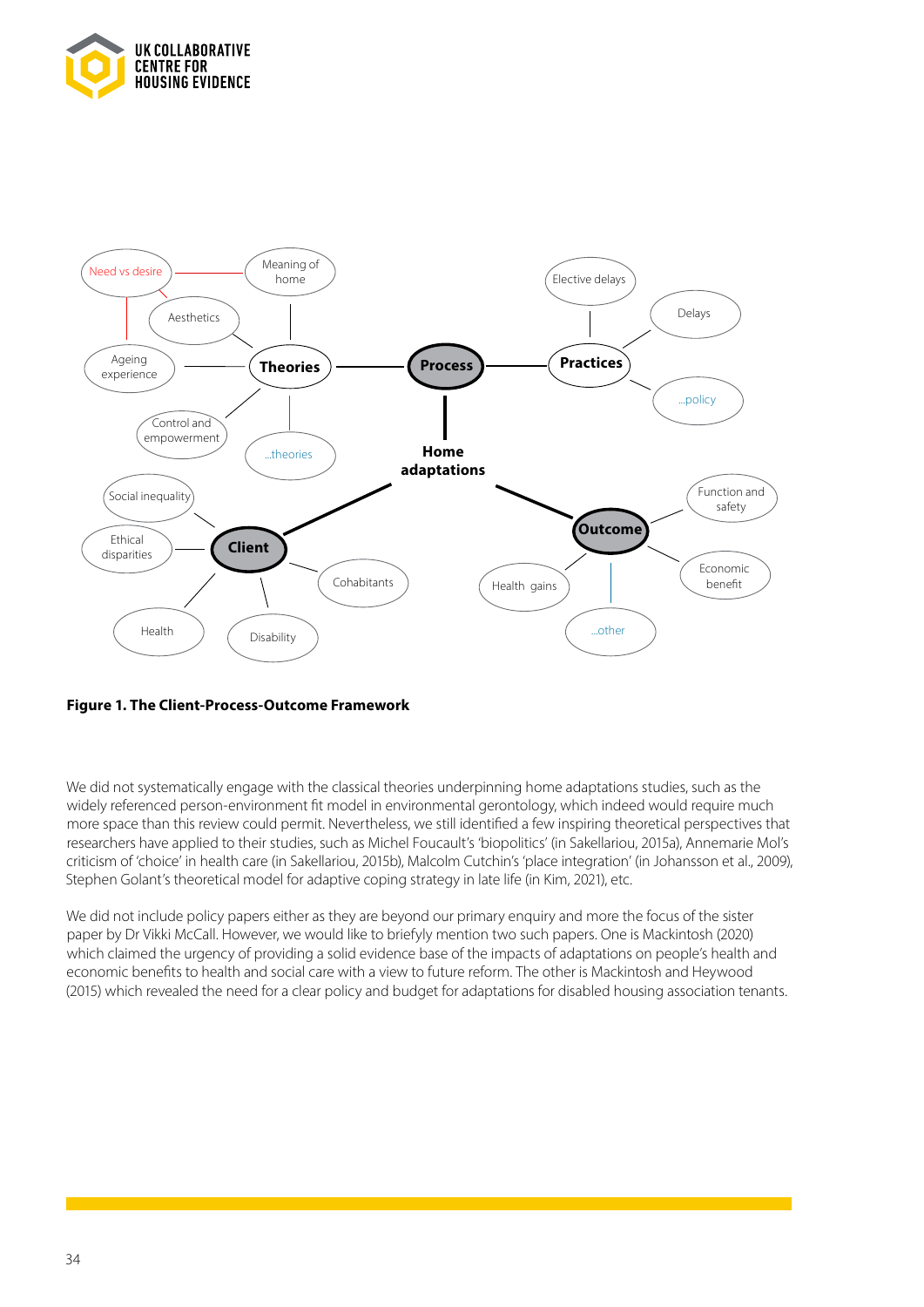**Figure 1. The Client-Process-Outcome Framework**

We did not systematically engage with the classical theories underpinning home adaptations studies, such as the widely referenced person-environment fit model in environmental gerontology, which indeed would require much more space than this review could permit. Nevertheless, we still identified a few inspiring theoretical perspectives that researchers have applied to their studies, such as Michel Foucault's 'biopolitics' (in Sakellariou, 2015a), Annemarie Mol's criticism of 'choice' in health care (in Sakellariou, 2015b), Malcolm Cutchin's 'place integration' (in Johansson et al., 2009), Stephen Golant's theoretical model for adaptive coping strategy in late life (in Kim, 2021), etc.

We did not include policy papers either as they are beyond our primary enquiry and more the focus of the sister paper by Dr Vikki McCall. However, we would like to briefly mention two such papers. One is Mackintosh (2020) which claimed the urgency of providing a solid evidence base of the impacts of adaptations on people's health and economic benefits to health and social care with a view to future reform. The other is Mackintosh and Heywood (2015) which revealed the need for a clear policy and budget for adaptations for disabled housing association tenants.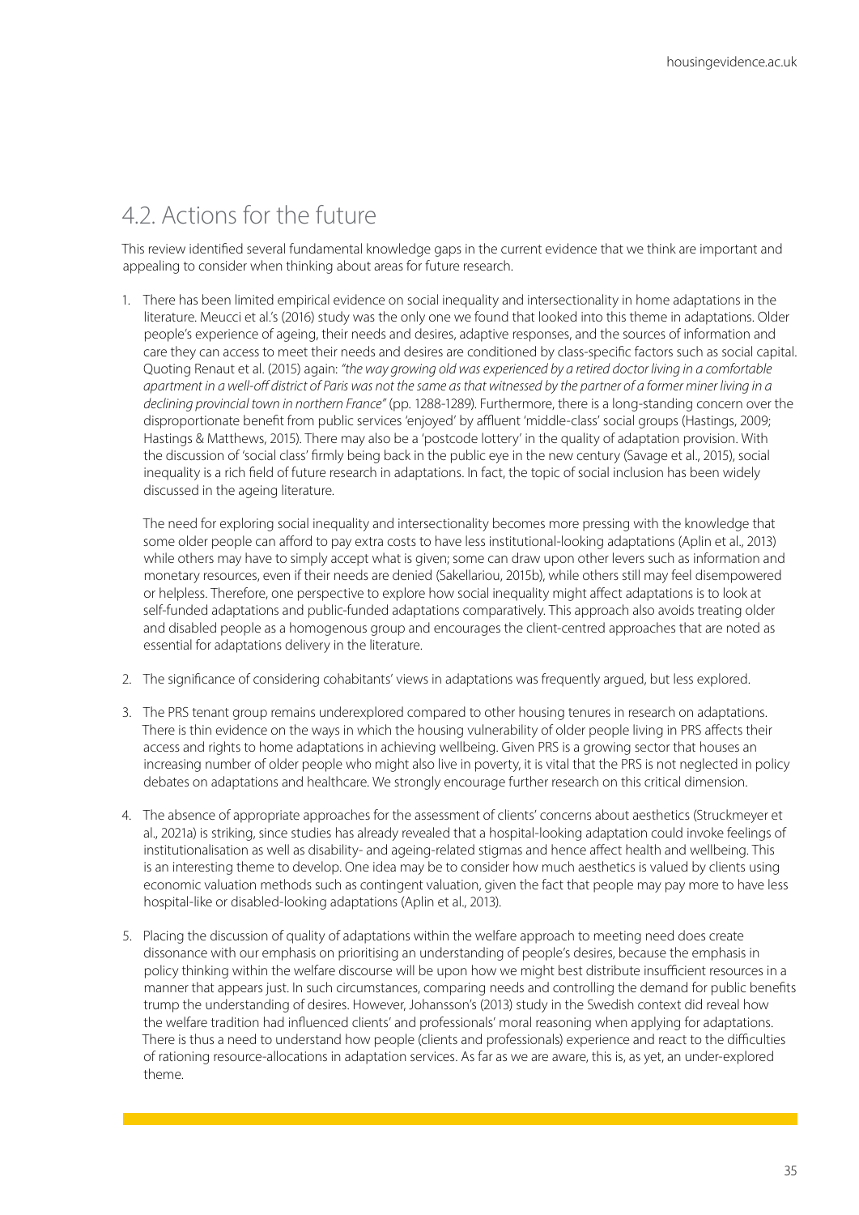## 4.2. Actions for the future

This review identified several fundamental knowledge gaps in the current evidence that we think are important and appealing to consider when thinking about areas for future research.

1. There has been limited empirical evidence on social inequality and intersectionality in home adaptations in the literature. Meucci et al.'s (2016) study was the only one we found that looked into this theme in adaptations. Older people's experience of ageing, their needs and desires, adaptive responses, and the sources of information and care they can access to meet their needs and desires are conditioned by class-specific factors such as social capital. Quoting Renaut et al. (2015) again: *"the way growing old was experienced by a retired doctor living in a comfortable apartment in a well-off district of Paris was not the same as that witnessed by the partner of a former miner living in a declining provincial town in northern France"* (pp. 1288-1289). Furthermore, there is a long-standing concern over the disproportionate benefit from public services 'enjoyed' by affluent 'middle-class' social groups (Hastings, 2009; Hastings & Matthews, 2015). There may also be a 'postcode lottery' in the quality of adaptation provision. With the discussion of 'social class' firmly being back in the public eye in the new century (Savage et al., 2015), social inequality is a rich field of future research in adaptations. In fact, the topic of social inclusion has been widely discussed in the ageing literature.

   The need for exploring social inequality and intersectionality becomes more pressing with the knowledge that some older people can afford to pay extra costs to have less institutional-looking adaptations (Aplin et al., 2013) while others may have to simply accept what is given; some can draw upon other levers such as information and monetary resources, even if their needs are denied (Sakellariou, 2015b), while others still may feel disempowered or helpless. Therefore, one perspective to explore how social inequality might affect adaptations is to look at self-funded adaptations and public-funded adaptations comparatively. This approach also avoids treating older and disabled people as a homogenous group and encourages the client-centred approaches that are noted as essential for adaptations delivery in the literature.

2. The significance of considering cohabitants' views in adaptations was frequently argued, but less explored.

3. The PRS tenant group remains underexplored compared to other housing tenures in research on adaptations. There is thin evidence on the ways in which the housing vulnerability of older people living in PRS affects their access and rights to home adaptations in achieving wellbeing. Given PRS is a growing sector that houses an increasing number of older people who might also live in poverty, it is vital that the PRS is not neglected in policy debates on adaptations and healthcare. We strongly encourage further research on this critical dimension.

4. The absence of appropriate approaches for the assessment of clients' concerns about aesthetics (Struckmeyer et al., 2021a) is striking, since studies has already revealed that a hospital-looking adaptation could invoke feelings of institutionalisation as well as disability- and ageing-related stigmas and hence affect health and wellbeing. This is an interesting theme to develop. One idea may be to consider how much aesthetics is valued by clients using economic valuation methods such as contingent valuation, given the fact that people may pay more to have less hospital-like or disabled-looking adaptations (Aplin et al., 2013).

5. Placing the discussion of quality of adaptations within the welfare approach to meeting need does create dissonance with our emphasis on prioritising an understanding of people's desires, because the emphasis in policy thinking within the welfare discourse will be upon how we might best distribute insufficient resources in a manner that appears just. In such circumstances, comparing needs and controlling the demand for public benefits trump the understanding of desires. However, Johansson's (2013) study in the Swedish context did reveal how the welfare tradition had influenced clients' and professionals' moral reasoning when applying for adaptations. There is thus a need to understand how people (clients and professionals) experience and react to the difficulties of rationing resource-allocations in adaptation services. As far as we are aware, this is, as yet, an under-explored theme.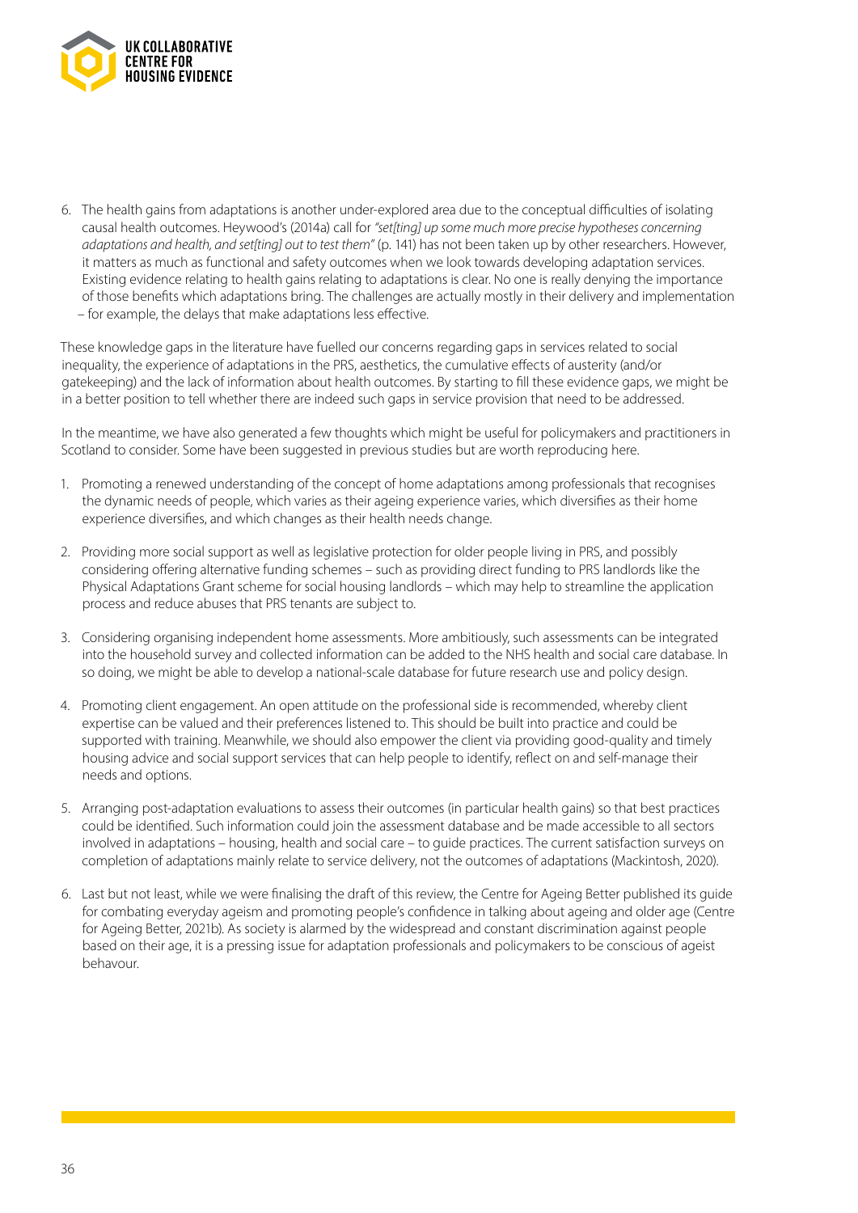6. The health gains from adaptations is another under-explored area due to the conceptual difficulties of isolating causal health outcomes. Heywood's (2014a) call for *"set[ting] up some much more precise hypotheses concerning adaptations and health, and set[ting] out to test them"* (p. 141) has not been taken up by other researchers. However, it matters as much as functional and safety outcomes when we look towards developing adaptation services. Existing evidence relating to health gains relating to adaptations is clear. No one is really denying the importance of those benefits which adaptations bring. The challenges are actually mostly in their delivery and implementation – for example, the delays that make adaptations less effective.

These knowledge gaps in the literature have fuelled our concerns regarding gaps in services related to social inequality, the experience of adaptations in the PRS, aesthetics, the cumulative effects of austerity (and/or gatekeeping) and the lack of information about health outcomes. By starting to fill these evidence gaps, we might be in a better position to tell whether there are indeed such gaps in service provision that need to be addressed.

In the meantime, we have also generated a few thoughts which might be useful for policymakers and practitioners in Scotland to consider. Some have been suggested in previous studies but are worth reproducing here.

1. Promoting a renewed understanding of the concept of home adaptations among professionals that recognises the dynamic needs of people, which varies as their ageing experience varies, which diversifies as their home experience diversifies, and which changes as their health needs change.

2. Providing more social support as well as legislative protection for older people living in PRS, and possibly considering offering alternative funding schemes – such as providing direct funding to PRS landlords like the Physical Adaptations Grant scheme for social housing landlords – which may help to streamline the application process and reduce abuses that PRS tenants are subject to.

3. Considering organising independent home assessments. More ambitiously, such assessments can be integrated into the household survey and collected information can be added to the NHS health and social care database. In so doing, we might be able to develop a national-scale database for future research use and policy design.

4. Promoting client engagement. An open attitude on the professional side is recommended, whereby client expertise can be valued and their preferences listened to. This should be built into practice and could be supported with training. Meanwhile, we should also empower the client via providing good-quality and timely housing advice and social support services that can help people to identify, reflect on and self-manage their needs and options.

5. Arranging post-adaptation evaluations to assess their outcomes (in particular health gains) so that best practices could be identified. Such information could join the assessment database and be made accessible to all sectors involved in adaptations – housing, health and social care – to guide practices. The current satisfaction surveys on completion of adaptations mainly relate to service delivery, not the outcomes of adaptations (Mackintosh, 2020).

6. Last but not least, while we were finalising the draft of this review, the Centre for Ageing Better published its guide for combating everyday ageism and promoting people's confidence in talking about ageing and older age (Centre for Ageing Better, 2021b). As society is alarmed by the widespread and constant discrimination against people based on their age, it is a pressing issue for adaptation professionals and policymakers to be conscious of ageist behavour.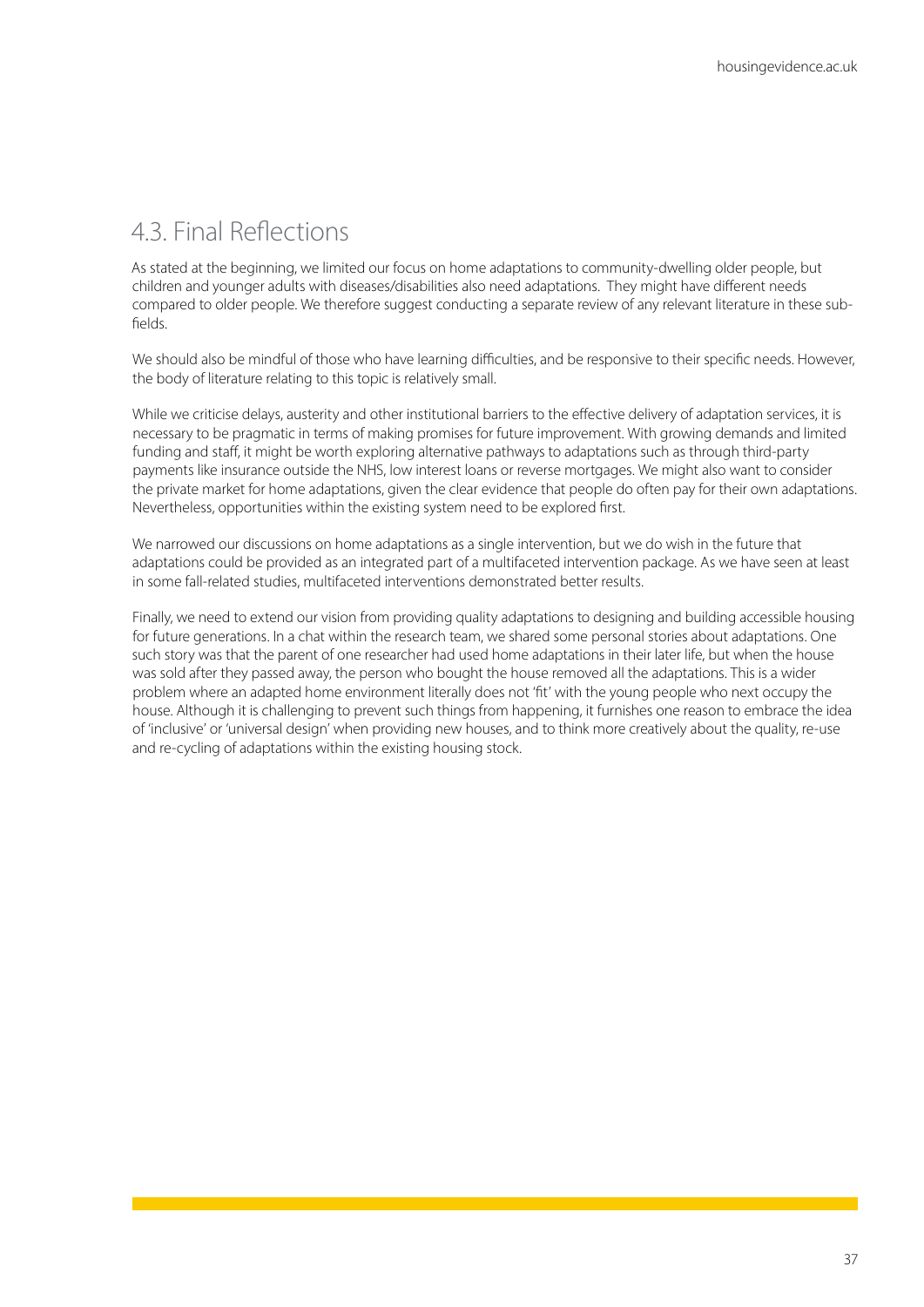## 4.3. Final Reflections

As stated at the beginning, we limited our focus on home adaptations to community-dwelling older people, but children and younger adults with diseases/disabilities also need adaptations. They might have different needs compared to older people. We therefore suggest conducting a separate review of any relevant literature in these sub-fields.

We should also be mindful of those who have learning difficulties, and be responsive to their specific needs. However, the body of literature relating to this topic is relatively small.

While we criticise delays, austerity and other institutional barriers to the effective delivery of adaptation services, it is necessary to be pragmatic in terms of making promises for future improvement. With growing demands and limited funding and staff, it might be worth exploring alternative pathways to adaptations such as through third-party payments like insurance outside the NHS, low interest loans or reverse mortgages. We might also want to consider the private market for home adaptations, given the clear evidence that people do often pay for their own adaptations. Nevertheless, opportunities within the existing system need to be explored first.

We narrowed our discussions on home adaptations as a single intervention, but we do wish in the future that adaptations could be provided as an integrated part of a multifaceted intervention package. As we have seen at least in some fall-related studies, multifaceted interventions demonstrated better results.

Finally, we need to extend our vision from providing quality adaptations to designing and building accessible housing for future generations. In a chat within the research team, we shared some personal stories about adaptations. One such story was that the parent of one researcher had used home adaptations in their later life, but when the house was sold after they passed away, the person who bought the house removed all the adaptations. This is a wider problem where an adapted home environment literally does not 'fit' with the young people who next occupy the house. Although it is challenging to prevent such things from happening, it furnishes one reason to embrace the idea of 'inclusive' or 'universal design' when providing new houses, and to think more creatively about the quality, re-use and re-cycling of adaptations within the existing housing stock.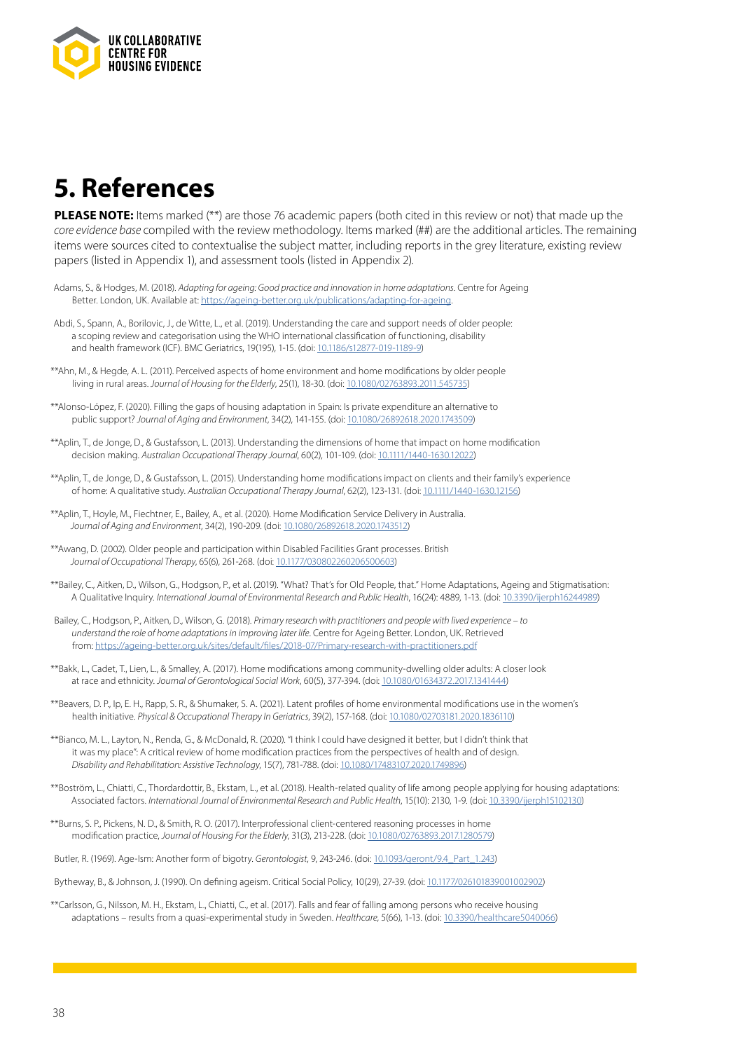# 5. References

**PLEASE NOTE:** Items marked (**) are those 76 academic papers (both cited in this review or not) that made up the *core evidence base* compiled with the review methodology. Items marked (##) are the additional articles. The remaining items were sources cited to contextualise the subject matter, including reports in the grey literature, existing review papers (listed in Appendix 1), and assessment tools (listed in Appendix 2).

Adams, S., & Hodges, M. (2018). *Adapting for ageing: Good practice and innovation in home adaptations*. Centre for Ageing Better. London, UK. Available at: https://ageing-better.org.uk/publications/adapting-for-ageing.

Abdi, S., Spann, A., Borilovic, J., de Witte, L., et al. (2019). Understanding the care and support needs of older people: a scoping review and categorisation using the WHO international classification of functioning, disability and health framework (ICF). BMC Geriatrics, 19(195), 1-15. (doi: 10.1186/s12877-019-1189-9)

**Ahn, M., & Hegde, A. L. (2011). Perceived aspects of home environment and home modifications by older people living in rural areas. *Journal of Housing for the Elderly*, 25(1), 18-30. (doi: 10.1080/02763893.2011.545735)

**Alonso-López, F. (2020). Filling the gaps of housing adaptation in Spain: Is private expenditure an alternative to public support? *Journal of Aging and Environment*, 34(2), 141-155. (doi: 10.1080/26892618.2020.1743509)

**Aplin, T., de Jonge, D., & Gustafsson, L. (2013). Understanding the dimensions of home that impact on home modification decision making. *Australian Occupational Therapy Journal*, 60(2), 101-109. (doi: 10.1111/1440-1630.12022)

**Aplin, T., de Jonge, D., & Gustafsson, L. (2015). Understanding home modifications impact on clients and their family's experience of home: A qualitative study. *Australian Occupational Therapy Journal*, 62(2), 123-131. (doi: 10.1111/1440-1630.12156)

**Aplin, T., Hoyle, M., Fiechtner, E., Bailey, A., et al. (2020). Home Modification Service Delivery in Australia. *Journal of Aging and Environment*, 34(2), 190-209. (doi: 10.1080/26892618.2020.1743512)

**Awang, D. (2002). Older people and participation within Disabled Facilities Grant processes. British *Journal of Occupational Therapy*, 65(6), 261-268. (doi: 10.1177/030802260206500603)

**Bailey, C., Aitken, D., Wilson, G., Hodgson, P., et al. (2019). "What? That's for Old People, that." Home Adaptations, Ageing and Stigmatisation: A Qualitative Inquiry. *International Journal of Environmental Research and Public Health*, 16(24): 4889, 1-13. (doi: 10.3390/ijerph16244989)

Bailey, C., Hodgson, P., Aitken, D., Wilson, G. (2018). *Primary research with practitioners and people with lived experience – to understand the role of home adaptations in improving later life*. Centre for Ageing Better. London, UK. Retrieved from: https://ageing-better.org.uk/sites/default/files/2018-07/Primary-research-with-practitioners.pdf

**Bakk, L., Cadet, T., Lien, L., & Smalley, A. (2017). Home modifications among community-dwelling older adults: A closer look at race and ethnicity. *Journal of Gerontological Social Work*, 60(5), 377-394. (doi: 10.1080/01634372.2017.1341444)

**Beavers, D. P., Ip, E. H., Rapp, S. R., & Shumaker, S. A. (2021). Latent profiles of home environmental modifications use in the women's health initiative. *Physical & Occupational Therapy In Geriatrics*, 39(2), 157-168. (doi: 10.1080/02703181.2020.1836110)

**Bianco, M. L., Layton, N., Renda, G., & McDonald, R. (2020). "I think I could have designed it better, but I didn't think that it was my place": A critical review of home modification practices from the perspectives of health and of design. *Disability and Rehabilitation: Assistive Technology*, 15(7), 781-788. (doi: 10.1080/17483107.2020.1749896)

**Boström, L., Chiatti, C., Thordardottir, B., Ekstam, L., et al. (2018). Health-related quality of life among people applying for housing adaptations: Associated factors. *International Journal of Environmental Research and Public Health*, 15(10): 2130, 1-9. (doi: 10.3390/ijerph15102130)

**Burns, S. P., Pickens, N. D., & Smith, R. O. (2017). Interprofessional client-centered reasoning processes in home modification practice, *Journal of Housing For the Elderly*, 31(3), 213-228. (doi: 10.1080/02763893.2017.1280579)

Butler, R. (1969). Age-Ism: Another form of bigotry. *Gerontologist*, 9, 243-246. (doi: 10.1093/geront/9.4_Part_1.243)

Bytheway, B., & Johnson, J. (1990). On defining ageism. Critical Social Policy, 10(29), 27-39. (doi: 10.1177/026101839001002902)

**Carlsson, G., Nilsson, M. H., Ekstam, L., Chiatti, C., et al. (2017). Falls and fear of falling among persons who receive housing adaptations – results from a quasi-experimental study in Sweden. *Healthcare*, 5(66), 1-13. (doi: 10.3390/healthcare5040066)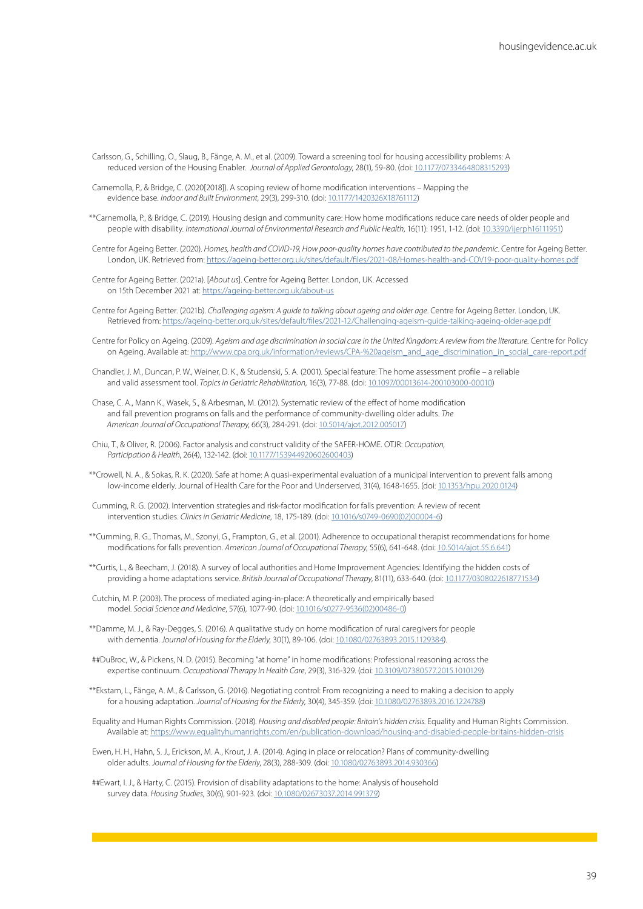Carlsson, G., Schilling, O., Slaug, B., Fänge, A. M., et al. (2009). Toward a screening tool for housing accessibility problems: A reduced version of the Housing Enabler. *Journal of Applied Gerontology*, 28(1), 59-80. (doi: 10.1177/0733464808315293)

Carnemolla, P., & Bridge, C. (2020[2018]). A scoping review of home modification interventions – Mapping the evidence base. *Indoor and Built Environment*, 29(3), 299-310. (doi: 10.1177/1420326X18761112)

**Carnemolla, P., & Bridge, C. (2019). Housing design and community care: How home modifications reduce care needs of older people and people with disability. *International Journal of Environmental Research and Public Health*, 16(11): 1951, 1-12. (doi: 10.3390/ijerph16111951)

Centre for Ageing Better. (2020). *Homes, health and COVID-19, How poor-quality homes have contributed to the pandemic*. Centre for Ageing Better. London, UK. Retrieved from: https://ageing-better.org.uk/sites/default/files/2021-08/Homes-health-and-COV19-poor-quality-homes.pdf

Centre for Ageing Better. (2021a). [*About us*]. Centre for Ageing Better. London, UK. Accessed on 15th December 2021 at: https://ageing-better.org.uk/about-us

Centre for Ageing Better. (2021b). *Challenging ageism: A guide to talking about ageing and older age*. Centre for Ageing Better. London, UK. Retrieved from: https://ageing-better.org.uk/sites/default/files/2021-12/Challenging-ageism-guide-talking-ageing-older-age.pdf

Centre for Policy on Ageing. (2009). *Ageism and age discrimination in social care in the United Kingdom: A review from the literature.* Centre for Policy on Ageing. Available at: http://www.cpa.org.uk/information/reviews/CPA-%20ageism_and_age_discrimination_in_social_care-report.pdf

Chandler, J. M., Duncan, P. W., Weiner, D. K., & Studenski, S. A. (2001). Special feature: The home assessment profile – a reliable and valid assessment tool. *Topics in Geriatric Rehabilitation,* 16(3), 77-88. (doi: 10.1097/00013614-200103000-00010)

Chase, C. A., Mann K., Wasek, S., & Arbesman, M. (2012). Systematic review of the effect of home modification and fall prevention programs on falls and the performance of community-dwelling older adults. *The American Journal of Occupational Therapy*, 66(3), 284-291. (doi: 10.5014/ajot.2012.005017)

Chiu, T., & Oliver, R. (2006). Factor analysis and construct validity of the SAFER-HOME. OTJR: *Occupation, Participation & Health*, 26(4), 132-142. (doi: 10.1177/153944920602600403)

**Crowell, N. A., & Sokas, R. K. (2020). Safe at home: A quasi-experimental evaluation of a municipal intervention to prevent falls among low-income elderly. Journal of Health Care for the Poor and Underserved, 31(4), 1648-1655. (doi: 10.1353/hpu.2020.0124)

Cumming, R. G. (2002). Intervention strategies and risk-factor modification for falls prevention: A review of recent intervention studies. *Clinics in Geriatric Medicine*, 18, 175-189. (doi: 10.1016/s0749-0690(02)00004-6)

**Cumming, R. G., Thomas, M., Szonyi, G., Frampton, G., et al. (2001). Adherence to occupational therapist recommendations for home modifications for falls prevention. *American Journal of Occupational Therapy*, 55(6), 641-648. (doi: 10.5014/ajot.55.6.641)

**Curtis, L., & Beecham, J. (2018). A survey of local authorities and Home Improvement Agencies: Identifying the hidden costs of providing a home adaptations service. *British Journal of Occupational Therapy*, 81(11), 633-640. (doi: 10.1177/0308022618771534)

Cutchin, M. P. (2003). The process of mediated aging-in-place: A theoretically and empirically based model. *Social Science and Medicine*, 57(6), 1077-90. (doi: 10.1016/s0277-9536(02)00486-0)

**Damme, M. J., & Ray-Degges, S. (2016). A qualitative study on home modification of rural caregivers for people with dementia. *Journal of Housing for the Elderly*, 30(1), 89-106. (doi: 10.1080/02763893.2015.1129384).

##DuBroc, W., & Pickens, N. D. (2015). Becoming "at home" in home modifications: Professional reasoning across the expertise continuum. *Occupational Therapy In Health Care*, 29(3), 316-329. (doi: 10.3109/07380577.2015.1010129)

**Ekstam, L., Fänge, A. M., & Carlsson, G. (2016). Negotiating control: From recognizing a need to making a decision to apply for a housing adaptation. *Journal of Housing for the Elderly*, 30(4), 345-359. (doi: 10.1080/02763893.2016.1224788)

Equality and Human Rights Commission. (2018). *Housing and disabled people: Britain's hidden crisis*. Equality and Human Rights Commission. Available at: https://www.equalityhumanrights.com/en/publication-download/housing-and-disabled-people-britains-hidden-crisis

Ewen, H. H., Hahn, S. J., Erickson, M. A., Krout, J. A. (2014). Aging in place or relocation? Plans of community-dwelling older adults. *Journal of Housing for the Elderly*, 28(3), 288-309. (doi: 10.1080/02763893.2014.930366)

##Ewart, I. J., & Harty, C. (2015). Provision of disability adaptations to the home: Analysis of household survey data. *Housing Studies*, 30(6), 901-923. (doi: 10.1080/02673037.2014.991379)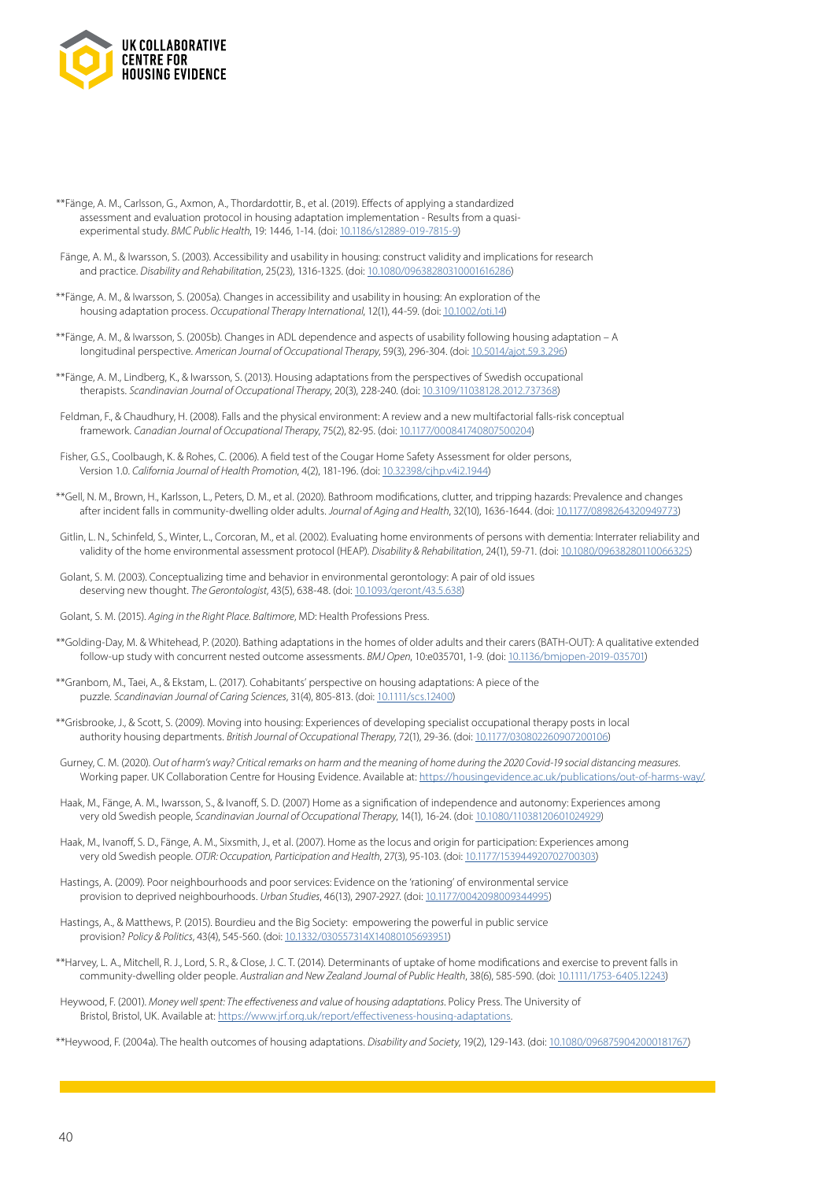**Fänge, A. M., Carlsson, G., Axmon, A., Thordardottir, B., et al. (2019). Effects of applying a standardized assessment and evaluation protocol in housing adaptation implementation - Results from a quasi-experimental study. *BMC Public Health*, 19: 1446, 1-14. (doi: 10.1186/s12889-019-7815-9)

Fänge, A. M., & Iwarsson, S. (2003). Accessibility and usability in housing: construct validity and implications for research and practice. *Disability and Rehabilitation*, 25(23), 1316-1325. (doi: 10.1080/09638280310001616286)

**Fänge, A. M., & Iwarsson, S. (2005a). Changes in accessibility and usability in housing: An exploration of the housing adaptation process. *Occupational Therapy International*, 12(1), 44-59. (doi: 10.1002/oti.14)

**Fänge, A. M., & Iwarsson, S. (2005b). Changes in ADL dependence and aspects of usability following housing adaptation – A longitudinal perspective. *American Journal of Occupational Therapy*, 59(3), 296-304. (doi: 10.5014/ajot.59.3.296)

**Fänge, A. M., Lindberg, K., & Iwarsson, S. (2013). Housing adaptations from the perspectives of Swedish occupational therapists. *Scandinavian Journal of Occupational Therapy*, 20(3), 228-240. (doi: 10.3109/11038128.2012.737368)

Feldman, F., & Chaudhury, H. (2008). Falls and the physical environment: A review and a new multifactorial falls-risk conceptual framework. *Canadian Journal of Occupational Therapy*, 75(2), 82-95. (doi: 10.1177/000841740807500204)

Fisher, G.S., Coolbaugh, K. & Rohes, C. (2006). A field test of the Cougar Home Safety Assessment for older persons, Version 1.0. *California Journal of Health Promotion*, 4(2), 181-196. (doi: 10.32398/cjhp.v4i2.1944)

**Gell, N. M., Brown, H., Karlsson, L., Peters, D. M., et al. (2020). Bathroom modifications, clutter, and tripping hazards: Prevalence and changes after incident falls in community-dwelling older adults. *Journal of Aging and Health*, 32(10), 1636-1644. (doi: 10.1177/0898264320949773)

Gitlin, L. N., Schinfeld, S., Winter, L., Corcoran, M., et al. (2002). Evaluating home environments of persons with dementia: Interrater reliability and validity of the home environmental assessment protocol (HEAP). *Disability & Rehabilitation*, 24(1), 59-71. (doi: 10.1080/09638280110066325)

Golant, S. M. (2003). Conceptualizing time and behavior in environmental gerontology: A pair of old issues deserving new thought. *The Gerontologist*, 43(5), 638-48. (doi: 10.1093/geront/43.5.638)

Golant, S. M. (2015). *Aging in the Right Place*. Baltimore, MD: Health Professions Press.

**Golding-Day, M. & Whitehead, P. (2020). Bathing adaptations in the homes of older adults and their carers (BATH-OUT): A qualitative extended follow-up study with concurrent nested outcome assessments. *BMJ Open*, 10:e035701, 1-9. (doi: 10.1136/bmjopen-2019-035701)

**Granbom, M., Taei, A., & Ekstam, L. (2017). Cohabitants' perspective on housing adaptations: A piece of the puzzle. *Scandinavian Journal of Caring Sciences*, 31(4), 805-813. (doi: 10.1111/scs.12400)

**Grisbrooke, J., & Scott, S. (2009). Moving into housing: Experiences of developing specialist occupational therapy posts in local authority housing departments. *British Journal of Occupational Therapy*, 72(1), 29-36. (doi: 10.1177/030802260907200106)

Gurney, C. M. (2020). *Out of harm's way? Critical remarks on harm and the meaning of home during the 2020 Covid-19 social distancing measures*. Working paper. UK Collaboration Centre for Housing Evidence. Available at: https://housingevidence.ac.uk/publications/out-of-harms-way/.

Haak, M., Fänge, A. M., Iwarsson, S., & Ivanoff, S. D. (2007) Home as a signification of independence and autonomy: Experiences among very old Swedish people, *Scandinavian Journal of Occupational Therapy*, 14(1), 16-24. (doi: 10.1080/11038120601024929)

Haak, M., Ivanoff, S. D., Fänge, A. M., Sixsmith, J., et al. (2007). Home as the locus and origin for participation: Experiences among very old Swedish people. *OTJR: Occupation, Participation and Health*, 27(3), 95-103. (doi: 10.1177/153944920702700303)

Hastings, A. (2009). Poor neighbourhoods and poor services: Evidence on the 'rationing' of environmental service provision to deprived neighbourhoods. *Urban Studies*, 46(13), 2907-2927. (doi: 10.1177/0042098009344995)

Hastings, A., & Matthews, P. (2015). Bourdieu and the Big Society: empowering the powerful in public service provision? *Policy & Politics*, 43(4), 545-560. (doi: 10.1332/030557314X14080105693951)

**Harvey, L. A., Mitchell, R. J., Lord, S. R., & Close, J. C. T. (2014). Determinants of uptake of home modifications and exercise to prevent falls in community-dwelling older people. *Australian and New Zealand Journal of Public Health*, 38(6), 585-590. (doi: 10.1111/1753-6405.12243)

Heywood, F. (2001). *Money well spent: The effectiveness and value of housing adaptations*. Policy Press. The University of Bristol, Bristol, UK. Available at: https://www.jrf.org.uk/report/effectiveness-housing-adaptations.

**Heywood, F. (2004a). The health outcomes of housing adaptations. *Disability and Society*, 19(2), 129-143. (doi: 10.1080/0968759042000181767)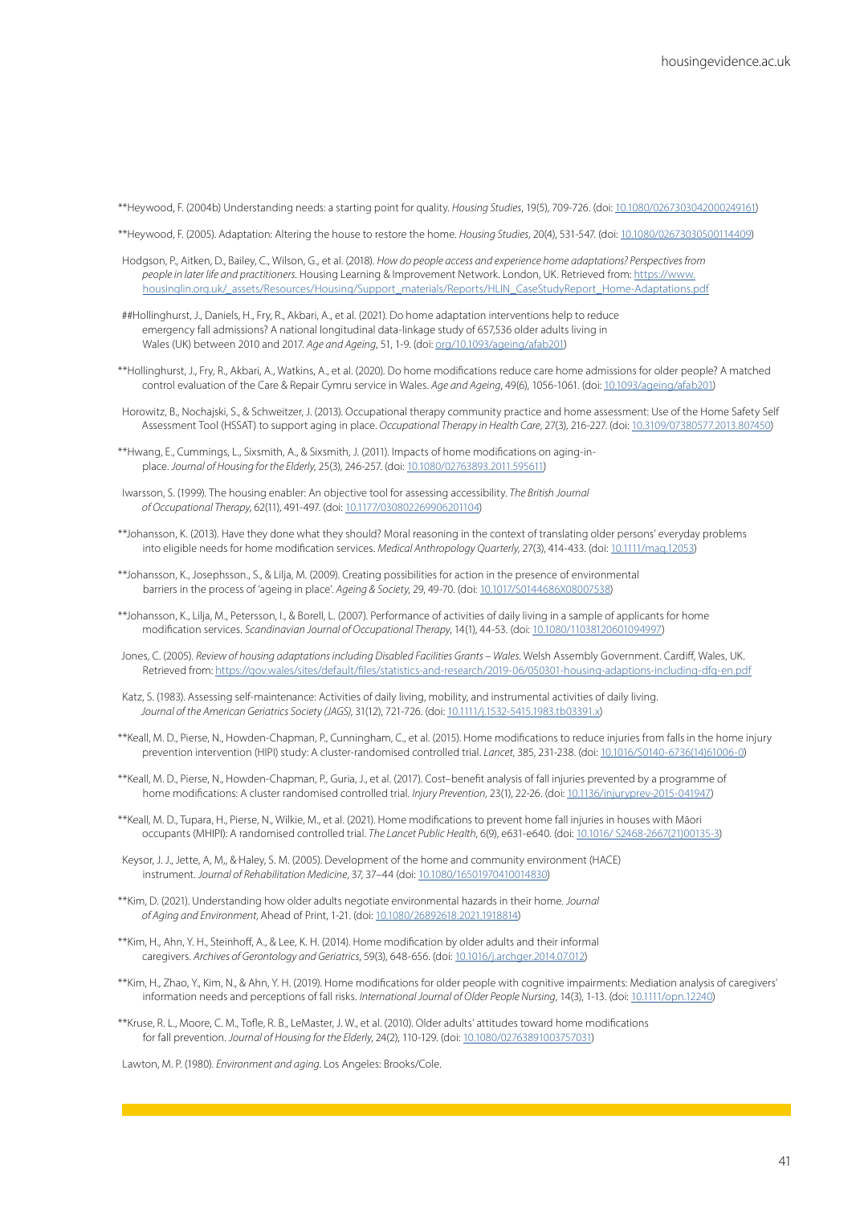**Heywood, F. (2004b) Understanding needs: a starting point for quality. *Housing Studies*, 19(5), 709-726. (doi: 10.1080/0267303042000249161)

**Heywood, F. (2005). Adaptation: Altering the house to restore the home. *Housing Studies*, 20(4), 531-547. (doi: 10.1080/02673030500114409)

Hodgson, P., Aitken, D., Bailey, C., Wilson, G., et al. (2018). *How do people access and experience home adaptations? Perspectives from people in later life and practitioners.* Housing Learning & Improvement Network. London, UK. Retrieved from: https://www.housinglin.org.uk/_assets/Resources/Housing/Support_materials/Reports/HLIN_CaseStudyReport_Home-Adaptations.pdf

##Hollinghurst, J., Daniels, H., Fry, R., Akbari, A., et al. (2021). Do home adaptation interventions help to reduce emergency fall admissions? A national longitudinal data-linkage study of 657,536 older adults living in Wales (UK) between 2010 and 2017. *Age and Ageing*, 51, 1-9. (doi: org/10.1093/ageing/afab201)

**Hollinghurst, J., Fry, R., Akbari, A., Watkins, A., et al. (2020). Do home modifications reduce care home admissions for older people? A matched control evaluation of the Care & Repair Cymru service in Wales. *Age and Ageing*, 49(6), 1056-1061. (doi: 10.1093/ageing/afab201)

Horowitz, B., Nochajski, S., & Schweitzer, J. (2013). Occupational therapy community practice and home assessment: Use of the Home Safety Self Assessment Tool (HSSAT) to support aging in place. *Occupational Therapy in Health Care*, 27(3), 216-227. (doi: 10.3109/07380577.2013.807450)

**Hwang, E., Cummings, L., Sixsmith, A., & Sixsmith, J. (2011). Impacts of home modifications on aging-in-place. *Journal of Housing for the Elderly*, 25(3), 246-257. (doi: 10.1080/02763893.2011.595611)

Iwarsson, S. (1999). The housing enabler: An objective tool for assessing accessibility. *The British Journal of Occupational Therapy*, 62(11), 491-497. (doi: 10.1177/030802269906201104)

**Johansson, K. (2013). Have they done what they should? Moral reasoning in the context of translating older persons' everyday problems into eligible needs for home modification services. *Medical Anthropology Quarterly*, 27(3), 414-433. (doi: 10.1111/maq.12053)

**Johansson, K., Josephsson., S., & Lilja, M. (2009). Creating possibilities for action in the presence of environmental barriers in the process of 'ageing in place'. *Ageing & Society*, 29, 49-70. (doi: 10.1017/S0144686X08007538)

**Johansson, K., Lilja, M., Petersson, I., & Borell, L. (2007). Performance of activities of daily living in a sample of applicants for home modification services. *Scandinavian Journal of Occupational Therapy*, 14(1), 44-53. (doi: 10.1080/11038120601094997)

Jones, C. (2005). *Review of housing adaptations including Disabled Facilities Grants – Wales*. Welsh Assembly Government. Cardiff, Wales, UK. Retrieved from: https://gov.wales/sites/default/files/statistics-and-research/2019-06/050301-housing-adaptions-including-dfg-en.pdf

Katz, S. (1983). Assessing self-maintenance: Activities of daily living, mobility, and instrumental activities of daily living. *Journal of the American Geriatrics Society (JAGS)*, 31(12), 721-726. (doi: 10.1111/j.1532-5415.1983.tb03391.x)

**Keall, M. D., Pierse, N., Howden-Chapman, P., Cunningham, C., et al. (2015). Home modifications to reduce injuries from falls in the home injury prevention intervention (HIPI) study: A cluster-randomised controlled trial. *Lancet*, 385, 231-238. (doi: 10.1016/S0140-6736(14)61006-0)

**Keall, M. D., Pierse, N., Howden-Chapman, P., Guria, J., et al. (2017). Cost–benefit analysis of fall injuries prevented by a programme of home modifications: A cluster randomised controlled trial. *Injury Prevention*, 23(1), 22-26. (doi: 10.1136/injuryprev-2015-041947)

**Keall, M. D., Tupara, H., Pierse, N., Wilkie, M., et al. (2021). Home modifications to prevent home fall injuries in houses with Māori occupants (MHIPI): A randomised controlled trial. *The Lancet Public Health*, 6(9), e631-e640. (doi: 10.1016/ S2468-2667(21)00135-3)

Keysor, J. J., Jette, A, M,, & Haley, S. M. (2005). Development of the home and community environment (HACE) instrument. *Journal of Rehabilitation Medicine*, 37, 37–44 (doi: 10.1080/16501970410014830)

**Kim, D. (2021). Understanding how older adults negotiate environmental hazards in their home. *Journal of Aging and Environment*, Ahead of Print, 1-21. (doi: 10.1080/26892618.2021.1918814)

**Kim, H., Ahn, Y. H., Steinhoff, A., & Lee, K. H. (2014). Home modification by older adults and their informal caregivers. *Archives of Gerontology and Geriatrics*, 59(3), 648-656. (doi: 10.1016/j.archger.2014.07.012)

**Kim, H., Zhao, Y., Kim, N., & Ahn, Y. H. (2019). Home modifications for older people with cognitive impairments: Mediation analysis of caregivers' information needs and perceptions of fall risks. *International Journal of Older People Nursing*, 14(3), 1-13. (doi: 10.1111/opn.12240)

**Kruse, R. L., Moore, C. M., Tofle, R. B., LeMaster, J. W., et al. (2010). Older adults' attitudes toward home modifications for fall prevention. *Journal of Housing for the Elderly*, 24(2), 110-129. (doi: 10.1080/02763891003757031)

Lawton, M. P. (1980). *Environment and aging*. Los Angeles: Brooks/Cole.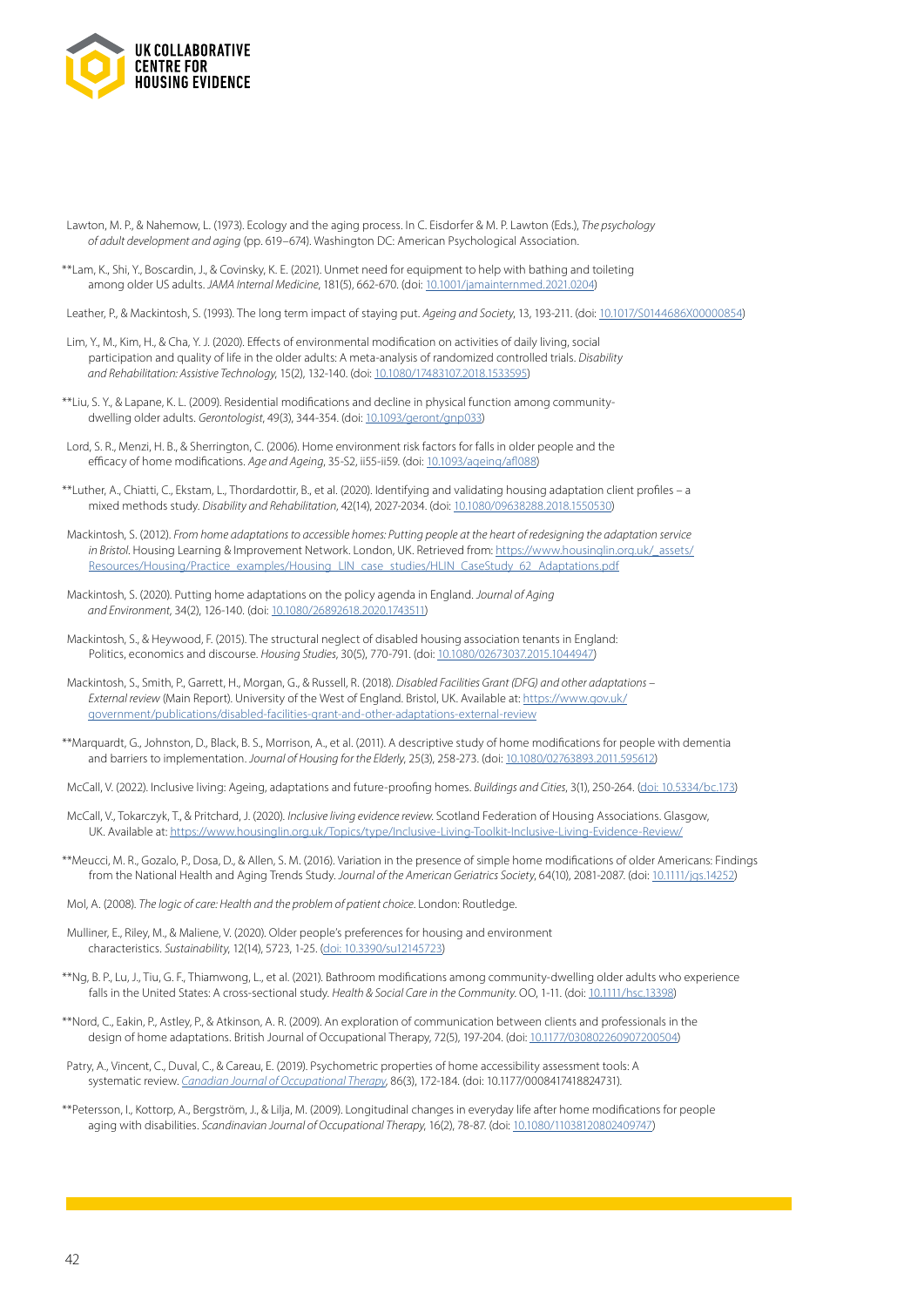Lawton, M. P., & Nahemow, L. (1973). Ecology and the aging process. In C. Eisdorfer & M. P. Lawton (Eds.), *The psychology of adult development and aging* (pp. 619–674). Washington DC: American Psychological Association.

**Lam, K., Shi, Y., Boscardin, J., & Covinsky, K. E. (2021). Unmet need for equipment to help with bathing and toileting among older US adults. *JAMA Internal Medicine*, 181(5), 662-670. (doi: 10.1001/jamainternmed.2021.0204)

Leather, P., & Mackintosh, S. (1993). The long term impact of staying put. *Ageing and Society*, 13, 193-211. (doi: 10.1017/S0144686X00000854)

Lim, Y., M., Kim, H., & Cha, Y. J. (2020). Effects of environmental modification on activities of daily living, social participation and quality of life in the older adults: A meta-analysis of randomized controlled trials. *Disability and Rehabilitation: Assistive Technology*, 15(2), 132-140. (doi: 10.1080/17483107.2018.1533595)

**Liu, S. Y., & Lapane, K. L. (2009). Residential modifications and decline in physical function among community-dwelling older adults. *Gerontologist*, 49(3), 344-354. (doi: 10.1093/geront/gnp033)

Lord, S. R., Menzi, H. B., & Sherrington, C. (2006). Home environment risk factors for falls in older people and the efficacy of home modifications. *Age and Ageing*, 35-S2, ii55-ii59. (doi: 10.1093/ageing/afl088)

**Luther, A., Chiatti, C., Ekstam, L., Thordardottir, B., et al. (2020). Identifying and validating housing adaptation client profiles – a mixed methods study. *Disability and Rehabilitation*, 42(14), 2027-2034. (doi: 10.1080/09638288.2018.1550530)

Mackintosh, S. (2012). *From home adaptations to accessible homes: Putting people at the heart of redesigning the adaptation service in Bristol*. Housing Learning & Improvement Network. London, UK. Retrieved from: https://www.housinglin.org.uk/_assets/Resources/Housing/Practice_examples/Housing_LIN_case_studies/HLIN_CaseStudy_62_Adaptations.pdf

Mackintosh, S. (2020). Putting home adaptations on the policy agenda in England. *Journal of Aging and Environment*, 34(2), 126-140. (doi: 10.1080/26892618.2020.1743511)

Mackintosh, S., & Heywood, F. (2015). The structural neglect of disabled housing association tenants in England: Politics, economics and discourse. *Housing Studies*, 30(5), 770-791. (doi: 10.1080/02673037.2015.1044947)

Mackintosh, S., Smith, P., Garrett, H., Morgan, G., & Russell, R. (2018). *Disabled Facilities Grant (DFG) and other adaptations – External review* (Main Report). University of the West of England. Bristol, UK. Available at: https://www.gov.uk/government/publications/disabled-facilities-grant-and-other-adaptations-external-review

**Marquardt, G., Johnston, D., Black, B. S., Morrison, A., et al. (2011). A descriptive study of home modifications for people with dementia and barriers to implementation. *Journal of Housing for the Elderly*, 25(3), 258-273. (doi: 10.1080/02763893.2011.595612)

McCall, V. (2022). Inclusive living: Ageing, adaptations and future-proofing homes. *Buildings and Cities*, 3(1), 250-264. (doi: 10.5334/bc.173)

McCall, V., Tokarczyk, T., & Pritchard, J. (2020). *Inclusive living evidence review*. Scotland Federation of Housing Associations. Glasgow, UK. Available at: https://www.housinglin.org.uk/Topics/type/Inclusive-Living-Toolkit-Inclusive-Living-Evidence-Review/

**Meucci, M. R., Gozalo, P., Dosa, D., & Allen, S. M. (2016). Variation in the presence of simple home modifications of older Americans: Findings from the National Health and Aging Trends Study. *Journal of the American Geriatrics Society*, 64(10), 2081-2087. (doi: 10.1111/jgs.14252)

Mol, A. (2008). *The logic of care: Health and the problem of patient choice*. London: Routledge.

Mulliner, E., Riley, M., & Maliene, V. (2020). Older people's preferences for housing and environment characteristics. *Sustainability*, 12(14), 5723, 1-25. (doi: 10.3390/su12145723)

**Ng, B. P., Lu, J., Tiu, G. F., Thiamwong, L., et al. (2021). Bathroom modifications among community-dwelling older adults who experience falls in the United States: A cross-sectional study. *Health & Social Care in the Community*. OO, 1-11. (doi: 10.1111/hsc.13398)

**Nord, C., Eakin, P., Astley, P., & Atkinson, A. R. (2009). An exploration of communication between clients and professionals in the design of home adaptations. British Journal of Occupational Therapy, 72(5), 197-204. (doi: 10.1177/030802260907200504)

Patry, A., Vincent, C., Duval, C., & Careau, E. (2019). Psychometric properties of home accessibility assessment tools: A systematic review. *Canadian Journal of Occupational Therapy*, 86(3), 172-184. (doi: 10.1177/0008417418824731).

**Petersson, I., Kottorp, A., Bergström, J., & Lilja, M. (2009). Longitudinal changes in everyday life after home modifications for people aging with disabilities. *Scandinavian Journal of Occupational Therapy*, 16(2), 78-87. (doi: 10.1080/11038120802409747)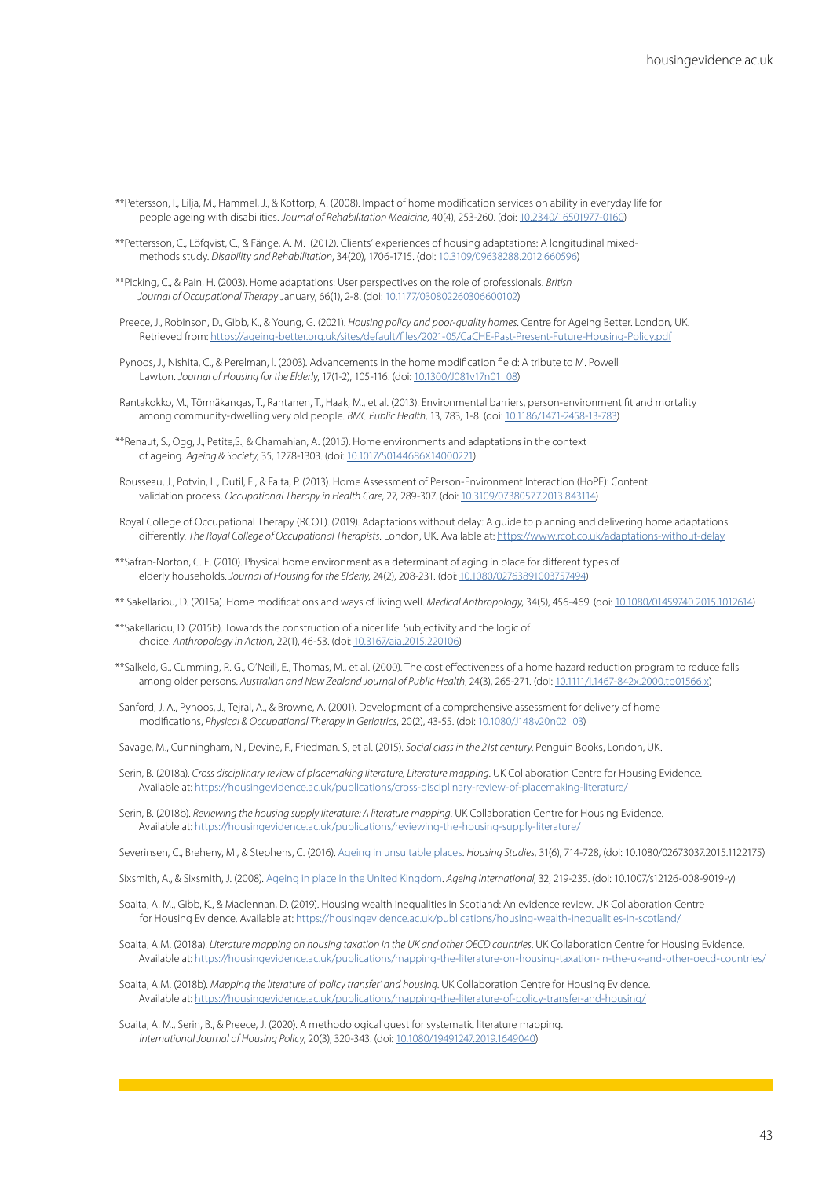**Petersson, I., Lilja, M., Hammel, J., & Kottorp, A. (2008). Impact of home modification services on ability in everyday life for people ageing with disabilities. *Journal of Rehabilitation Medicine*, 40(4), 253-260. (doi: 10.2340/16501977-0160)

**Pettersson, C., Löfqvist, C., & Fänge, A. M. (2012). Clients' experiences of housing adaptations: A longitudinal mixed-methods study. *Disability and Rehabilitation*, 34(20), 1706-1715. (doi: 10.3109/09638288.2012.660596)

**Picking, C., & Pain, H. (2003). Home adaptations: User perspectives on the role of professionals. *British Journal of Occupational Therapy* January, 66(1), 2-8. (doi: 10.1177/030802260306600102)

Preece, J., Robinson, D., Gibb, K., & Young, G. (2021). *Housing policy and poor-quality homes*. Centre for Ageing Better. London, UK. Retrieved from: https://ageing-better.org.uk/sites/default/files/2021-05/CaCHE-Past-Present-Future-Housing-Policy.pdf

Pynoos, J., Nishita, C., & Perelman, I. (2003). Advancements in the home modification field: A tribute to M. Powell Lawton. *Journal of Housing for the Elderly*, 17(1-2), 105-116. (doi: 10.1300/J081v17n01_08)

Rantakokko, M., Törmäkangas, T., Rantanen, T., Haak, M., et al. (2013). Environmental barriers, person-environment fit and mortality among community-dwelling very old people. *BMC Public Health*, 13, 783, 1-8. (doi: 10.1186/1471-2458-13-783)

**Renaut, S., Ogg, J., Petite,S., & Chamahian, A. (2015). Home environments and adaptations in the context of ageing. *Ageing & Society*, 35, 1278-1303. (doi: 10.1017/S0144686X14000221)

Rousseau, J., Potvin, L., Dutil, E., & Falta, P. (2013). Home Assessment of Person-Environment Interaction (HoPE): Content validation process. *Occupational Therapy in Health Care*, 27, 289-307. (doi: 10.3109/07380577.2013.843114)

Royal College of Occupational Therapy (RCOT). (2019). Adaptations without delay: A guide to planning and delivering home adaptations differently. *The Royal College of Occupational Therapists*. London, UK. Available at: https://www.rcot.co.uk/adaptations-without-delay

**Safran-Norton, C. E. (2010). Physical home environment as a determinant of aging in place for different types of elderly households. *Journal of Housing for the Elderly*, 24(2), 208-231. (doi: 10.1080/02763891003757494)

** Sakellariou, D. (2015a). Home modifications and ways of living well. *Medical Anthropology*, 34(5), 456-469. (doi: 10.1080/01459740.2015.1012614)

**Sakellariou, D. (2015b). Towards the construction of a nicer life: Subjectivity and the logic of choice. *Anthropology in Action*, 22(1), 46-53. (doi: 10.3167/aia.2015.220106)

**Salkeld, G., Cumming, R. G., O'Neill, E., Thomas, M., et al. (2000). The cost effectiveness of a home hazard reduction program to reduce falls among older persons. *Australian and New Zealand Journal of Public Health*, 24(3), 265-271. (doi: 10.1111/j.1467-842x.2000.tb01566.x)

Sanford, J. A., Pynoos, J., Tejral, A., & Browne, A. (2001). Development of a comprehensive assessment for delivery of home modifications, *Physical & Occupational Therapy In Geriatrics*, 20(2), 43-55. (doi: 10.1080/J148v20n02_03)

Savage, M., Cunningham, N., Devine, F., Friedman. S, et al. (2015). *Social class in the 21st century*. Penguin Books, London, UK.

Serin, B. (2018a). *Cross disciplinary review of placemaking literature, Literature mapping*. UK Collaboration Centre for Housing Evidence. Available at: https://housingevidence.ac.uk/publications/cross-disciplinary-review-of-placemaking-literature/

Serin, B. (2018b). *Reviewing the housing supply literature: A literature mapping*. UK Collaboration Centre for Housing Evidence. Available at: https://housingevidence.ac.uk/publications/reviewing-the-housing-supply-literature/

Severinsen, C., Breheny, M., & Stephens, C. (2016). Ageing in unsuitable places. *Housing Studies*, 31(6), 714-728, (doi: 10.1080/02673037.2015.1122175)

Sixsmith, A., & Sixsmith, J. (2008). Ageing in place in the United Kingdom. *Ageing International*, 32, 219-235. (doi: 10.1007/s12126-008-9019-y)

Soaita, A. M., Gibb, K., & Maclennan, D. (2019). Housing wealth inequalities in Scotland: An evidence review. UK Collaboration Centre for Housing Evidence. Available at: https://housingevidence.ac.uk/publications/housing-wealth-inequalities-in-scotland/

Soaita, A.M. (2018a). *Literature mapping on housing taxation in the UK and other OECD countries*. UK Collaboration Centre for Housing Evidence. Available at: https://housingevidence.ac.uk/publications/mapping-the-literature-on-housing-taxation-in-the-uk-and-other-oecd-countries/

Soaita, A.M. (2018b). *Mapping the literature of 'policy transfer' and housing*. UK Collaboration Centre for Housing Evidence. Available at: https://housingevidence.ac.uk/publications/mapping-the-literature-of-policy-transfer-and-housing/

Soaita, A. M., Serin, B., & Preece, J. (2020). A methodological quest for systematic literature mapping. *International Journal of Housing Policy*, 20(3), 320-343. (doi: 10.1080/19491247.2019.1649040)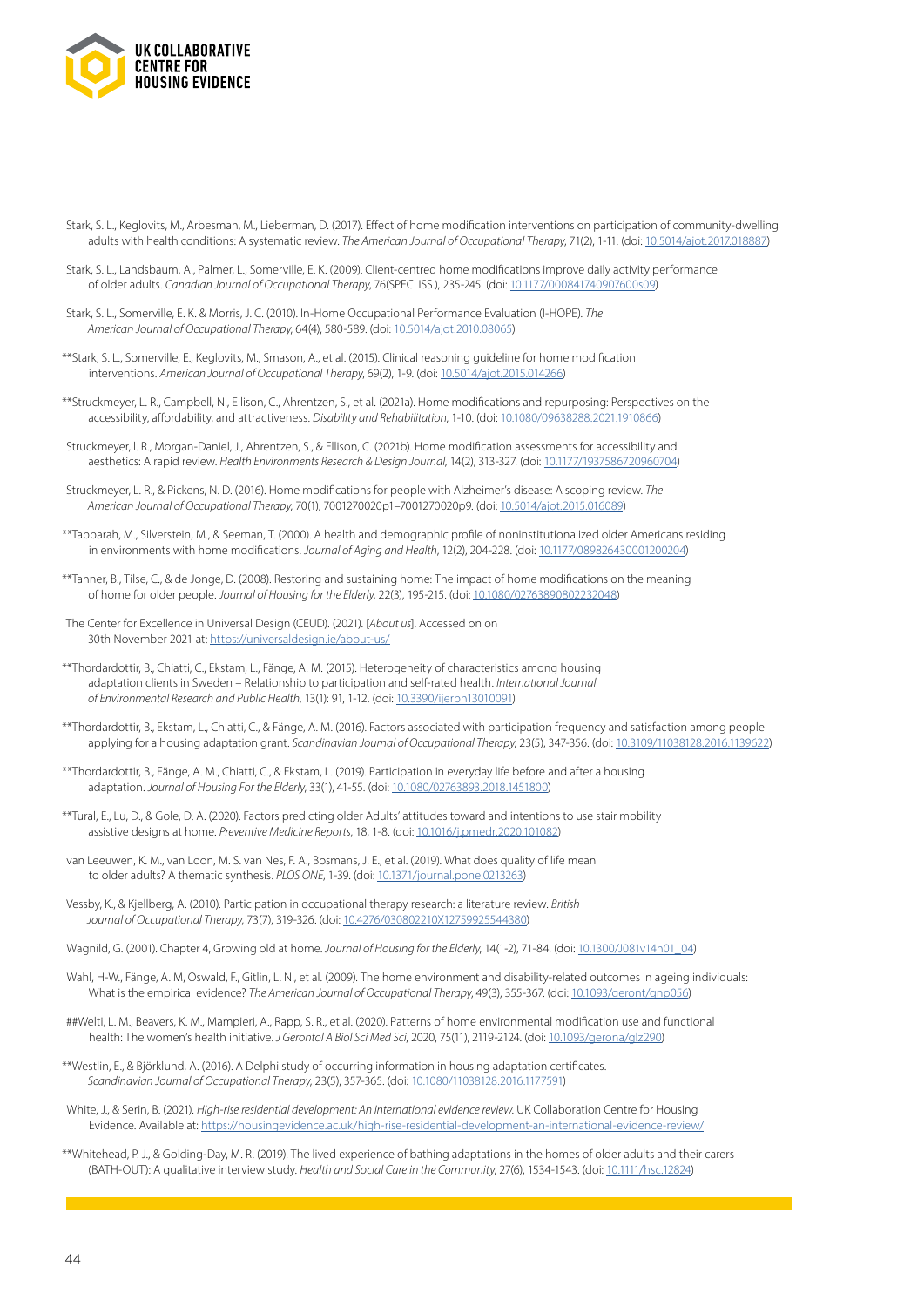Stark, S. L., Keglovits, M., Arbesman, M., Lieberman, D. (2017). Effect of home modification interventions on participation of community-dwelling adults with health conditions: A systematic review. *The American Journal of Occupational Therapy*, 71(2), 1-11. (doi: 10.5014/ajot.2017.018887)

Stark, S. L., Landsbaum, A., Palmer, L., Somerville, E. K. (2009). Client-centred home modifications improve daily activity performance of older adults. *Canadian Journal of Occupational Therapy*, 76(SPEC. ISS.), 235-245. (doi: 10.1177/000841740907600s09)

Stark, S. L., Somerville, E. K. & Morris, J. C. (2010). In-Home Occupational Performance Evaluation (I-HOPE). *The American Journal of Occupational Therapy*, 64(4), 580-589. (doi: 10.5014/ajot.2010.08065)

**Stark, S. L., Somerville, E., Keglovits, M., Smason, A., et al. (2015). Clinical reasoning guideline for home modification interventions. *American Journal of Occupational Therapy*, 69(2), 1-9. (doi: 10.5014/ajot.2015.014266)

**Struckmeyer, L. R., Campbell, N., Ellison, C., Ahrentzen, S., et al. (2021a). Home modifications and repurposing: Perspectives on the accessibility, affordability, and attractiveness. *Disability and Rehabilitation*, 1-10. (doi: 10.1080/09638288.2021.1910866)

Struckmeyer, I. R., Morgan-Daniel, J., Ahrentzen, S., & Ellison, C. (2021b). Home modification assessments for accessibility and aesthetics: A rapid review. *Health Environments Research & Design Journal*, 14(2), 313-327. (doi: 10.1177/1937586720960704)

Struckmeyer, L. R., & Pickens, N. D. (2016). Home modifications for people with Alzheimer's disease: A scoping review. *The American Journal of Occupational Therapy*, 70(1), 7001270020p1–7001270020p9. (doi: 10.5014/ajot.2015.016089)

**Tabbarah, M., Silverstein, M., & Seeman, T. (2000). A health and demographic profile of noninstitutionalized older Americans residing in environments with home modifications. *Journal of Aging and Health*, 12(2), 204-228. (doi: 10.1177/089826430001200204)

**Tanner, B., Tilse, C., & de Jonge, D. (2008). Restoring and sustaining home: The impact of home modifications on the meaning of home for older people. *Journal of Housing for the Elderly*, 22(3), 195-215. (doi: 10.1080/02763890802232048)

The Center for Excellence in Universal Design (CEUD). (2021). [*About us*]. Accessed on on 30th November 2021 at: https://universaldesign.ie/about-us/

**Thordardottir, B., Chiatti, C., Ekstam, L., Fänge, A. M. (2015). Heterogeneity of characteristics among housing adaptation clients in Sweden – Relationship to participation and self-rated health. *International Journal of Environmental Research and Public Health*, 13(1): 91, 1-12. (doi: 10.3390/ijerph13010091)

**Thordardottir, B., Ekstam, L., Chiatti, C., & Fänge, A. M. (2016). Factors associated with participation frequency and satisfaction among people applying for a housing adaptation grant. *Scandinavian Journal of Occupational Therapy*, 23(5), 347-356. (doi: 10.3109/11038128.2016.1139622)

**Thordardottir, B., Fänge, A. M., Chiatti, C., & Ekstam, L. (2019). Participation in everyday life before and after a housing adaptation. *Journal of Housing For the Elderly*, 33(1), 41-55. (doi: 10.1080/02763893.2018.1451800)

**Tural, E., Lu, D., & Gole, D. A. (2020). Factors predicting older Adults' attitudes toward and intentions to use stair mobility assistive designs at home. *Preventive Medicine Reports*, 18, 1-8. (doi: 10.1016/j.pmedr.2020.101082)

van Leeuwen, K. M., van Loon, M. S. van Nes, F. A., Bosmans, J. E., et al. (2019). What does quality of life mean to older adults? A thematic synthesis. *PLOS ONE*, 1-39. (doi: 10.1371/journal.pone.0213263)

Vessby, K., & Kjellberg, A. (2010). Participation in occupational therapy research: a literature review. *British Journal of Occupational Therapy*, 73(7), 319-326. (doi: 10.4276/030802210X12759925544380)

Wagnild, G. (2001). Chapter 4, Growing old at home. *Journal of Housing for the Elderly*, 14(1-2), 71-84. (doi: 10.1300/J081v14n01_04)

Wahl, H-W., Fänge, A. M, Oswald, F., Gitlin, L. N., et al. (2009). The home environment and disability-related outcomes in ageing individuals: What is the empirical evidence? *The American Journal of Occupational Therapy*, 49(3), 355-367. (doi: 10.1093/geront/gnp056)

##Welti, L. M., Beavers, K. M., Mampieri, A., Rapp, S. R., et al. (2020). Patterns of home environmental modification use and functional health: The women's health initiative. *J Gerontol A Biol Sci Med Sci*, 2020, 75(11), 2119-2124. (doi: 10.1093/gerona/glz290)

**Westlin, E., & Björklund, A. (2016). A Delphi study of occurring information in housing adaptation certificates. *Scandinavian Journal of Occupational Therapy*, 23(5), 357-365. (doi: 10.1080/11038128.2016.1177591)

White, J., & Serin, B. (2021). *High-rise residential development: An international evidence review.* UK Collaboration Centre for Housing Evidence. Available at: https://housingevidence.ac.uk/high-rise-residential-development-an-international-evidence-review/

**Whitehead, P. J., & Golding-Day, M. R. (2019). The lived experience of bathing adaptations in the homes of older adults and their carers (BATH-OUT): A qualitative interview study. *Health and Social Care in the Community*, 27(6), 1534-1543. (doi: 10.1111/hsc.12824)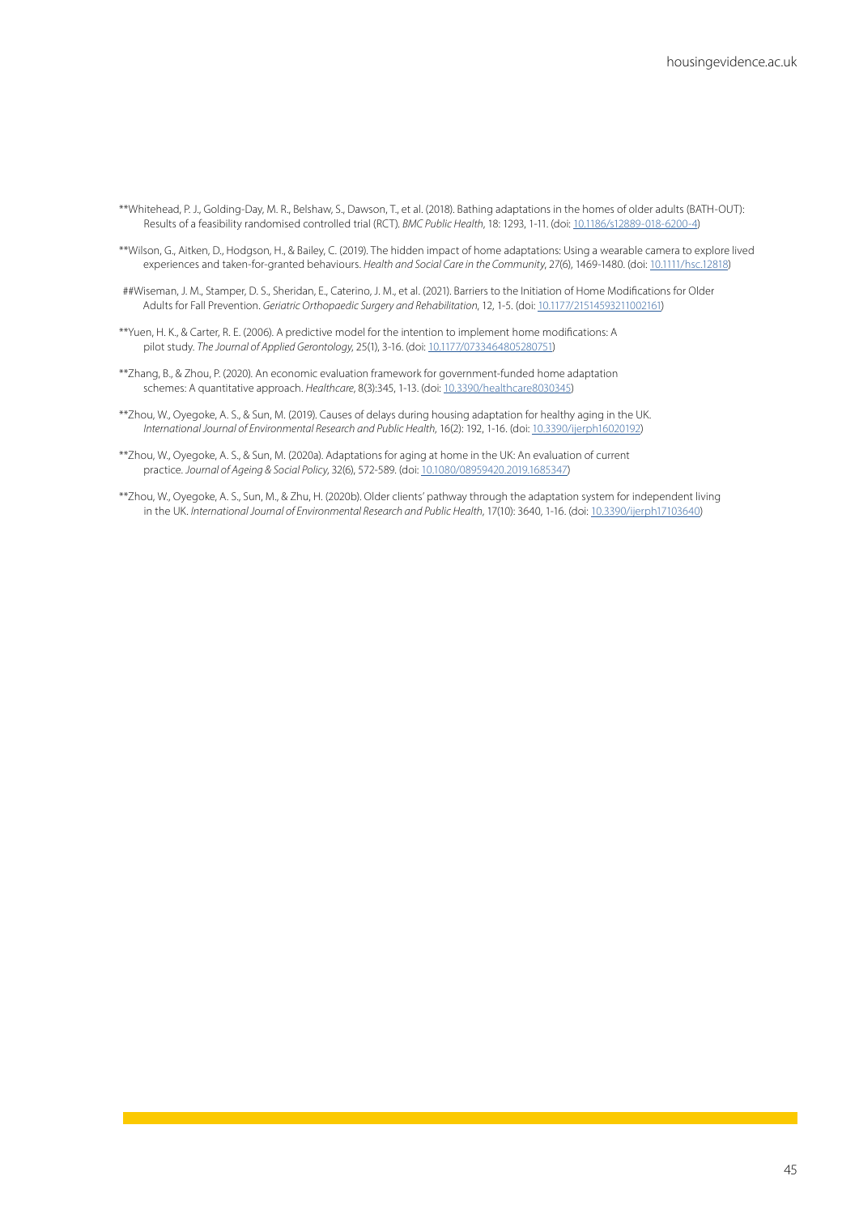**Whitehead, P. J., Golding-Day, M. R., Belshaw, S., Dawson, T., et al. (2018). Bathing adaptations in the homes of older adults (BATH-OUT): Results of a feasibility randomised controlled trial (RCT). *BMC Public Health*, 18: 1293, 1-11. (doi: 10.1186/s12889-018-6200-4)

**Wilson, G., Aitken, D., Hodgson, H., & Bailey, C. (2019). The hidden impact of home adaptations: Using a wearable camera to explore lived experiences and taken-for-granted behaviours. *Health and Social Care in the Community*, 27(6), 1469-1480. (doi: 10.1111/hsc.12818)

##Wiseman, J. M., Stamper, D. S., Sheridan, E., Caterino, J. M., et al. (2021). Barriers to the Initiation of Home Modifications for Older Adults for Fall Prevention. *Geriatric Orthopaedic Surgery and Rehabilitation*, 12, 1-5. (doi: 10.1177/21514593211002161)

**Yuen, H. K., & Carter, R. E. (2006). A predictive model for the intention to implement home modifications: A pilot study. *The Journal of Applied Gerontology*, 25(1), 3-16. (doi: 10.1177/0733464805280751)

**Zhang, B., & Zhou, P. (2020). An economic evaluation framework for government-funded home adaptation schemes: A quantitative approach. *Healthcare*, 8(3):345, 1-13. (doi: 10.3390/healthcare8030345)

**Zhou, W., Oyegoke, A. S., & Sun, M. (2019). Causes of delays during housing adaptation for healthy aging in the UK. *International Journal of Environmental Research and Public Health*, 16(2): 192, 1-16. (doi: 10.3390/ijerph16020192)

**Zhou, W., Oyegoke, A. S., & Sun, M. (2020a). Adaptations for aging at home in the UK: An evaluation of current practice. *Journal of Ageing & Social Policy*, 32(6), 572-589. (doi: 10.1080/08959420.2019.1685347)

**Zhou, W., Oyegoke, A. S., Sun, M., & Zhu, H. (2020b). Older clients' pathway through the adaptation system for independent living in the UK. *International Journal of Environmental Research and Public Health*, 17(10): 3640, 1-16. (doi: 10.3390/ijerph17103640)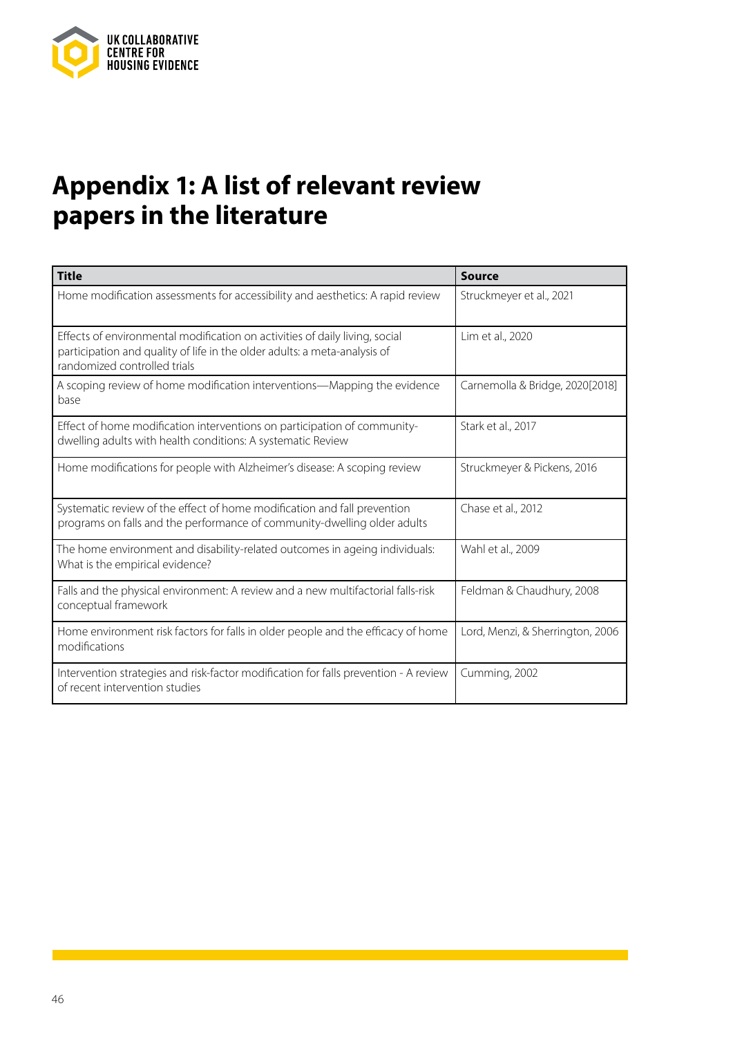# Appendix 1: A list of relevant review papers in the literature

| Title | Source |
|---|---|
| Home modification assessments for accessibility and aesthetics: A rapid review | Struckmeyer et al., 2021 |
| Effects of environmental modification on activities of daily living, social participation and quality of life in the older adults: a meta-analysis of randomized controlled trials | Lim et al., 2020 |
| A scoping review of home modification interventions—Mapping the evidence base | Carnemolla & Bridge, 2020[2018] |
| Effect of home modification interventions on participation of community-dwelling adults with health conditions: A systematic Review | Stark et al., 2017 |
| Home modifications for people with Alzheimer's disease: A scoping review | Struckmeyer & Pickens, 2016 |
| Systematic review of the effect of home modification and fall prevention programs on falls and the performance of community-dwelling older adults | Chase et al., 2012 |
| The home environment and disability-related outcomes in ageing individuals: What is the empirical evidence? | Wahl et al., 2009 |
| Falls and the physical environment: A review and a new multifactorial falls-risk conceptual framework | Feldman & Chaudhury, 2008 |
| Home environment risk factors for falls in older people and the efficacy of home modifications | Lord, Menzi, & Sherrington, 2006 |
| Intervention strategies and risk-factor modification for falls prevention - A review of recent intervention studies | Cumming, 2002 |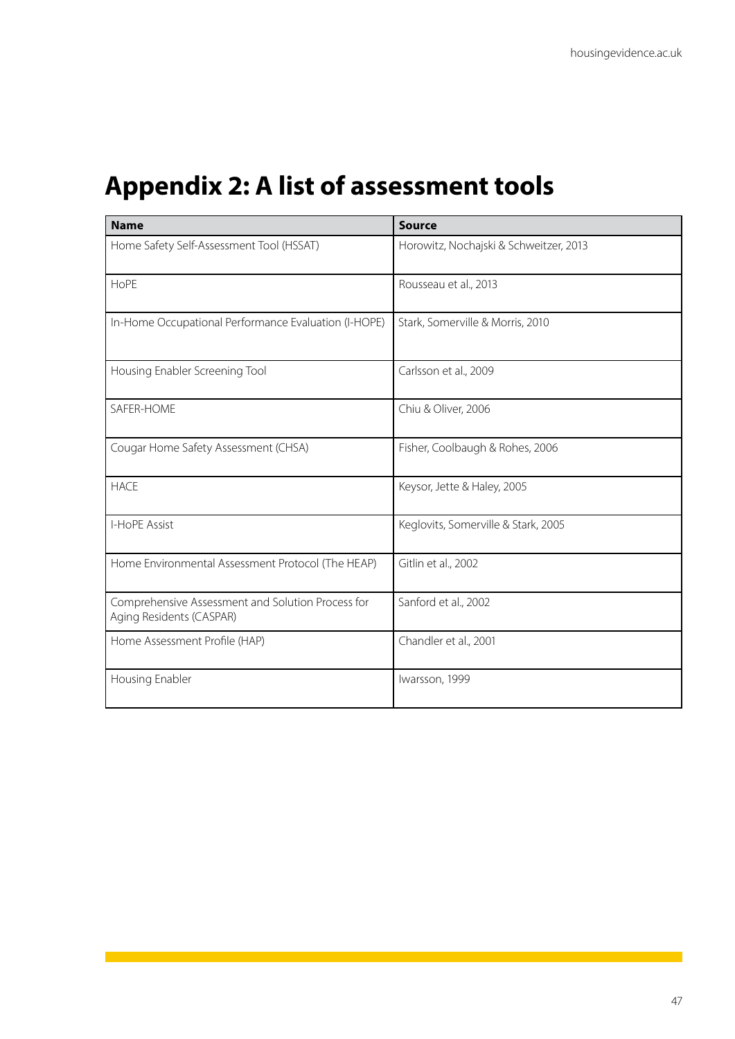# Appendix 2: A list of assessment tools

| Name | Source |
|---|---|
| Home Safety Self-Assessment Tool (HSSAT) | Horowitz, Nochajski & Schweitzer, 2013 |
| HoPE | Rousseau et al., 2013 |
| In-Home Occupational Performance Evaluation (I-HOPE) | Stark, Somerville & Morris, 2010 |
| Housing Enabler Screening Tool | Carlsson et al., 2009 |
| SAFER-HOME | Chiu & Oliver, 2006 |
| Cougar Home Safety Assessment (CHSA) | Fisher, Coolbaugh & Rohes, 2006 |
| HACE | Keysor, Jette & Haley, 2005 |
| I-HoPE Assist | Keglovits, Somerville & Stark, 2005 |
| Home Environmental Assessment Protocol (The HEAP) | Gitlin et al., 2002 |
| Comprehensive Assessment and Solution Process for Aging Residents (CASPAR) | Sanford et al., 2002 |
| Home Assessment Profile (HAP) | Chandler et al., 2001 |
| Housing Enabler | Iwarsson, 1999 |